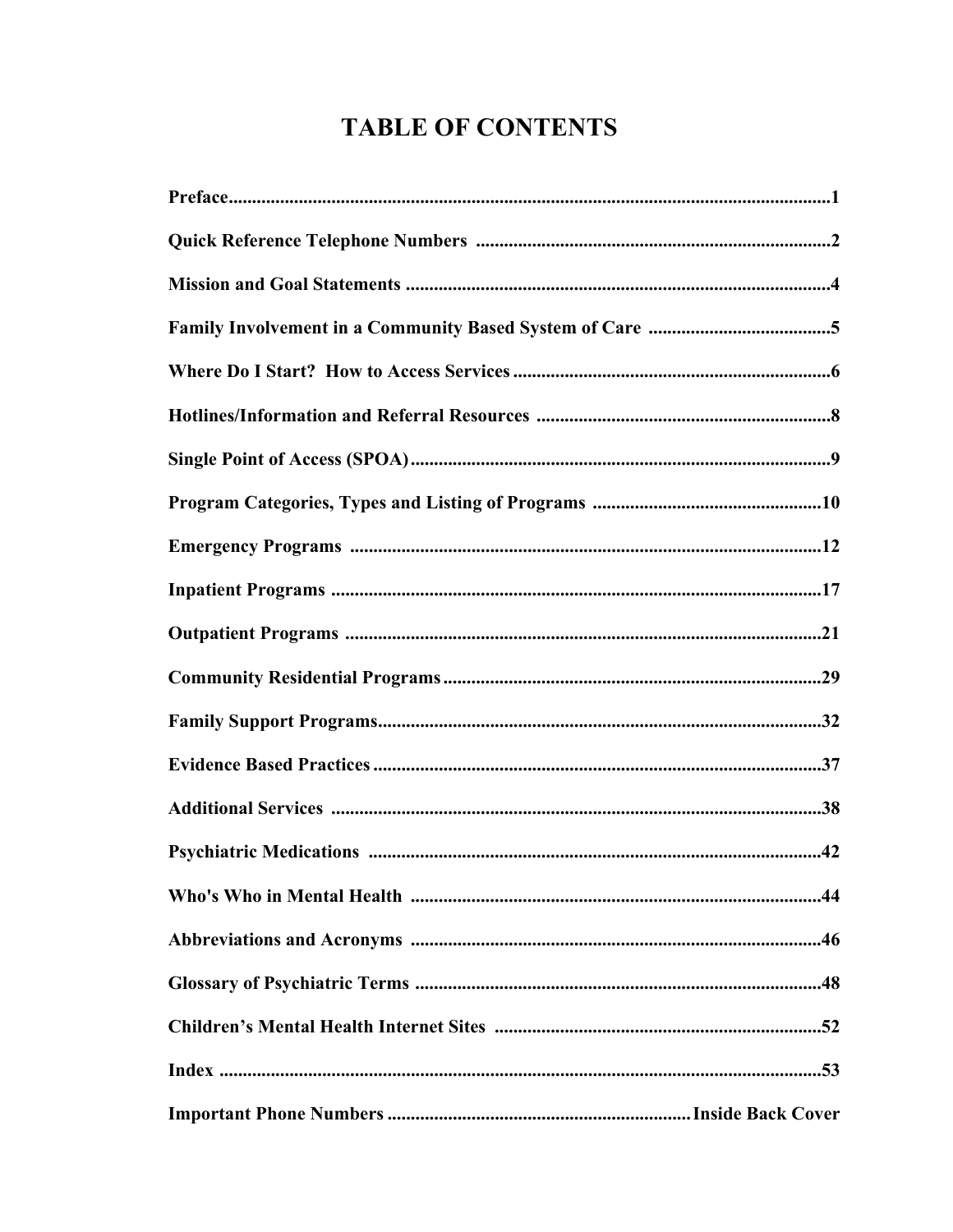# TABLE OF CONTENTS

| | |
|---|---|
| **Preface** | **1** |
| **Quick Reference Telephone Numbers** | **2** |
| **Mission and Goal Statements** | **4** |
| **Family Involvement in a Community Based System of Care** | **5** |
| **Where Do I Start? How to Access Services** | **6** |
| **Hotlines/Information and Referral Resources** | **8** |
| **Single Point of Access (SPOA)** | **9** |
| **Program Categories, Types and Listing of Programs** | **10** |
| **Emergency Programs** | **12** |
| **Inpatient Programs** | **17** |
| **Outpatient Programs** | **21** |
| **Community Residential Programs** | **29** |
| **Family Support Programs** | **32** |
| **Evidence Based Practices** | **37** |
| **Additional Services** | **38** |
| **Psychiatric Medications** | **42** |
| **Who's Who in Mental Health** | **44** |
| **Abbreviations and Acronyms** | **46** |
| **Glossary of Psychiatric Terms** | **48** |
| **Children's Mental Health Internet Sites** | **52** |
| **Index** | **53** |
| **Important Phone Numbers** | **Inside Back Cover** |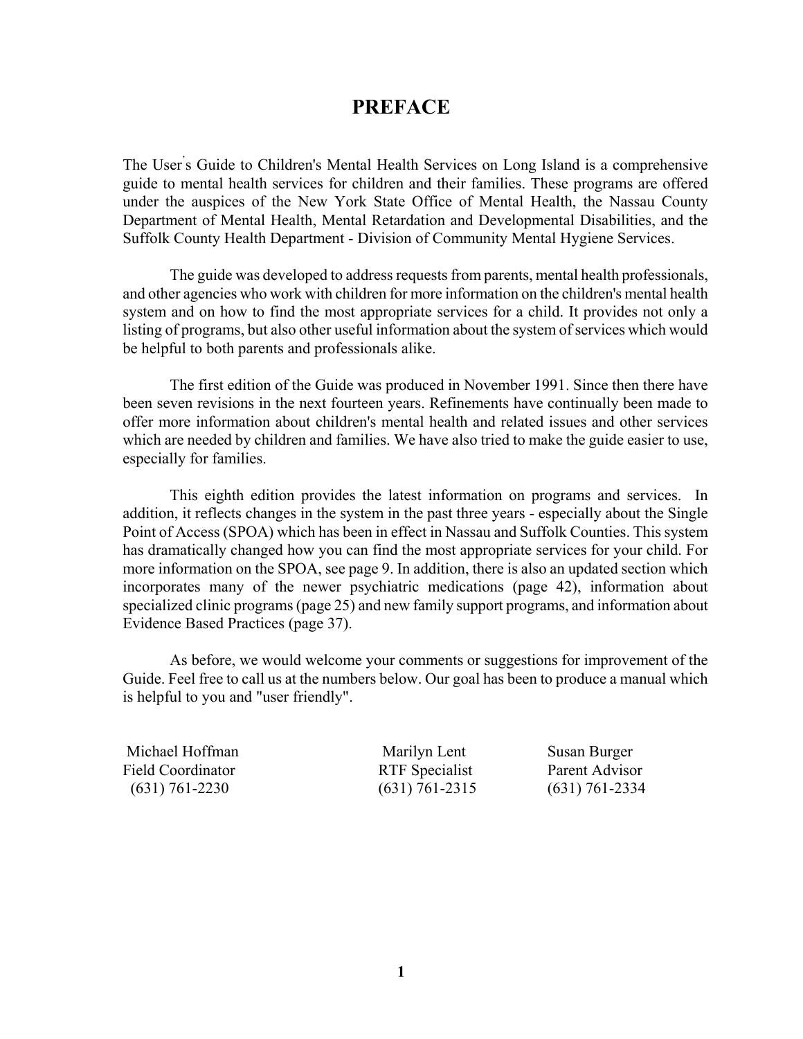# PREFACE

The User's Guide to Children's Mental Health Services on Long Island is a comprehensive guide to mental health services for children and their families. These programs are offered under the auspices of the New York State Office of Mental Health, the Nassau County Department of Mental Health, Mental Retardation and Developmental Disabilities, and the Suffolk County Health Department - Division of Community Mental Hygiene Services.

The guide was developed to address requests from parents, mental health professionals, and other agencies who work with children for more information on the children's mental health system and on how to find the most appropriate services for a child. It provides not only a listing of programs, but also other useful information about the system of services which would be helpful to both parents and professionals alike.

The first edition of the Guide was produced in November 1991. Since then there have been seven revisions in the next fourteen years. Refinements have continually been made to offer more information about children's mental health and related issues and other services which are needed by children and families. We have also tried to make the guide easier to use, especially for families.

This eighth edition provides the latest information on programs and services. In addition, it reflects changes in the system in the past three years - especially about the Single Point of Access (SPOA) which has been in effect in Nassau and Suffolk Counties. This system has dramatically changed how you can find the most appropriate services for your child. For more information on the SPOA, see page 9. In addition, there is also an updated section which incorporates many of the newer psychiatric medications (page 42), information about specialized clinic programs (page 25) and new family support programs, and information about Evidence Based Practices (page 37).

As before, we would welcome your comments or suggestions for improvement of the Guide. Feel free to call us at the numbers below. Our goal has been to produce a manual which is helpful to you and "user friendly".

| Michael Hoffman | Marilyn Lent | Susan Burger |
|---|---|---|
| Field Coordinator | RTF Specialist | Parent Advisor |
| (631) 761-2230 | (631) 761-2315 | (631) 761-2334 |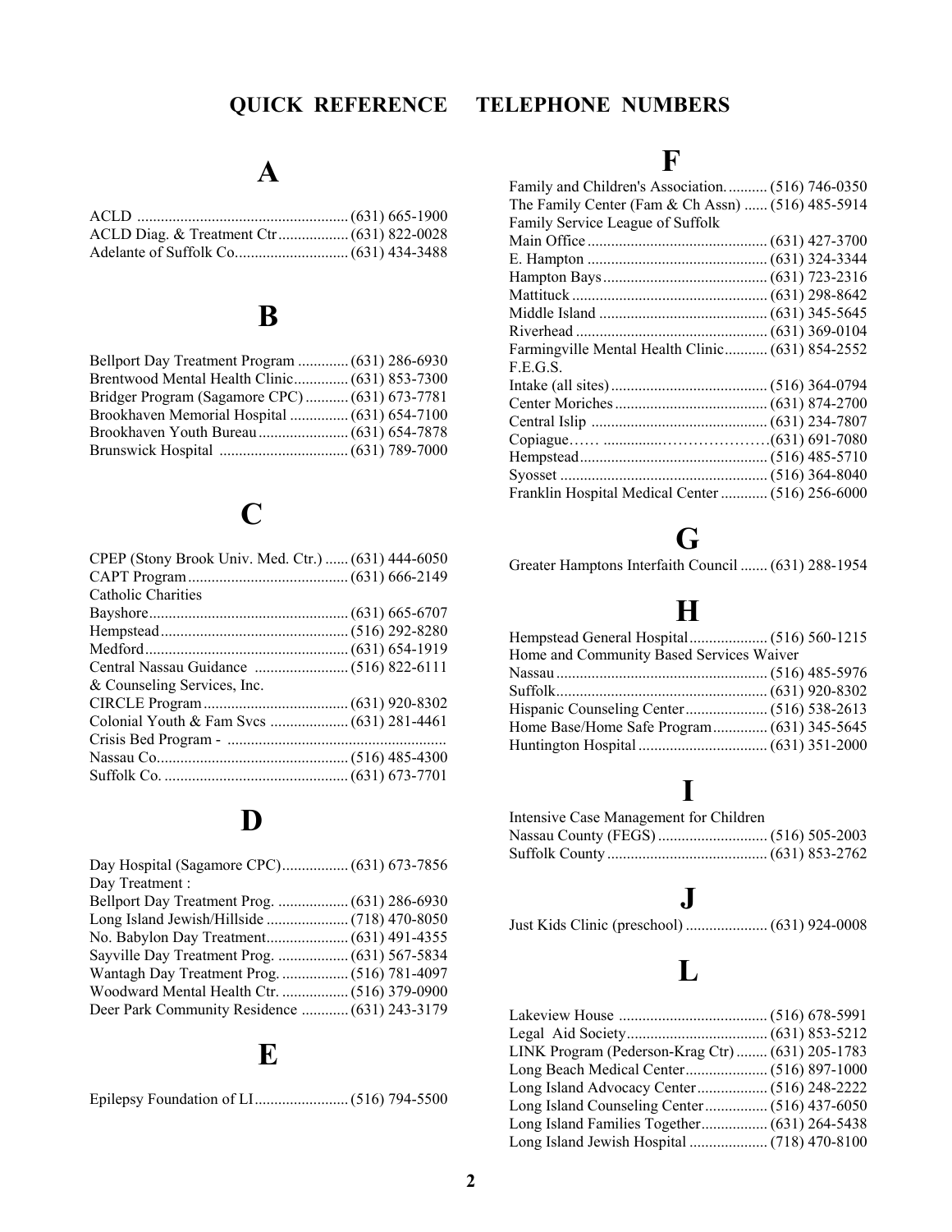# QUICK REFERENCE TELEPHONE NUMBERS

## A

ACLD ...................................................... (631) 665-1900
ACLD Diag. & Treatment Ctr .................. (631) 822-0028
Adelante of Suffolk Co............................. (631) 434-3488

## B

Bellport Day Treatment Program ............. (631) 286-6930
Brentwood Mental Health Clinic.............. (631) 853-7300
Bridger Program (Sagamore CPC) ........... (631) 673-7781
Brookhaven Memorial Hospital ............... (631) 654-7100
Brookhaven Youth Bureau ....................... (631) 654-7878
Brunswick Hospital ................................. (631) 789-7000

## C

CPEP (Stony Brook Univ. Med. Ctr.) ...... (631) 444-6050
CAPT Program......................................... (631) 666-2149
Catholic Charities
Bayshore................................................... (631) 665-6707
Hempstead................................................ (516) 292-8280
Medford.................................................... (631) 654-1919
Central Nassau Guidance ........................ (516) 822-6111
& Counseling Services, Inc.
CIRCLE Program..................................... (631) 920-8302
Colonial Youth & Fam Svcs .................... (631) 281-4461
Crisis Bed Program - .......................................................
Nassau Co................................................ (516) 485-4300
Suffolk Co. ............................................... (631) 673-7701

## D

Day Hospital (Sagamore CPC)................. (631) 673-7856
Day Treatment :
Bellport Day Treatment Prog. .................. (631) 286-6930
Long Island Jewish/Hillside ..................... (718) 470-8050
No. Babylon Day Treatment..................... (631) 491-4355
Sayville Day Treatment Prog. .................. (631) 567-5834
Wantagh Day Treatment Prog. ................. (516) 781-4097
Woodward Mental Health Ctr. ................. (516) 379-0900
Deer Park Community Residence ............ (631) 243-3179

## E

Epilepsy Foundation of LI........................ (516) 794-5500

## F

Family and Children's Association. .......... (516) 746-0350
The Family Center (Fam & Ch Assn) ...... (516) 485-5914
Family Service League of Suffolk
Main Office .............................................. (631) 427-3700
E. Hampton .............................................. (631) 324-3344
Hampton Bays.......................................... (631) 723-2316
Mattituck .................................................. (631) 298-8642
Middle Island ........................................... (631) 345-5645
Riverhead ................................................. (631) 369-0104
Farmingville Mental Health Clinic........... (631) 854-2552
F.E.G.S.
Intake (all sites)........................................ (516) 364-0794
Center Moriches....................................... (631) 874-2700
Central Islip ............................................. (631) 234-7807
Copiague…… ..............………………….(631) 691-7080
Hempstead................................................ (516) 485-5710
Syosset ..................................................... (516) 364-8040
Franklin Hospital Medical Center ............ (516) 256-6000

## G

Greater Hamptons Interfaith Council ....... (631) 288-1954

## H

Hempstead General Hospital.................... (516) 560-1215
Home and Community Based Services Waiver
Nassau ...................................................... (516) 485-5976
Suffolk...................................................... (631) 920-8302
Hispanic Counseling Center..................... (516) 538-2613
Home Base/Home Safe Program.............. (631) 345-5645
Huntington Hospital ................................. (631) 351-2000

## I

Intensive Case Management for Children
Nassau County (FEGS) ............................ (516) 505-2003
Suffolk County ......................................... (631) 853-2762

## J

Just Kids Clinic (preschool) ..................... (631) 924-0008

## L

Lakeview House ...................................... (516) 678-5991
Legal Aid Society.................................... (631) 853-5212
LINK Program (Pederson-Krag Ctr) ........ (631) 205-1783
Long Beach Medical Center..................... (516) 897-1000
Long Island Advocacy Center.................. (516) 248-2222
Long Island Counseling Center................ (516) 437-6050
Long Island Families Together................. (631) 264-5438
Long Island Jewish Hospital .................... (718) 470-8100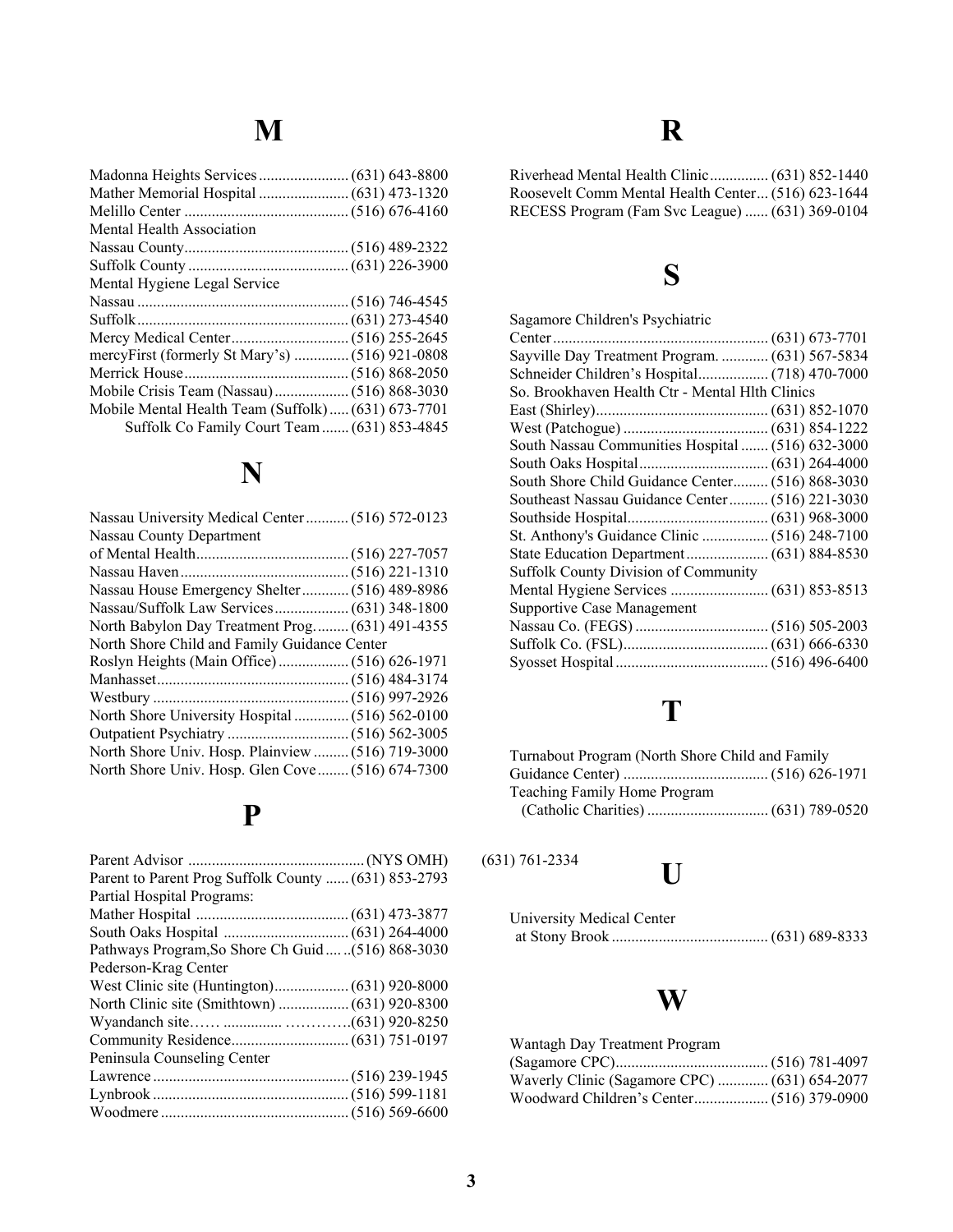# M

Madonna Heights Services ....................... (631) 643-8800
Mather Memorial Hospital ....................... (631) 473-1320
Melillo Center ........................................... (516) 676-4160
Mental Health Association
Nassau County........................................... (516) 489-2322
Suffolk County ......................................... (631) 226-3900
Mental Hygiene Legal Service
Nassau ...................................................... (516) 746-4545
Suffolk...................................................... (631) 273-4540
Mercy Medical Center.............................. (516) 255-2645
mercyFirst (formerly St Mary's) .............. (516) 921-0808
Merrick House........................................... (516) 868-2050
Mobile Crisis Team (Nassau)................... (516) 868-3030
Mobile Mental Health Team (Suffolk)..... (631) 673-7701
Suffolk Co Family Court Team ....... (631) 853-4845

# N

Nassau University Medical Center ........... (516) 572-0123
Nassau County Department
of Mental Health....................................... (516) 227-7057
Nassau Haven........................................... (516) 221-1310
Nassau House Emergency Shelter............ (516) 489-8986
Nassau/Suffolk Law Services................... (631) 348-1800
North Babylon Day Treatment Prog......... (631) 491-4355
North Shore Child and Family Guidance Center
Roslyn Heights (Main Office).................. (516) 626-1971
Manhasset................................................. (516) 484-3174
Westbury .................................................. (516) 997-2926
North Shore University Hospital .............. (516) 562-0100
Outpatient Psychiatry ............................... (516) 562-3005
North Shore Univ. Hosp. Plainview ......... (516) 719-3000
North Shore Univ. Hosp. Glen Cove........ (516) 674-7300

# P

Parent Advisor ............................................ (NYS OMH) (631) 761-2334
Parent to Parent Prog Suffolk County ...... (631) 853-2793
Partial Hospital Programs:
Mather Hospital ....................................... (631) 473-3877
South Oaks Hospital ................................ (631) 264-4000
Pathways Program,So Shore Ch Guid.... ..(516) 868-3030
Pederson-Krag Center
West Clinic site (Huntington)................... (631) 920-8000
North Clinic site (Smithtown) .................. (631) 920-8300
Wyandanch site…… .............. …………(631) 920-8250
Community Residence.............................. (631) 751-0197
Peninsula Counseling Center
Lawrence.................................................. (516) 239-1945
Lynbrook.................................................. (516) 599-1181
Woodmere ................................................ (516) 569-6600

# R

Riverhead Mental Health Clinic............... (631) 852-1440
Roosevelt Comm Mental Health Center... (516) 623-1644
RECESS Program (Fam Svc League) ...... (631) 369-0104

# S

Sagamore Children's Psychiatric
Center....................................................... (631) 673-7701
Sayville Day Treatment Program. ............ (631) 567-5834
Schneider Children's Hospital.................. (718) 470-7000
So. Brookhaven Health Ctr - Mental Hlth Clinics
East (Shirley)............................................ (631) 852-1070
West (Patchogue) ..................................... (631) 854-1222
South Nassau Communities Hospital ....... (516) 632-3000
South Oaks Hospital................................. (631) 264-4000
South Shore Child Guidance Center......... (516) 868-3030
Southeast Nassau Guidance Center.......... (516) 221-3030
Southside Hospital.................................... (631) 968-3000
St. Anthony's Guidance Clinic ................. (516) 248-7100
State Education Department..................... (631) 884-8530
Suffolk County Division of Community
Mental Hygiene Services ......................... (631) 853-8513
Supportive Case Management
Nassau Co. (FEGS) .................................. (516) 505-2003
Suffolk Co. (FSL)..................................... (631) 666-6330
Syosset Hospital ....................................... (516) 496-6400

# T

Turnabout Program (North Shore Child and Family
Guidance Center) ..................................... (516) 626-1971
Teaching Family Home Program
(Catholic Charities) ............................... (631) 789-0520

# U

University Medical Center
at Stony Brook ........................................ (631) 689-8333

# W

Wantagh Day Treatment Program
(Sagamore CPC)....................................... (516) 781-4097
Waverly Clinic (Sagamore CPC) ............. (631) 654-2077
Woodward Children's Center................... (516) 379-0900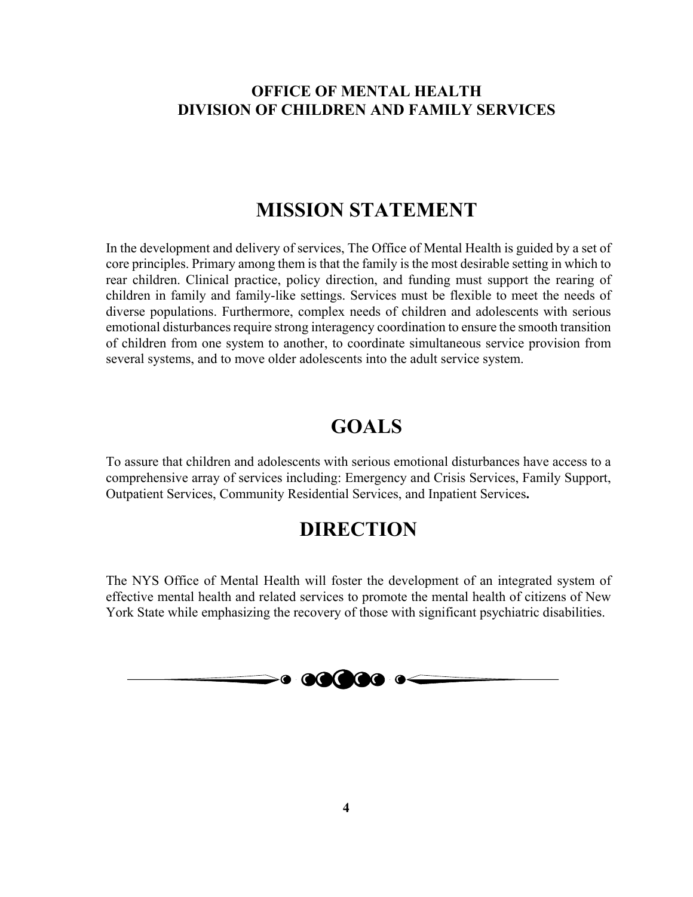**OFFICE OF MENTAL HEALTH**
**DIVISION OF CHILDREN AND FAMILY SERVICES**

# MISSION STATEMENT

In the development and delivery of services, The Office of Mental Health is guided by a set of core principles. Primary among them is that the family is the most desirable setting in which to rear children. Clinical practice, policy direction, and funding must support the rearing of children in family and family-like settings. Services must be flexible to meet the needs of diverse populations. Furthermore, complex needs of children and adolescents with serious emotional disturbances require strong interagency coordination to ensure the smooth transition of children from one system to another, to coordinate simultaneous service provision from several systems, and to move older adolescents into the adult service system.

# GOALS

To assure that children and adolescents with serious emotional disturbances have access to a comprehensive array of services including: Emergency and Crisis Services, Family Support, Outpatient Services, Community Residential Services, and Inpatient Services**.**

# DIRECTION

The NYS Office of Mental Health will foster the development of an integrated system of effective mental health and related services to promote the mental health of citizens of New York State while emphasizing the recovery of those with significant psychiatric disabilities.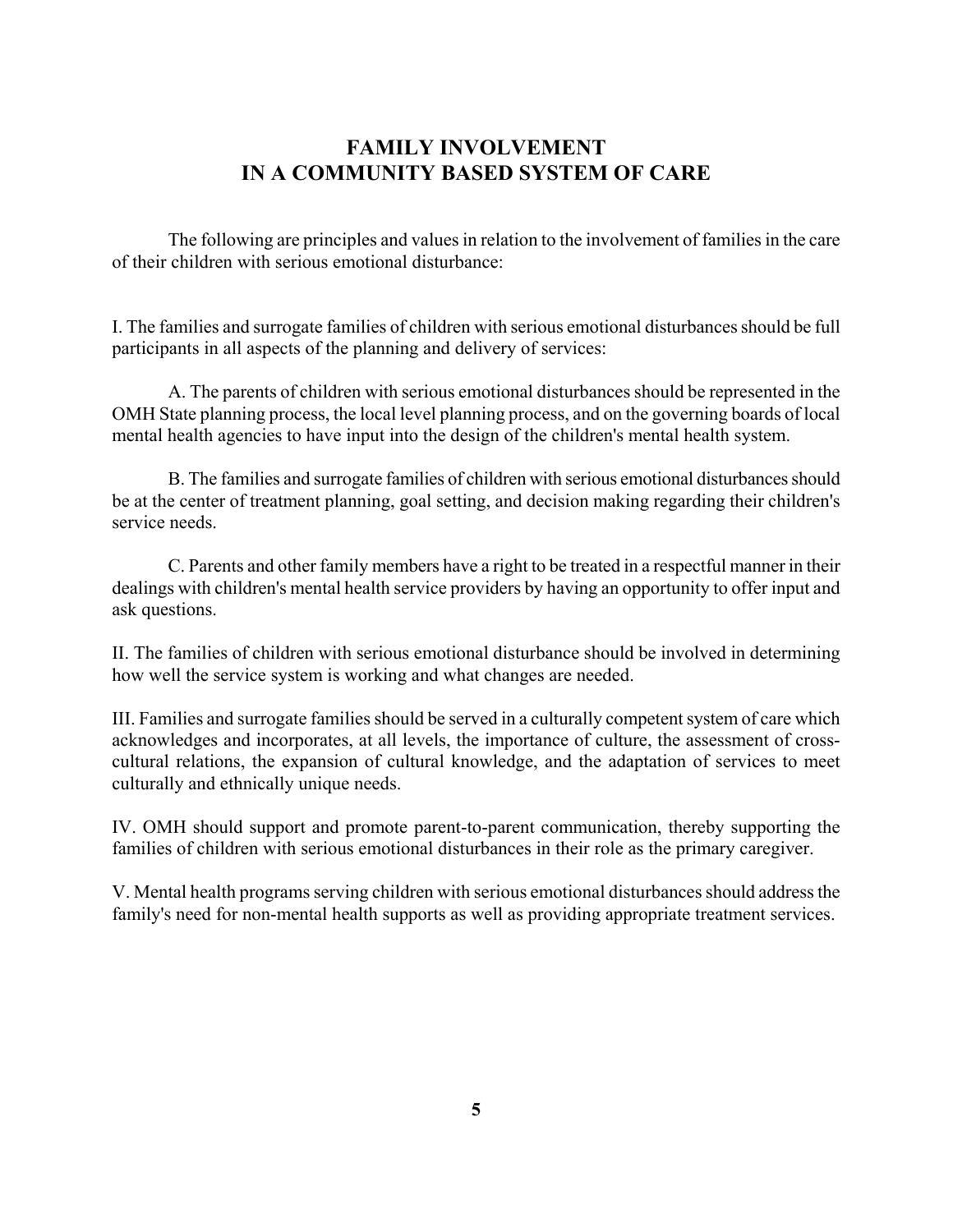## FAMILY INVOLVEMENT IN A COMMUNITY BASED SYSTEM OF CARE

The following are principles and values in relation to the involvement of families in the care of their children with serious emotional disturbance:

I. The families and surrogate families of children with serious emotional disturbances should be full participants in all aspects of the planning and delivery of services:

A. The parents of children with serious emotional disturbances should be represented in the OMH State planning process, the local level planning process, and on the governing boards of local mental health agencies to have input into the design of the children's mental health system.

B. The families and surrogate families of children with serious emotional disturbances should be at the center of treatment planning, goal setting, and decision making regarding their children's service needs.

C. Parents and other family members have a right to be treated in a respectful manner in their dealings with children's mental health service providers by having an opportunity to offer input and ask questions.

II. The families of children with serious emotional disturbance should be involved in determining how well the service system is working and what changes are needed.

III. Families and surrogate families should be served in a culturally competent system of care which acknowledges and incorporates, at all levels, the importance of culture, the assessment of cross-cultural relations, the expansion of cultural knowledge, and the adaptation of services to meet culturally and ethnically unique needs.

IV. OMH should support and promote parent-to-parent communication, thereby supporting the families of children with serious emotional disturbances in their role as the primary caregiver.

V. Mental health programs serving children with serious emotional disturbances should address the family's need for non-mental health supports as well as providing appropriate treatment services.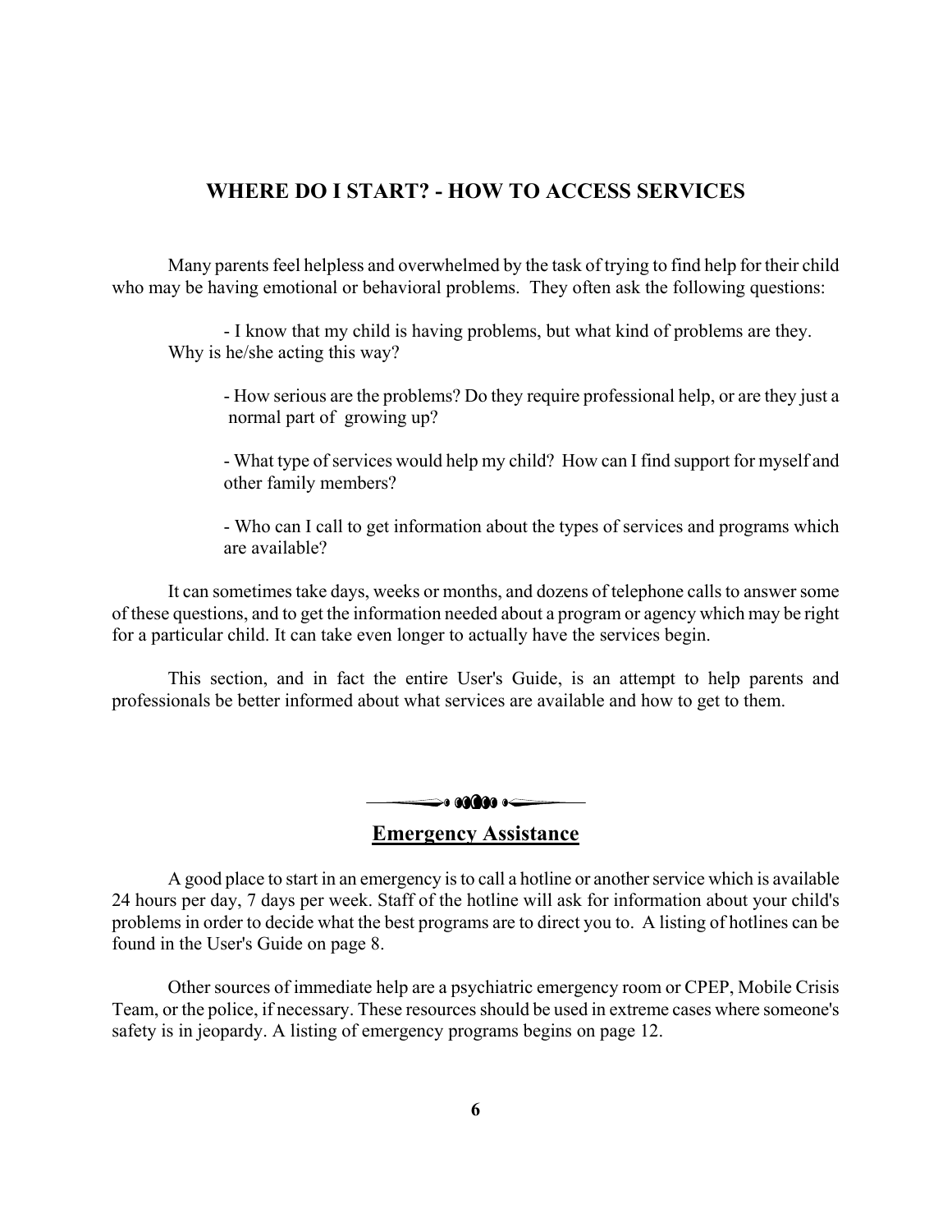## WHERE DO I START? - HOW TO ACCESS SERVICES

Many parents feel helpless and overwhelmed by the task of trying to find help for their child who may be having emotional or behavioral problems. They often ask the following questions:

- I know that my child is having problems, but what kind of problems are they. Why is he/she acting this way?

- How serious are the problems? Do they require professional help, or are they just a normal part of growing up?

- What type of services would help my child? How can I find support for myself and other family members?

- Who can I call to get information about the types of services and programs which are available?

It can sometimes take days, weeks or months, and dozens of telephone calls to answer some of these questions, and to get the information needed about a program or agency which may be right for a particular child. It can take even longer to actually have the services begin.

This section, and in fact the entire User's Guide, is an attempt to help parents and professionals be better informed about what services are available and how to get to them.

### Emergency Assistance

A good place to start in an emergency is to call a hotline or another service which is available 24 hours per day, 7 days per week. Staff of the hotline will ask for information about your child's problems in order to decide what the best programs are to direct you to. A listing of hotlines can be found in the User's Guide on page 8.

Other sources of immediate help are a psychiatric emergency room or CPEP, Mobile Crisis Team, or the police, if necessary. These resources should be used in extreme cases where someone's safety is in jeopardy. A listing of emergency programs begins on page 12.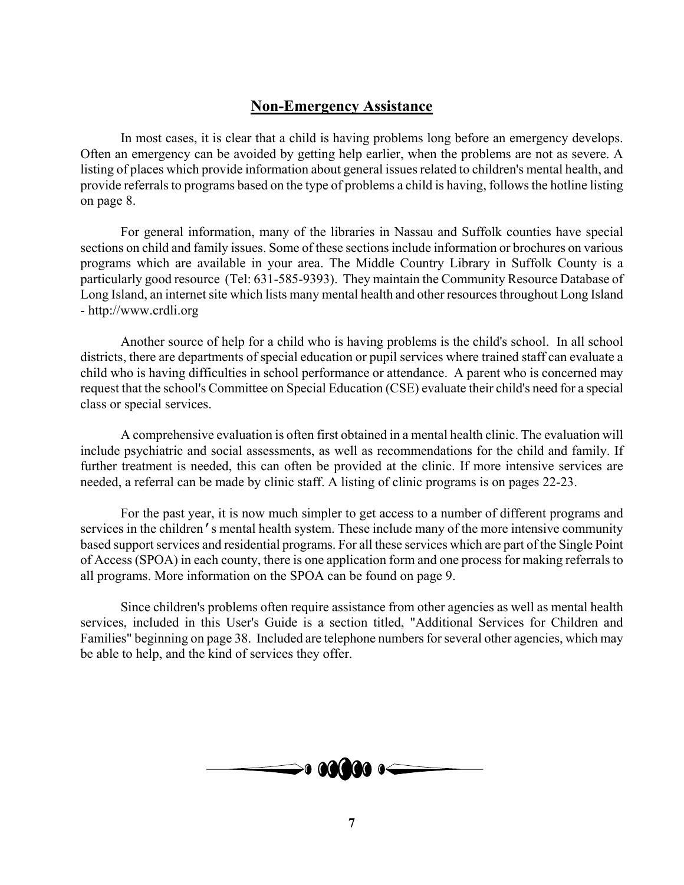## Non-Emergency Assistance

In most cases, it is clear that a child is having problems long before an emergency develops. Often an emergency can be avoided by getting help earlier, when the problems are not as severe. A listing of places which provide information about general issues related to children's mental health, and provide referrals to programs based on the type of problems a child is having, follows the hotline listing on page 8.

For general information, many of the libraries in Nassau and Suffolk counties have special sections on child and family issues. Some of these sections include information or brochures on various programs which are available in your area. The Middle Country Library in Suffolk County is a particularly good resource (Tel: 631-585-9393). They maintain the Community Resource Database of Long Island, an internet site which lists many mental health and other resources throughout Long Island - http://www.crdli.org

Another source of help for a child who is having problems is the child's school. In all school districts, there are departments of special education or pupil services where trained staff can evaluate a child who is having difficulties in school performance or attendance. A parent who is concerned may request that the school's Committee on Special Education (CSE) evaluate their child's need for a special class or special services.

A comprehensive evaluation is often first obtained in a mental health clinic. The evaluation will include psychiatric and social assessments, as well as recommendations for the child and family. If further treatment is needed, this can often be provided at the clinic. If more intensive services are needed, a referral can be made by clinic staff. A listing of clinic programs is on pages 22-23.

For the past year, it is now much simpler to get access to a number of different programs and services in the children's mental health system. These include many of the more intensive community based support services and residential programs. For all these services which are part of the Single Point of Access (SPOA) in each county, there is one application form and one process for making referrals to all programs. More information on the SPOA can be found on page 9.

Since children's problems often require assistance from other agencies as well as mental health services, included in this User's Guide is a section titled, "Additional Services for Children and Families" beginning on page 38. Included are telephone numbers for several other agencies, which may be able to help, and the kind of services they offer.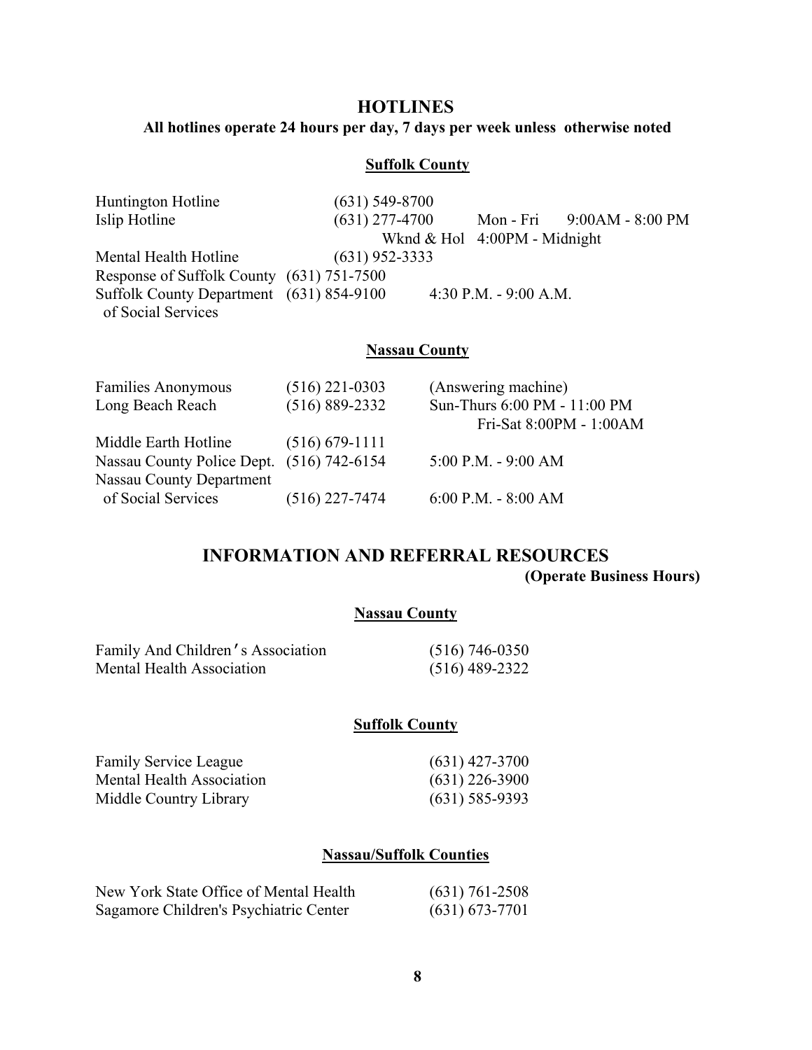## HOTLINES

**All hotlines operate 24 hours per day, 7 days per week unless otherwise noted**

### Suffolk County

| | | |
|---|---|---|
| Huntington Hotline | (631) 549-8700 | |
| Islip Hotline | (631) 277-4700 | Mon - Fri 9:00AM - 8:00 PM<br>Wknd & Hol 4:00PM - Midnight |
| Mental Health Hotline | (631) 952-3333 | |
| Response of Suffolk County | (631) 751-7500 | |
| Suffolk County Department of Social Services | (631) 854-9100 | 4:30 P.M. - 9:00 A.M. |

### Nassau County

| | | |
|---|---|---|
| Families Anonymous | (516) 221-0303 | (Answering machine) |
| Long Beach Reach | (516) 889-2332 | Sun-Thurs 6:00 PM - 11:00 PM<br>Fri-Sat 8:00PM - 1:00AM |
| Middle Earth Hotline | (516) 679-1111 | |
| Nassau County Police Dept. | (516) 742-6154 | 5:00 P.M. - 9:00 AM |
| Nassau County Department of Social Services | (516) 227-7474 | 6:00 P.M. - 8:00 AM |

## INFORMATION AND REFERRAL RESOURCES

**(Operate Business Hours)**

### Nassau County

| | |
|---|---|
| Family And Children's Association | (516) 746-0350 |
| Mental Health Association | (516) 489-2322 |

### Suffolk County

| | |
|---|---|
| Family Service League | (631) 427-3700 |
| Mental Health Association | (631) 226-3900 |
| Middle Country Library | (631) 585-9393 |

### Nassau/Suffolk Counties

| | |
|---|---|
| New York State Office of Mental Health | (631) 761-2508 |
| Sagamore Children's Psychiatric Center | (631) 673-7701 |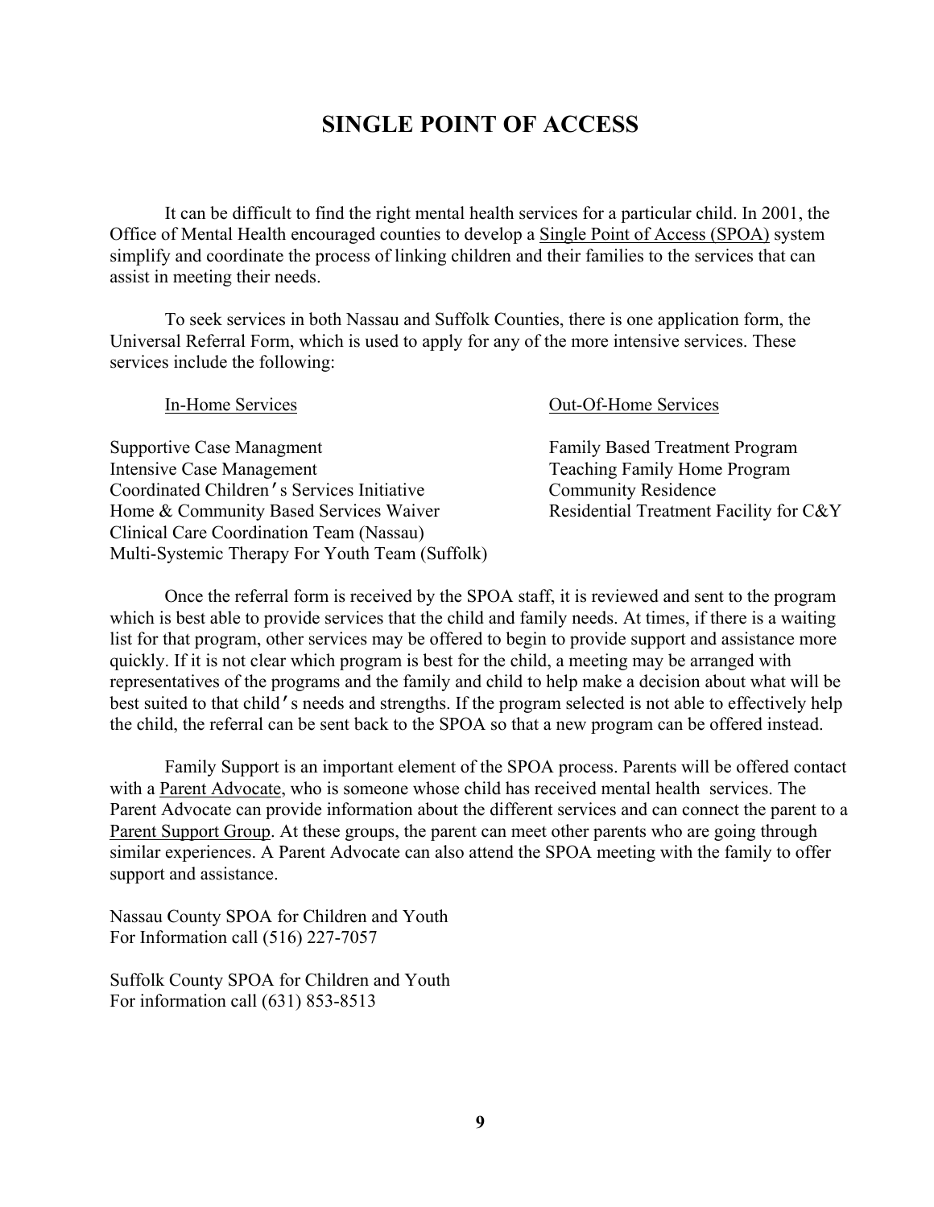# SINGLE POINT OF ACCESS

It can be difficult to find the right mental health services for a particular child. In 2001, the Office of Mental Health encouraged counties to develop a Single Point of Access (SPOA) system simplify and coordinate the process of linking children and their families to the services that can assist in meeting their needs.

To seek services in both Nassau and Suffolk Counties, there is one application form, the Universal Referral Form, which is used to apply for any of the more intensive services. These services include the following:

| In-Home Services | Out-Of-Home Services |
|---|---|
| Supportive Case Managment | Family Based Treatment Program |
| Intensive Case Management | Teaching Family Home Program |
| Coordinated Children's Services Initiative | Community Residence |
| Home & Community Based Services Waiver | Residential Treatment Facility for C&Y |
| Clinical Care Coordination Team (Nassau) | |
| Multi-Systemic Therapy For Youth Team (Suffolk) | |

Once the referral form is received by the SPOA staff, it is reviewed and sent to the program which is best able to provide services that the child and family needs. At times, if there is a waiting list for that program, other services may be offered to begin to provide support and assistance more quickly. If it is not clear which program is best for the child, a meeting may be arranged with representatives of the programs and the family and child to help make a decision about what will be best suited to that child's needs and strengths. If the program selected is not able to effectively help the child, the referral can be sent back to the SPOA so that a new program can be offered instead.

Family Support is an important element of the SPOA process. Parents will be offered contact with a Parent Advocate, who is someone whose child has received mental health services. The Parent Advocate can provide information about the different services and can connect the parent to a Parent Support Group. At these groups, the parent can meet other parents who are going through similar experiences. A Parent Advocate can also attend the SPOA meeting with the family to offer support and assistance.

Nassau County SPOA for Children and Youth
For Information call (516) 227-7057

Suffolk County SPOA for Children and Youth
For information call (631) 853-8513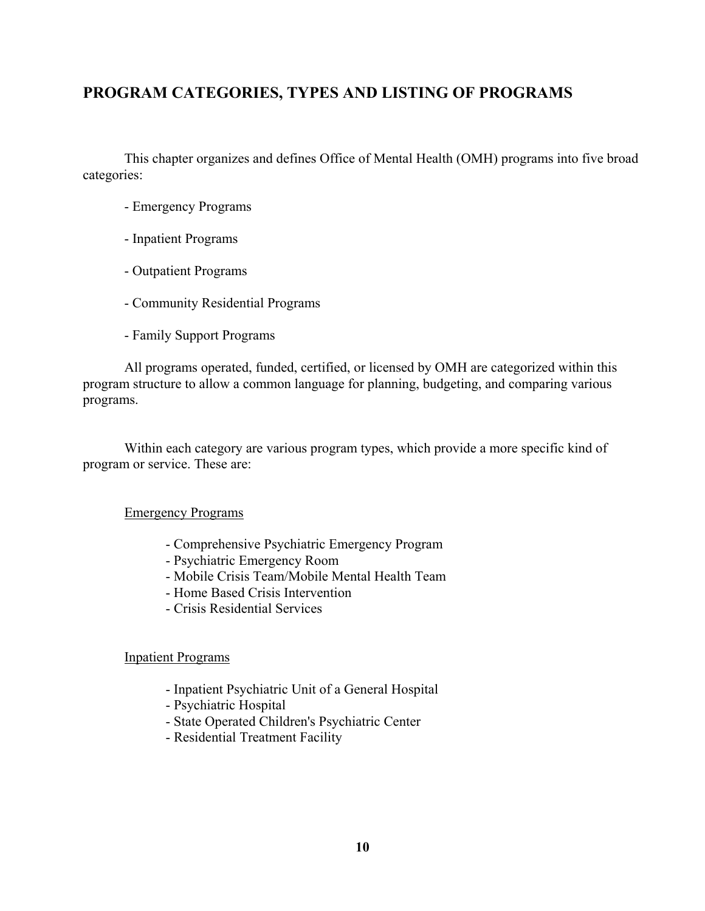## PROGRAM CATEGORIES, TYPES AND LISTING OF PROGRAMS

This chapter organizes and defines Office of Mental Health (OMH) programs into five broad categories:

- Emergency Programs
- Inpatient Programs
- Outpatient Programs
- Community Residential Programs
- Family Support Programs

All programs operated, funded, certified, or licensed by OMH are categorized within this program structure to allow a common language for planning, budgeting, and comparing various programs.

Within each category are various program types, which provide a more specific kind of program or service. These are:

<u>Emergency Programs</u>

- Comprehensive Psychiatric Emergency Program
- Psychiatric Emergency Room
- Mobile Crisis Team/Mobile Mental Health Team
- Home Based Crisis Intervention
- Crisis Residential Services

<u>Inpatient Programs</u>

- Inpatient Psychiatric Unit of a General Hospital
- Psychiatric Hospital
- State Operated Children's Psychiatric Center
- Residential Treatment Facility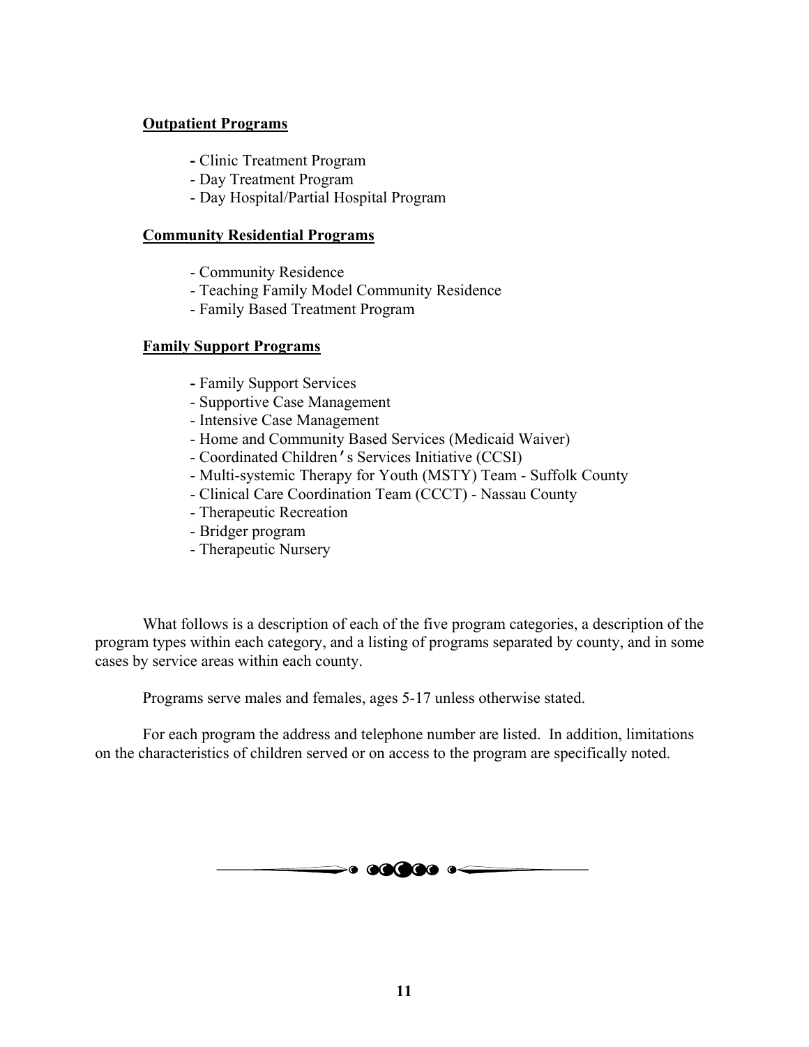**Outpatient Programs**

- Clinic Treatment Program
- Day Treatment Program
- Day Hospital/Partial Hospital Program

**Community Residential Programs**

- Community Residence
- Teaching Family Model Community Residence
- Family Based Treatment Program

**Family Support Programs**

- Family Support Services
- Supportive Case Management
- Intensive Case Management
- Home and Community Based Services (Medicaid Waiver)
- Coordinated Children's Services Initiative (CCSI)
- Multi-systemic Therapy for Youth (MSTY) Team - Suffolk County
- Clinical Care Coordination Team (CCCT) - Nassau County
- Therapeutic Recreation
- Bridger program
- Therapeutic Nursery

What follows is a description of each of the five program categories, a description of the program types within each category, and a listing of programs separated by county, and in some cases by service areas within each county.

Programs serve males and females, ages 5-17 unless otherwise stated.

For each program the address and telephone number are listed. In addition, limitations on the characteristics of children served or on access to the program are specifically noted.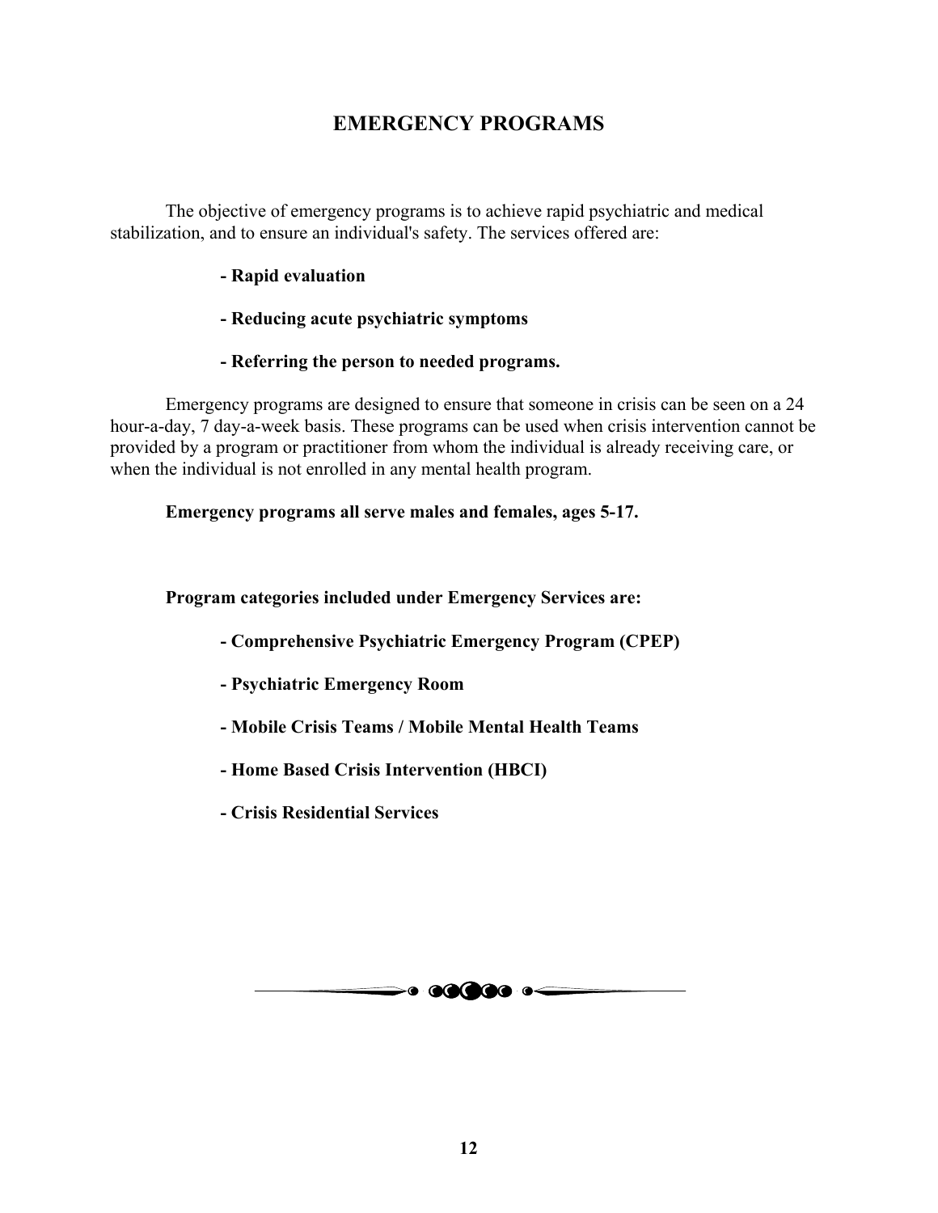# EMERGENCY PROGRAMS

The objective of emergency programs is to achieve rapid psychiatric and medical stabilization, and to ensure an individual's safety. The services offered are:

- **Rapid evaluation**
- **Reducing acute psychiatric symptoms**
- **Referring the person to needed programs.**

Emergency programs are designed to ensure that someone in crisis can be seen on a 24 hour-a-day, 7 day-a-week basis. These programs can be used when crisis intervention cannot be provided by a program or practitioner from whom the individual is already receiving care, or when the individual is not enrolled in any mental health program.

**Emergency programs all serve males and females, ages 5-17.**

**Program categories included under Emergency Services are:**

- **Comprehensive Psychiatric Emergency Program (CPEP)**
- **Psychiatric Emergency Room**
- **Mobile Crisis Teams / Mobile Mental Health Teams**
- **Home Based Crisis Intervention (HBCI)**
- **Crisis Residential Services**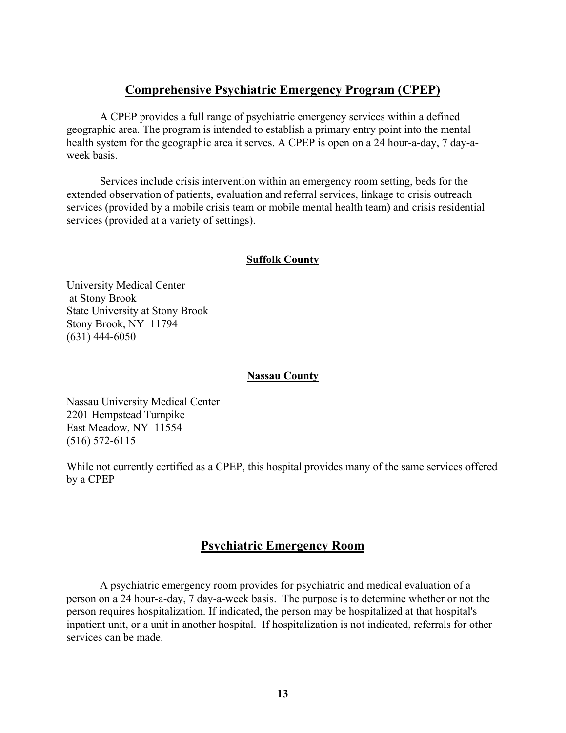## Comprehensive Psychiatric Emergency Program (CPEP)

A CPEP provides a full range of psychiatric emergency services within a defined geographic area. The program is intended to establish a primary entry point into the mental health system for the geographic area it serves. A CPEP is open on a 24 hour-a-day, 7 day-a-week basis.

Services include crisis intervention within an emergency room setting, beds for the extended observation of patients, evaluation and referral services, linkage to crisis outreach services (provided by a mobile crisis team or mobile mental health team) and crisis residential services (provided at a variety of settings).

### Suffolk County

University Medical Center
at Stony Brook
State University at Stony Brook
Stony Brook, NY 11794
(631) 444-6050

### Nassau County

Nassau University Medical Center
2201 Hempstead Turnpike
East Meadow, NY 11554
(516) 572-6115

While not currently certified as a CPEP, this hospital provides many of the same services offered by a CPEP

## Psychiatric Emergency Room

A psychiatric emergency room provides for psychiatric and medical evaluation of a person on a 24 hour-a-day, 7 day-a-week basis. The purpose is to determine whether or not the person requires hospitalization. If indicated, the person may be hospitalized at that hospital's inpatient unit, or a unit in another hospital. If hospitalization is not indicated, referrals for other services can be made.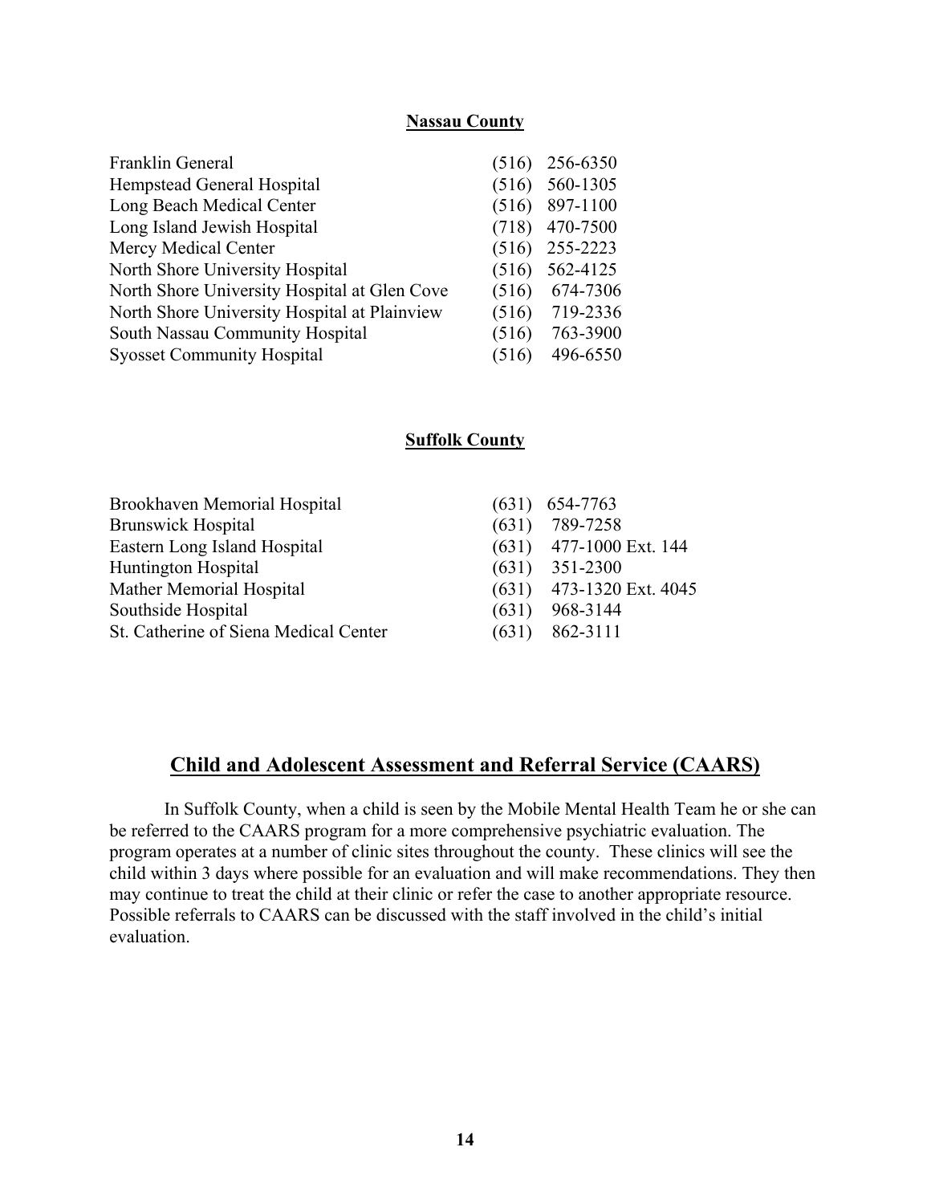**Nassau County**

| | |
|---|---|
| Franklin General | (516) 256-6350 |
| Hempstead General Hospital | (516) 560-1305 |
| Long Beach Medical Center | (516) 897-1100 |
| Long Island Jewish Hospital | (718) 470-7500 |
| Mercy Medical Center | (516) 255-2223 |
| North Shore University Hospital | (516) 562-4125 |
| North Shore University Hospital at Glen Cove | (516) 674-7306 |
| North Shore University Hospital at Plainview | (516) 719-2336 |
| South Nassau Community Hospital | (516) 763-3900 |
| Syosset Community Hospital | (516) 496-6550 |

**Suffolk County**

| | |
|---|---|
| Brookhaven Memorial Hospital | (631) 654-7763 |
| Brunswick Hospital | (631) 789-7258 |
| Eastern Long Island Hospital | (631) 477-1000 Ext. 144 |
| Huntington Hospital | (631) 351-2300 |
| Mather Memorial Hospital | (631) 473-1320 Ext. 4045 |
| Southside Hospital | (631) 968-3144 |
| St. Catherine of Siena Medical Center | (631) 862-3111 |

## Child and Adolescent Assessment and Referral Service (CAARS)

In Suffolk County, when a child is seen by the Mobile Mental Health Team he or she can be referred to the CAARS program for a more comprehensive psychiatric evaluation. The program operates at a number of clinic sites throughout the county. These clinics will see the child within 3 days where possible for an evaluation and will make recommendations. They then may continue to treat the child at their clinic or refer the case to another appropriate resource. Possible referrals to CAARS can be discussed with the staff involved in the child's initial evaluation.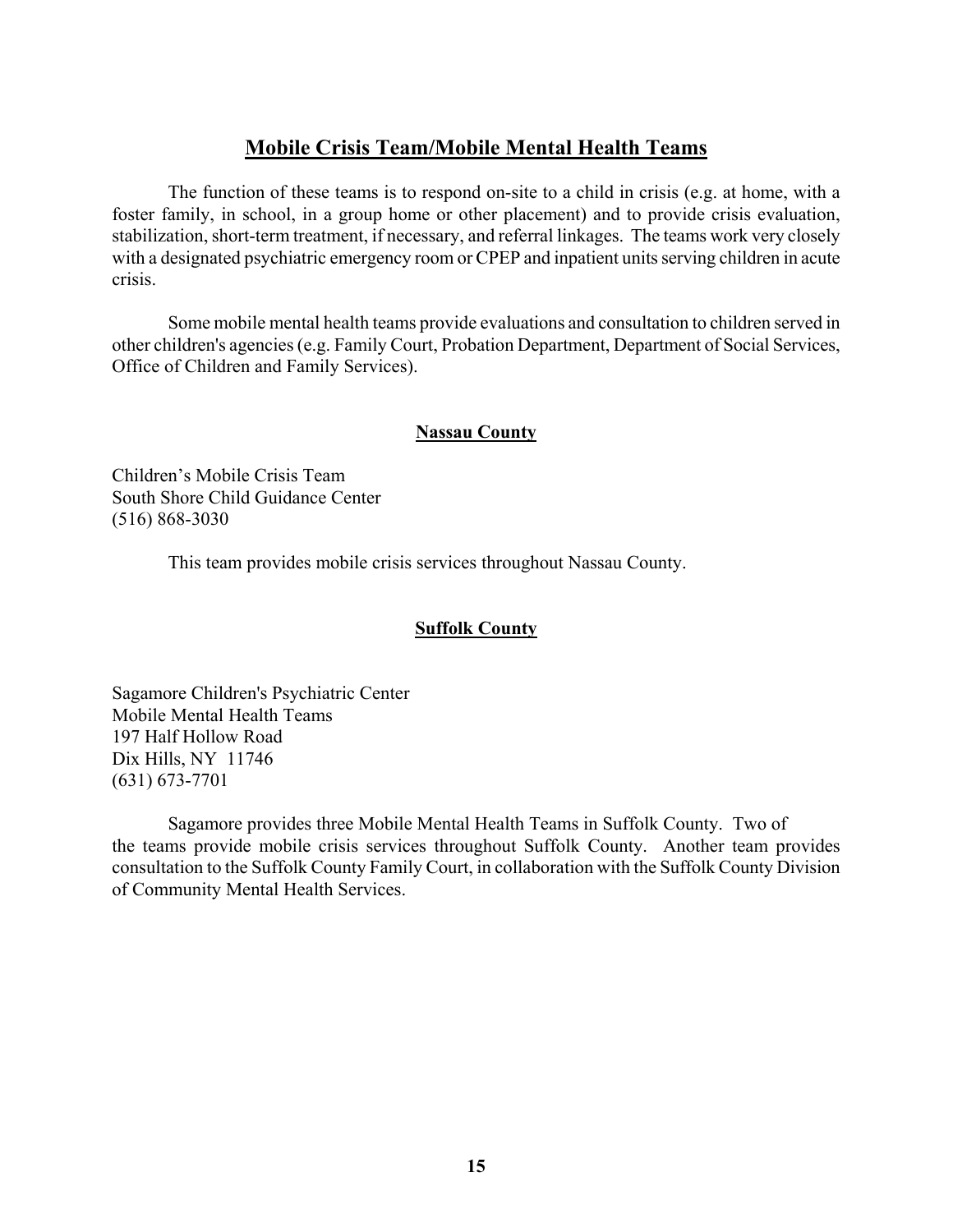## Mobile Crisis Team/Mobile Mental Health Teams

The function of these teams is to respond on-site to a child in crisis (e.g. at home, with a foster family, in school, in a group home or other placement) and to provide crisis evaluation, stabilization, short-term treatment, if necessary, and referral linkages. The teams work very closely with a designated psychiatric emergency room or CPEP and inpatient units serving children in acute crisis.

Some mobile mental health teams provide evaluations and consultation to children served in other children's agencies (e.g. Family Court, Probation Department, Department of Social Services, Office of Children and Family Services).

### Nassau County

Children's Mobile Crisis Team
South Shore Child Guidance Center
(516) 868-3030

This team provides mobile crisis services throughout Nassau County.

### Suffolk County

Sagamore Children's Psychiatric Center
Mobile Mental Health Teams
197 Half Hollow Road
Dix Hills, NY 11746
(631) 673-7701

Sagamore provides three Mobile Mental Health Teams in Suffolk County. Two of the teams provide mobile crisis services throughout Suffolk County. Another team provides consultation to the Suffolk County Family Court, in collaboration with the Suffolk County Division of Community Mental Health Services.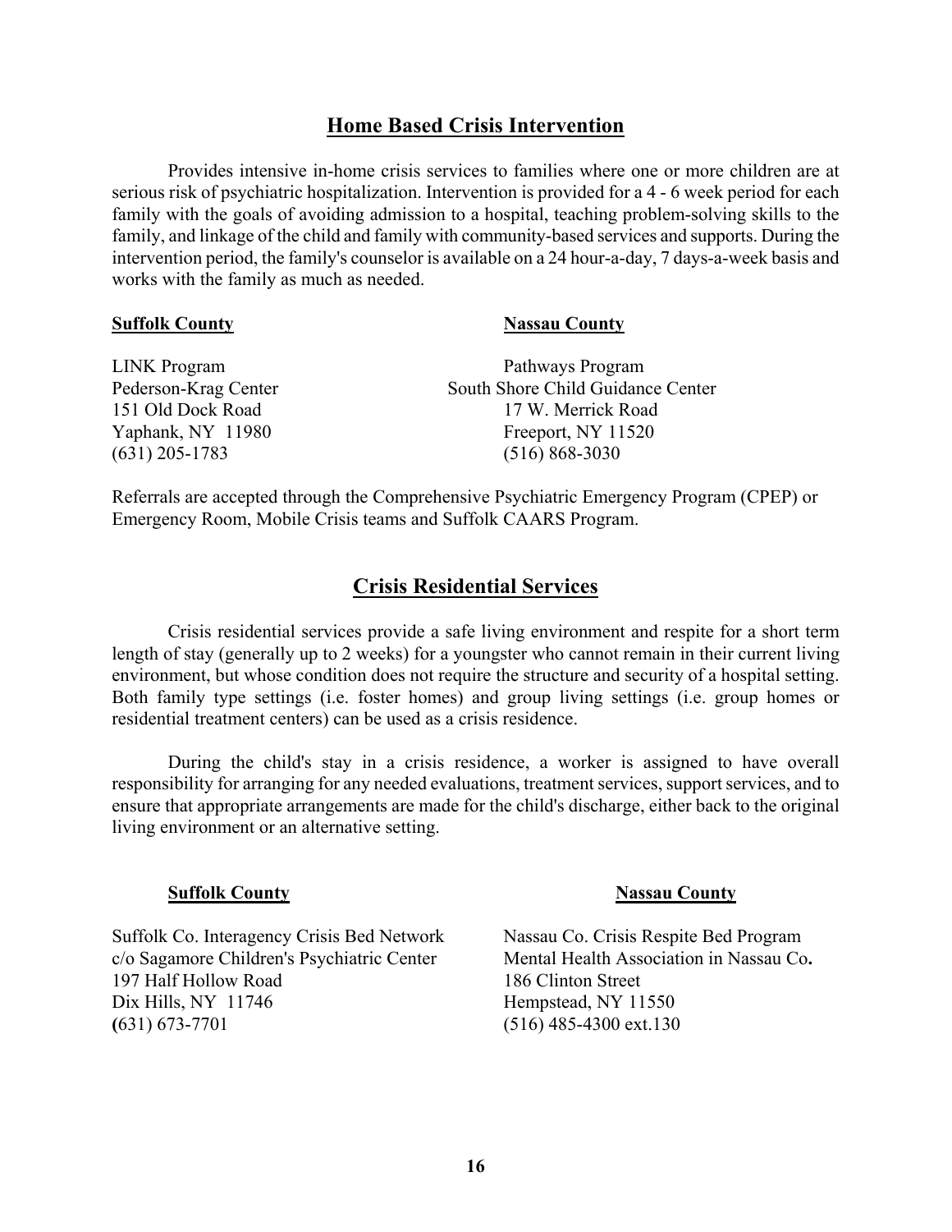## Home Based Crisis Intervention

Provides intensive in-home crisis services to families where one or more children are at serious risk of psychiatric hospitalization. Intervention is provided for a 4 - 6 week period for each family with the goals of avoiding admission to a hospital, teaching problem-solving skills to the family, and linkage of the child and family with community-based services and supports. During the intervention period, the family's counselor is available on a 24 hour-a-day, 7 days-a-week basis and works with the family as much as needed.

**Suffolk County**

LINK Program
Pederson-Krag Center
151 Old Dock Road
Yaphank, NY 11980
(631) 205-1783

**Nassau County**

Pathways Program
South Shore Child Guidance Center
17 W. Merrick Road
Freeport, NY 11520
(516) 868-3030

Referrals are accepted through the Comprehensive Psychiatric Emergency Program (CPEP) or Emergency Room, Mobile Crisis teams and Suffolk CAARS Program.

## Crisis Residential Services

Crisis residential services provide a safe living environment and respite for a short term length of stay (generally up to 2 weeks) for a youngster who cannot remain in their current living environment, but whose condition does not require the structure and security of a hospital setting. Both family type settings (i.e. foster homes) and group living settings (i.e. group homes or residential treatment centers) can be used as a crisis residence.

During the child's stay in a crisis residence, a worker is assigned to have overall responsibility for arranging for any needed evaluations, treatment services, support services, and to ensure that appropriate arrangements are made for the child's discharge, either back to the original living environment or an alternative setting.

**Suffolk County**

Suffolk Co. Interagency Crisis Bed Network
c/o Sagamore Children's Psychiatric Center
197 Half Hollow Road
Dix Hills, NY 11746
(631) 673-7701

**Nassau County**

Nassau Co. Crisis Respite Bed Program
Mental Health Association in Nassau Co.
186 Clinton Street
Hempstead, NY 11550
(516) 485-4300 ext.130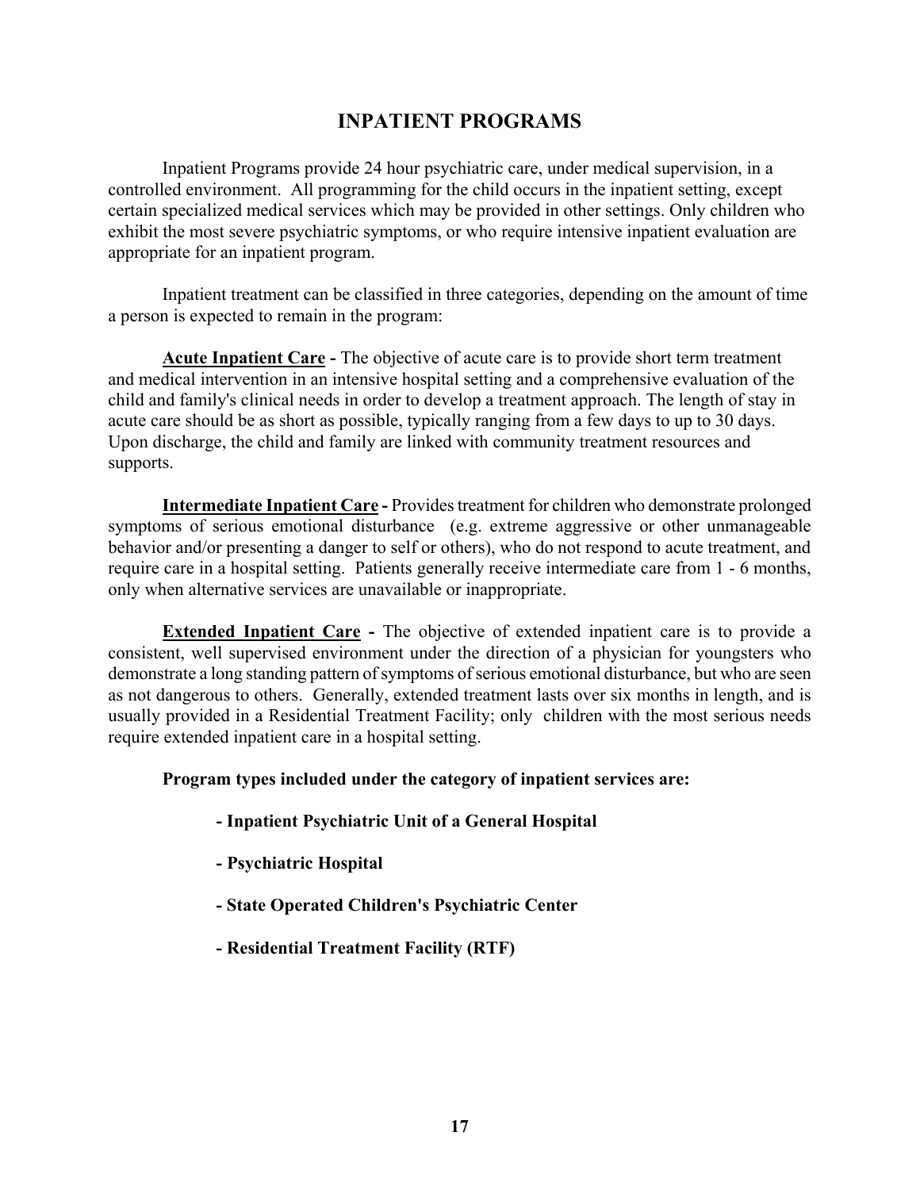## INPATIENT PROGRAMS

Inpatient Programs provide 24 hour psychiatric care, under medical supervision, in a controlled environment. All programming for the child occurs in the inpatient setting, except certain specialized medical services which may be provided in other settings. Only children who exhibit the most severe psychiatric symptoms, or who require intensive inpatient evaluation are appropriate for an inpatient program.

Inpatient treatment can be classified in three categories, depending on the amount of time a person is expected to remain in the program:

**Acute Inpatient Care -** The objective of acute care is to provide short term treatment and medical intervention in an intensive hospital setting and a comprehensive evaluation of the child and family's clinical needs in order to develop a treatment approach. The length of stay in acute care should be as short as possible, typically ranging from a few days to up to 30 days. Upon discharge, the child and family are linked with community treatment resources and supports.

**Intermediate Inpatient Care -** Provides treatment for children who demonstrate prolonged symptoms of serious emotional disturbance (e.g. extreme aggressive or other unmanageable behavior and/or presenting a danger to self or others), who do not respond to acute treatment, and require care in a hospital setting. Patients generally receive intermediate care from 1 - 6 months, only when alternative services are unavailable or inappropriate.

**Extended Inpatient Care -** The objective of extended inpatient care is to provide a consistent, well supervised environment under the direction of a physician for youngsters who demonstrate a long standing pattern of symptoms of serious emotional disturbance, but who are seen as not dangerous to others. Generally, extended treatment lasts over six months in length, and is usually provided in a Residential Treatment Facility; only children with the most serious needs require extended inpatient care in a hospital setting.

**Program types included under the category of inpatient services are:**

- **Inpatient Psychiatric Unit of a General Hospital**
- **Psychiatric Hospital**
- **State Operated Children's Psychiatric Center**
- **Residential Treatment Facility (RTF)**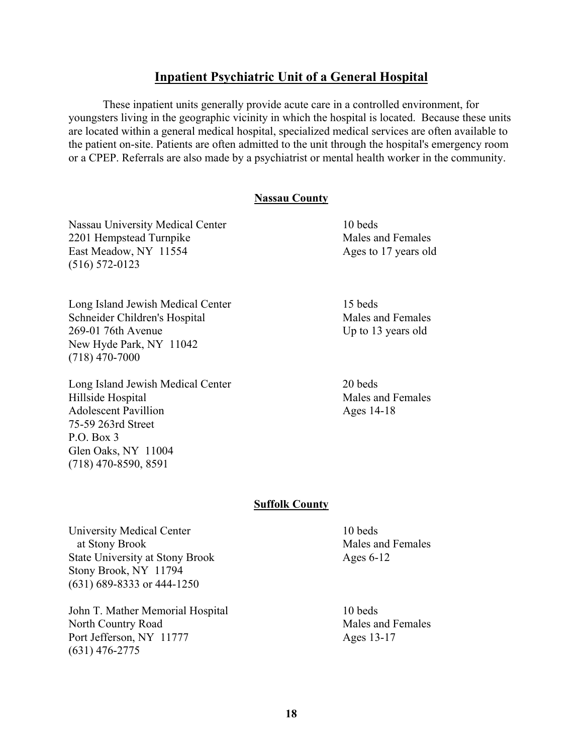## Inpatient Psychiatric Unit of a General Hospital

These inpatient units generally provide acute care in a controlled environment, for youngsters living in the geographic vicinity in which the hospital is located. Because these units are located within a general medical hospital, specialized medical services are often available to the patient on-site. Patients are often admitted to the unit through the hospital's emergency room or a CPEP. Referrals are also made by a psychiatrist or mental health worker in the community.

### Nassau County

Nassau University Medical Center
2201 Hempstead Turnpike
East Meadow, NY 11554
(516) 572-0123

10 beds
Males and Females
Ages to 17 years old

Long Island Jewish Medical Center
Schneider Children's Hospital
269-01 76th Avenue
New Hyde Park, NY 11042
(718) 470-7000

15 beds
Males and Females
Up to 13 years old

Long Island Jewish Medical Center
Hillside Hospital
Adolescent Pavillion
75-59 263rd Street
P.O. Box 3
Glen Oaks, NY 11004
(718) 470-8590, 8591

20 beds
Males and Females
Ages 14-18

### Suffolk County

University Medical Center
at Stony Brook
State University at Stony Brook
Stony Brook, NY 11794
(631) 689-8333 or 444-1250

10 beds
Males and Females
Ages 6-12

John T. Mather Memorial Hospital
North Country Road
Port Jefferson, NY 11777
(631) 476-2775

10 beds
Males and Females
Ages 13-17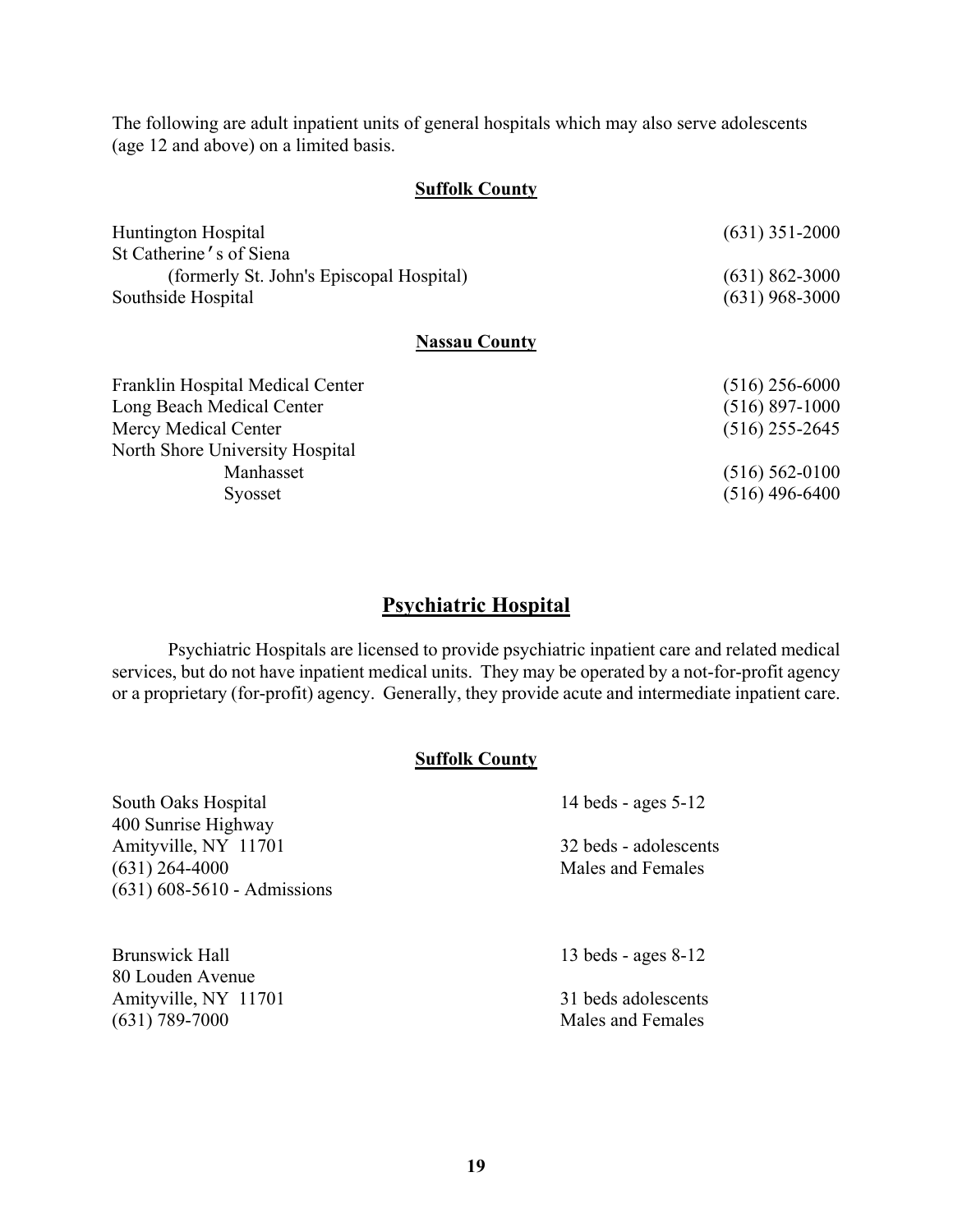The following are adult inpatient units of general hospitals which may also serve adolescents (age 12 and above) on a limited basis.

**Suffolk County**

| | |
|---|---|
| Huntington Hospital | (631) 351-2000 |
| St Catherine's of Siena (formerly St. John's Episcopal Hospital) | (631) 862-3000 |
| Southside Hospital | (631) 968-3000 |

**Nassau County**

| | |
|---|---|
| Franklin Hospital Medical Center | (516) 256-6000 |
| Long Beach Medical Center | (516) 897-1000 |
| Mercy Medical Center | (516) 255-2645 |
| North Shore University Hospital – Manhasset | (516) 562-0100 |
| North Shore University Hospital – Syosset | (516) 496-6400 |

## Psychiatric Hospital

Psychiatric Hospitals are licensed to provide psychiatric inpatient care and related medical services, but do not have inpatient medical units. They may be operated by a not-for-profit agency or a proprietary (for-profit) agency. Generally, they provide acute and intermediate inpatient care.

**Suffolk County**

South Oaks Hospital
400 Sunrise Highway
Amityville, NY 11701
(631) 264-4000
(631) 608-5610 - Admissions

14 beds - ages 5-12
32 beds - adolescents
Males and Females

Brunswick Hall
80 Louden Avenue
Amityville, NY 11701
(631) 789-7000

13 beds - ages 8-12
31 beds adolescents
Males and Females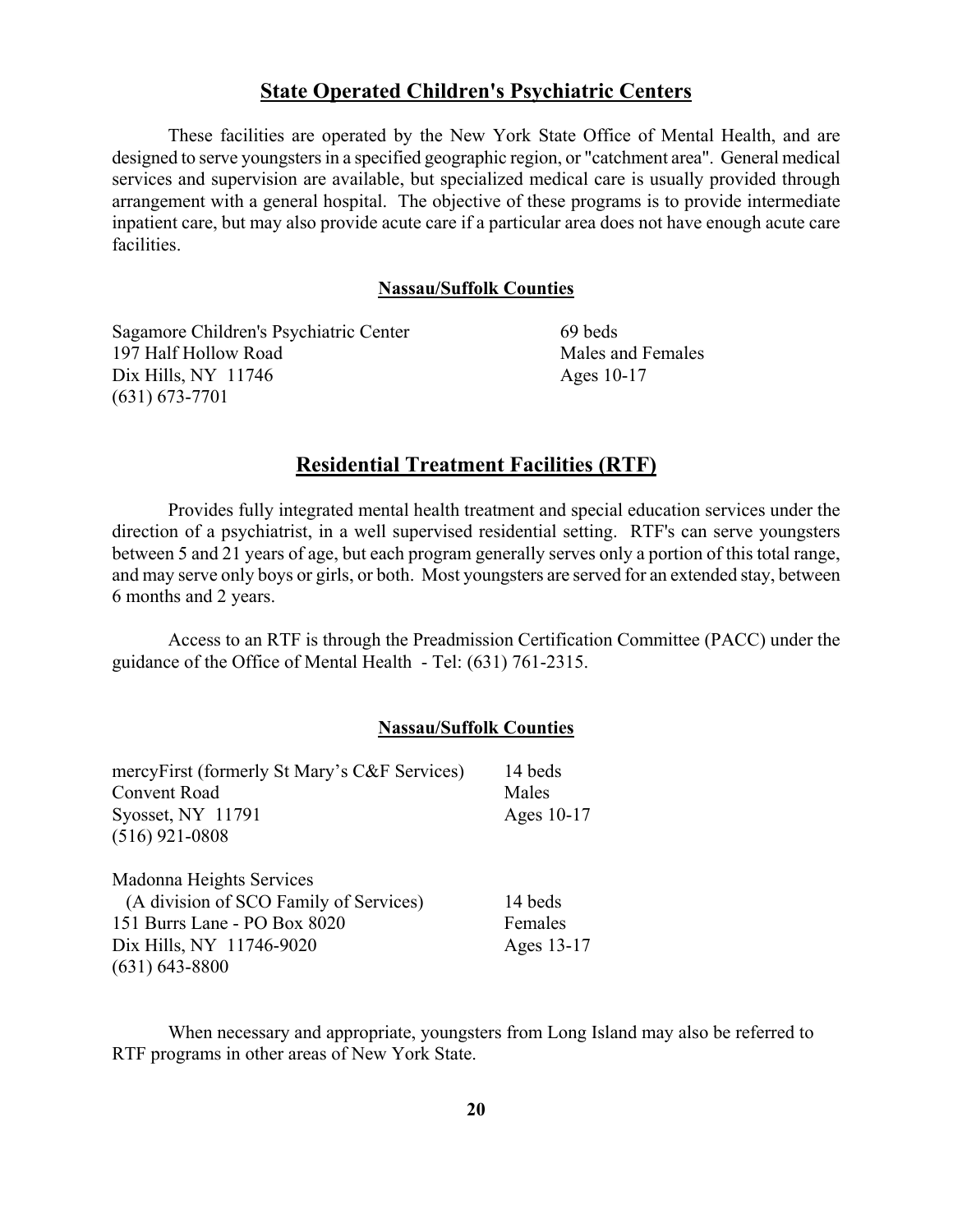## State Operated Children's Psychiatric Centers

These facilities are operated by the New York State Office of Mental Health, and are designed to serve youngsters in a specified geographic region, or "catchment area". General medical services and supervision are available, but specialized medical care is usually provided through arrangement with a general hospital. The objective of these programs is to provide intermediate inpatient care, but may also provide acute care if a particular area does not have enough acute care facilities.

### Nassau/Suffolk Counties

| | |
|---|---|
| Sagamore Children's Psychiatric Center<br>197 Half Hollow Road<br>Dix Hills, NY 11746<br>(631) 673-7701 | 69 beds<br>Males and Females<br>Ages 10-17 |

## Residential Treatment Facilities (RTF)

Provides fully integrated mental health treatment and special education services under the direction of a psychiatrist, in a well supervised residential setting. RTF's can serve youngsters between 5 and 21 years of age, but each program generally serves only a portion of this total range, and may serve only boys or girls, or both. Most youngsters are served for an extended stay, between 6 months and 2 years.

Access to an RTF is through the Preadmission Certification Committee (PACC) under the guidance of the Office of Mental Health - Tel: (631) 761-2315.

### Nassau/Suffolk Counties

| | |
|---|---|
| mercyFirst (formerly St Mary's C&F Services)<br>Convent Road<br>Syosset, NY 11791<br>(516) 921-0808 | 14 beds<br>Males<br>Ages 10-17 |
| Madonna Heights Services<br>(A division of SCO Family of Services)<br>151 Burrs Lane - PO Box 8020<br>Dix Hills, NY 11746-9020<br>(631) 643-8800 | 14 beds<br>Females<br>Ages 13-17 |

When necessary and appropriate, youngsters from Long Island may also be referred to RTF programs in other areas of New York State.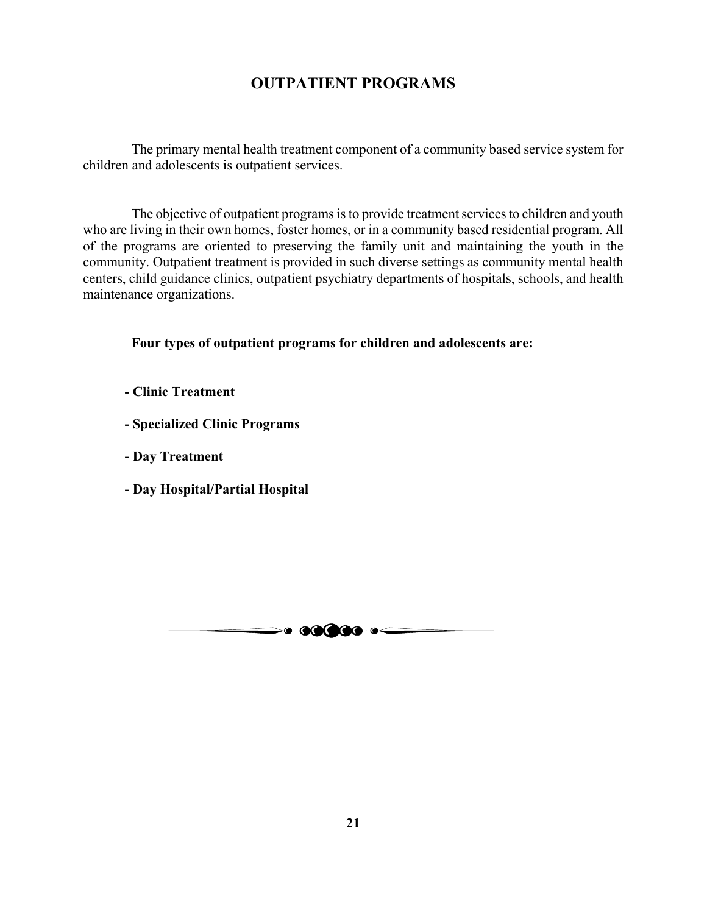# OUTPATIENT PROGRAMS

The primary mental health treatment component of a community based service system for children and adolescents is outpatient services.

The objective of outpatient programs is to provide treatment services to children and youth who are living in their own homes, foster homes, or in a community based residential program. All of the programs are oriented to preserving the family unit and maintaining the youth in the community. Outpatient treatment is provided in such diverse settings as community mental health centers, child guidance clinics, outpatient psychiatry departments of hospitals, schools, and health maintenance organizations.

**Four types of outpatient programs for children and adolescents are:**

- **Clinic Treatment**
- **Specialized Clinic Programs**
- **Day Treatment**
- **Day Hospital/Partial Hospital**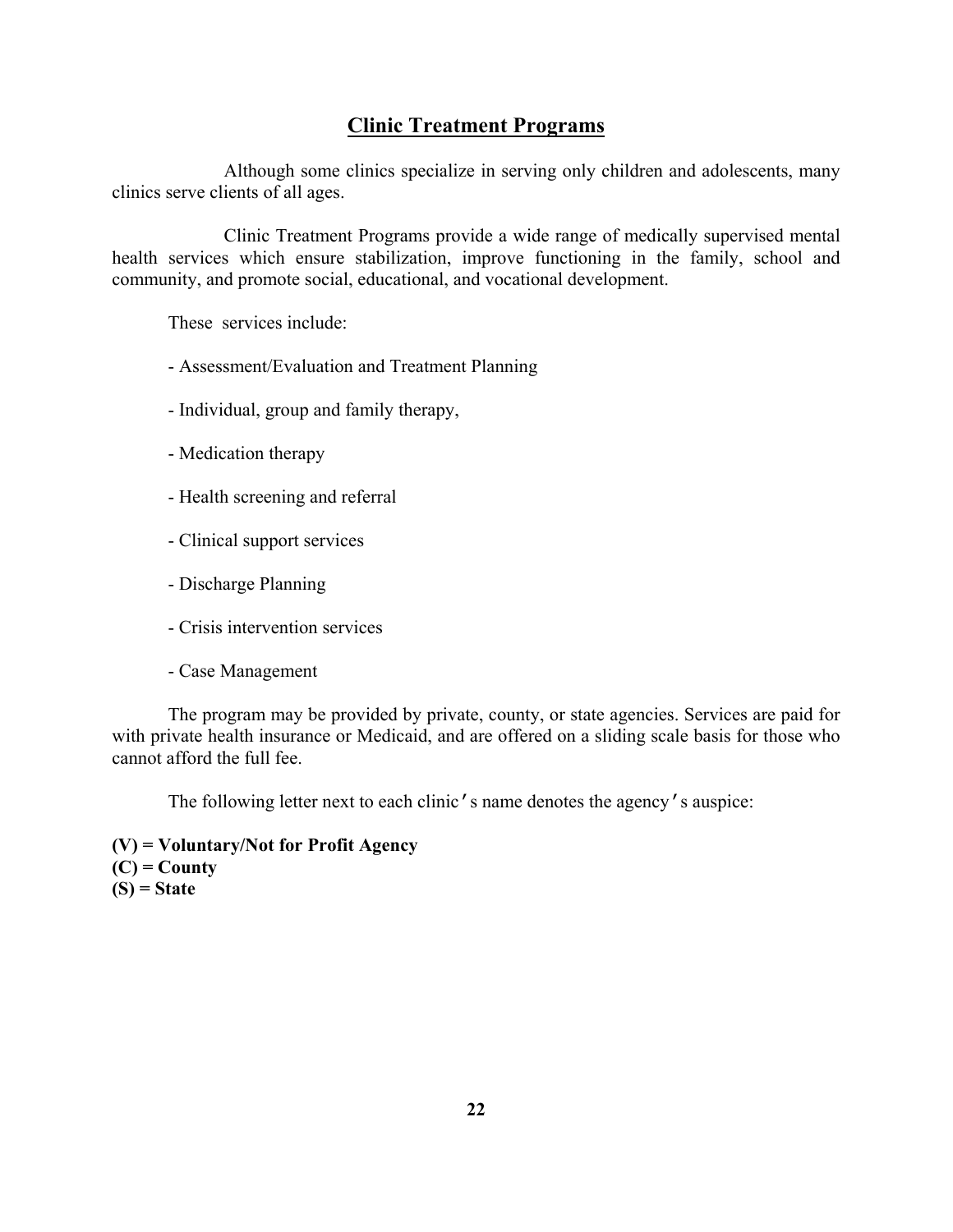# Clinic Treatment Programs

Although some clinics specialize in serving only children and adolescents, many clinics serve clients of all ages.

Clinic Treatment Programs provide a wide range of medically supervised mental health services which ensure stabilization, improve functioning in the family, school and community, and promote social, educational, and vocational development.

These services include:

- Assessment/Evaluation and Treatment Planning
- Individual, group and family therapy,
- Medication therapy
- Health screening and referral
- Clinical support services
- Discharge Planning
- Crisis intervention services
- Case Management

The program may be provided by private, county, or state agencies. Services are paid for with private health insurance or Medicaid, and are offered on a sliding scale basis for those who cannot afford the full fee.

The following letter next to each clinic's name denotes the agency's auspice:

**(V) = Voluntary/Not for Profit Agency**
**(C) = County**
**(S) = State**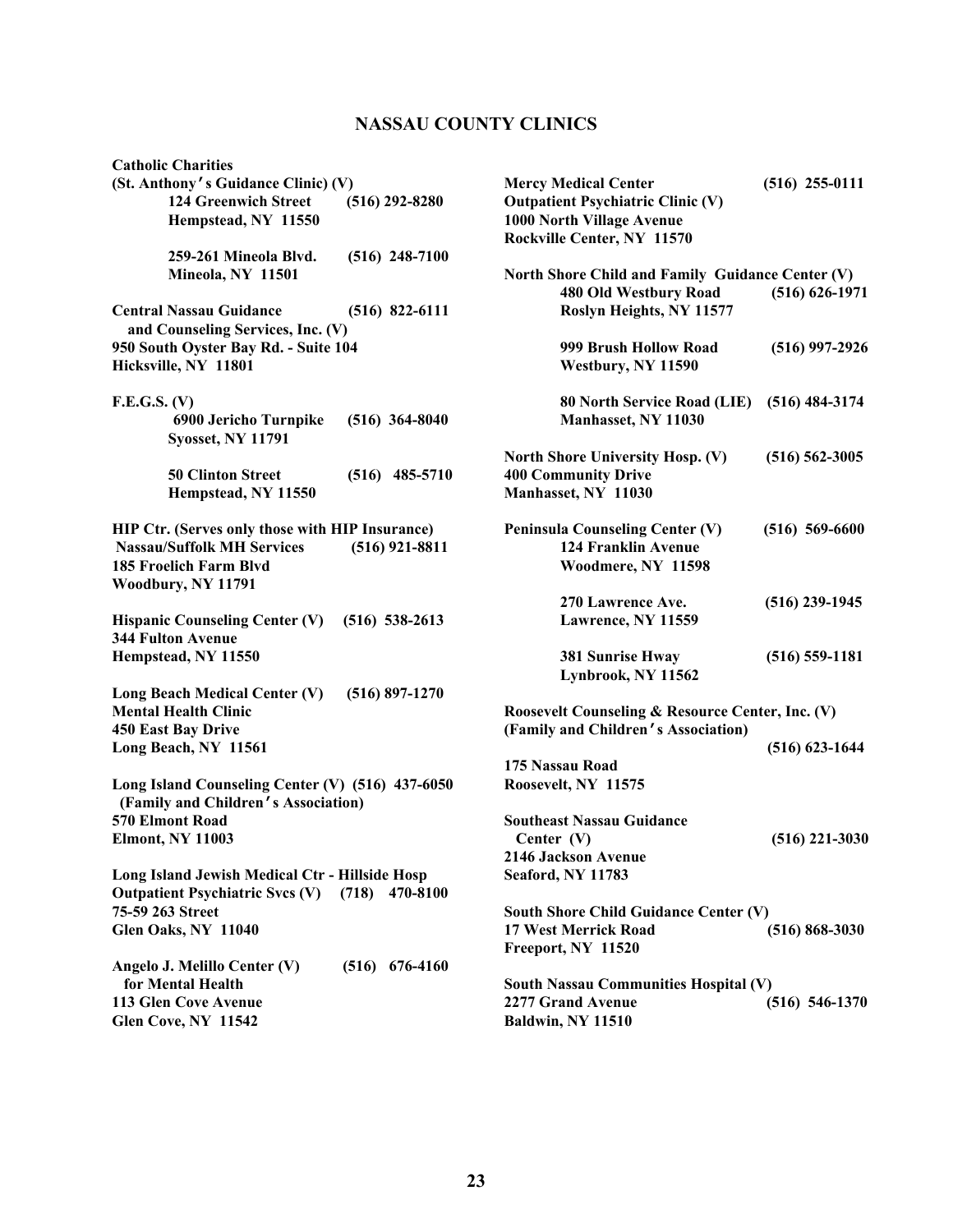# NASSAU COUNTY CLINICS

**Catholic Charities**
**(St. Anthony's Guidance Clinic) (V)**
**124 Greenwich Street (516) 292-8280**
**Hempstead, NY 11550**

**259-261 Mineola Blvd. (516) 248-7100**
**Mineola, NY 11501**

**Central Nassau Guidance (516) 822-6111**
**and Counseling Services, Inc. (V)**
**950 South Oyster Bay Rd. - Suite 104**
**Hicksville, NY 11801**

**F.E.G.S. (V)**
**6900 Jericho Turnpike (516) 364-8040**
**Syosset, NY 11791**

**50 Clinton Street (516) 485-5710**
**Hempstead, NY 11550**

**HIP Ctr. (Serves only those with HIP Insurance)**
**Nassau/Suffolk MH Services (516) 921-8811**
**185 Froelich Farm Blvd**
**Woodbury, NY 11791**

**Hispanic Counseling Center (V) (516) 538-2613**
**344 Fulton Avenue**
**Hempstead, NY 11550**

**Long Beach Medical Center (V) (516) 897-1270**
**Mental Health Clinic**
**450 East Bay Drive**
**Long Beach, NY 11561**

**Long Island Counseling Center (V) (516) 437-6050**
**(Family and Children's Association)**
**570 Elmont Road**
**Elmont, NY 11003**

**Long Island Jewish Medical Ctr - Hillside Hosp**
**Outpatient Psychiatric Svcs (V) (718) 470-8100**
**75-59 263 Street**
**Glen Oaks, NY 11040**

**Angelo J. Melillo Center (V) (516) 676-4160**
**for Mental Health**
**113 Glen Cove Avenue**
**Glen Cove, NY 11542**

**Mercy Medical Center (516) 255-0111**
**Outpatient Psychiatric Clinic (V)**
**1000 North Village Avenue**
**Rockville Center, NY 11570**

**North Shore Child and Family Guidance Center (V)**
**480 Old Westbury Road (516) 626-1971**
**Roslyn Heights, NY 11577**

**999 Brush Hollow Road (516) 997-2926**
**Westbury, NY 11590**

**80 North Service Road (LIE) (516) 484-3174**
**Manhasset, NY 11030**

**North Shore University Hosp. (V) (516) 562-3005**
**400 Community Drive**
**Manhasset, NY 11030**

**Peninsula Counseling Center (V) (516) 569-6600**
**124 Franklin Avenue**
**Woodmere, NY 11598**

**270 Lawrence Ave. (516) 239-1945**
**Lawrence, NY 11559**

**381 Sunrise Hway (516) 559-1181**
**Lynbrook, NY 11562**

**Roosevelt Counseling & Resource Center, Inc. (V)**
**(Family and Children's Association)**
**(516) 623-1644**
**175 Nassau Road**
**Roosevelt, NY 11575**

**Southeast Nassau Guidance**
**Center (V) (516) 221-3030**
**2146 Jackson Avenue**
**Seaford, NY 11783**

**South Shore Child Guidance Center (V)**
**17 West Merrick Road (516) 868-3030**
**Freeport, NY 11520**

**South Nassau Communities Hospital (V)**
**2277 Grand Avenue (516) 546-1370**
**Baldwin, NY 11510**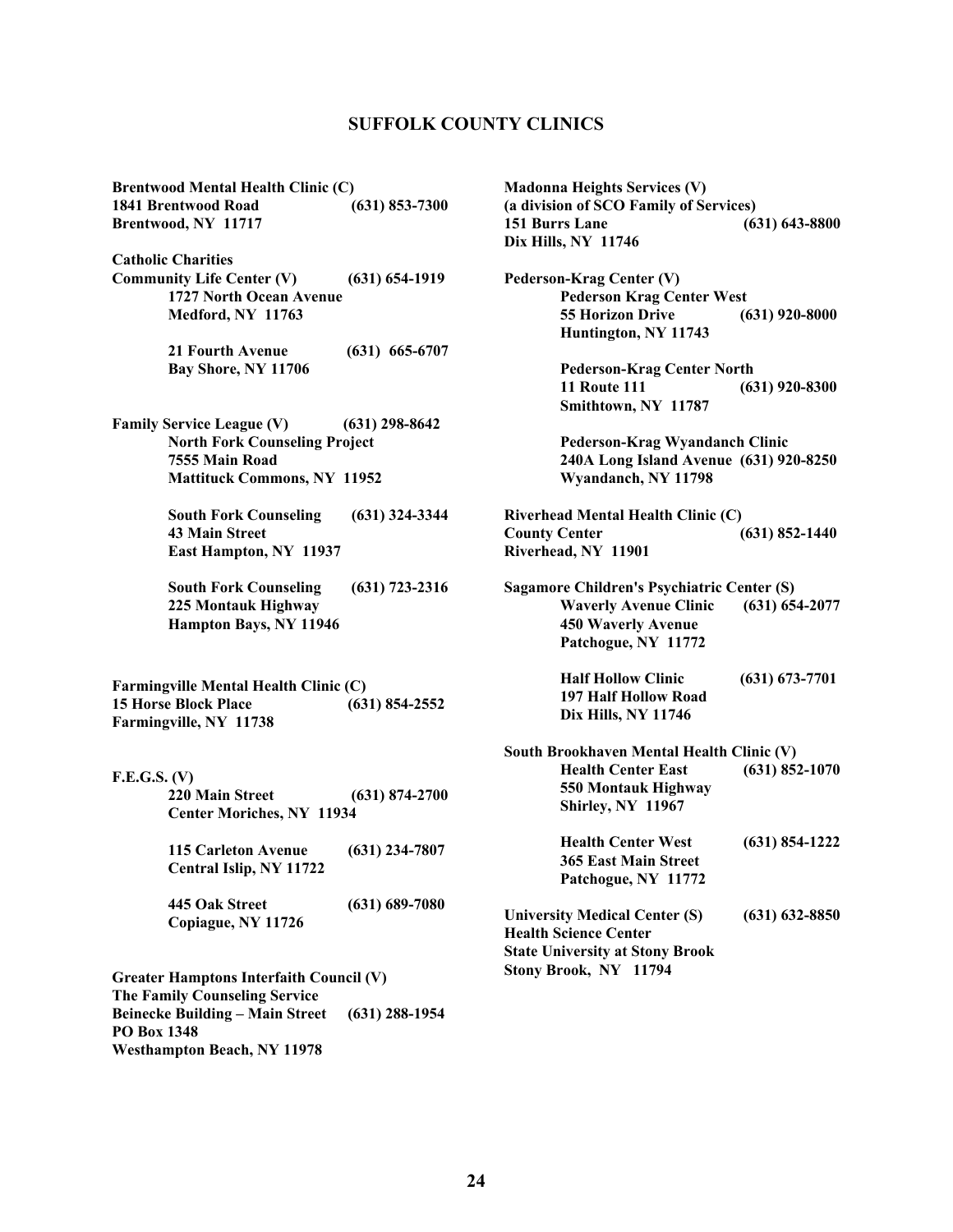## SUFFOLK COUNTY CLINICS

**Brentwood Mental Health Clinic (C)**
**1841 Brentwood Road (631) 853-7300**
**Brentwood, NY 11717**

**Catholic Charities**
**Community Life Center (V) (631) 654-1919**
**1727 North Ocean Avenue**
**Medford, NY 11763**

**21 Fourth Avenue (631) 665-6707**
**Bay Shore, NY 11706**

**Family Service League (V) (631) 298-8642**
**North Fork Counseling Project**
**7555 Main Road**
**Mattituck Commons, NY 11952**

**South Fork Counseling (631) 324-3344**
**43 Main Street**
**East Hampton, NY 11937**

**South Fork Counseling (631) 723-2316**
**225 Montauk Highway**
**Hampton Bays, NY 11946**

**Farmingville Mental Health Clinic (C)**
**15 Horse Block Place (631) 854-2552**
**Farmingville, NY 11738**

**F.E.G.S. (V)**
**220 Main Street (631) 874-2700**
**Center Moriches, NY 11934**

**115 Carleton Avenue (631) 234-7807**
**Central Islip, NY 11722**

**445 Oak Street (631) 689-7080**
**Copiague, NY 11726**

**Greater Hamptons Interfaith Council (V)**
**The Family Counseling Service**
**Beinecke Building – Main Street (631) 288-1954**
**PO Box 1348**
**Westhampton Beach, NY 11978**

**Madonna Heights Services (V)**
**(a division of SCO Family of Services)**
**151 Burrs Lane (631) 643-8800**
**Dix Hills, NY 11746**

**Pederson-Krag Center (V)**
**Pederson Krag Center West**
**55 Horizon Drive (631) 920-8000**
**Huntington, NY 11743**

**Pederson-Krag Center North**
**11 Route 111 (631) 920-8300**
**Smithtown, NY 11787**

**Pederson-Krag Wyandanch Clinic**
**240A Long Island Avenue (631) 920-8250**
**Wyandanch, NY 11798**

**Riverhead Mental Health Clinic (C)**
**County Center (631) 852-1440**
**Riverhead, NY 11901**

**Sagamore Children's Psychiatric Center (S)**
**Waverly Avenue Clinic (631) 654-2077**
**450 Waverly Avenue**
**Patchogue, NY 11772**

**Half Hollow Clinic (631) 673-7701**
**197 Half Hollow Road**
**Dix Hills, NY 11746**

**South Brookhaven Mental Health Clinic (V)**
**Health Center East (631) 852-1070**
**550 Montauk Highway**
**Shirley, NY 11967**

**Health Center West (631) 854-1222**
**365 East Main Street**
**Patchogue, NY 11772**

**University Medical Center (S) (631) 632-8850**
**Health Science Center**
**State University at Stony Brook**
**Stony Brook, NY 11794**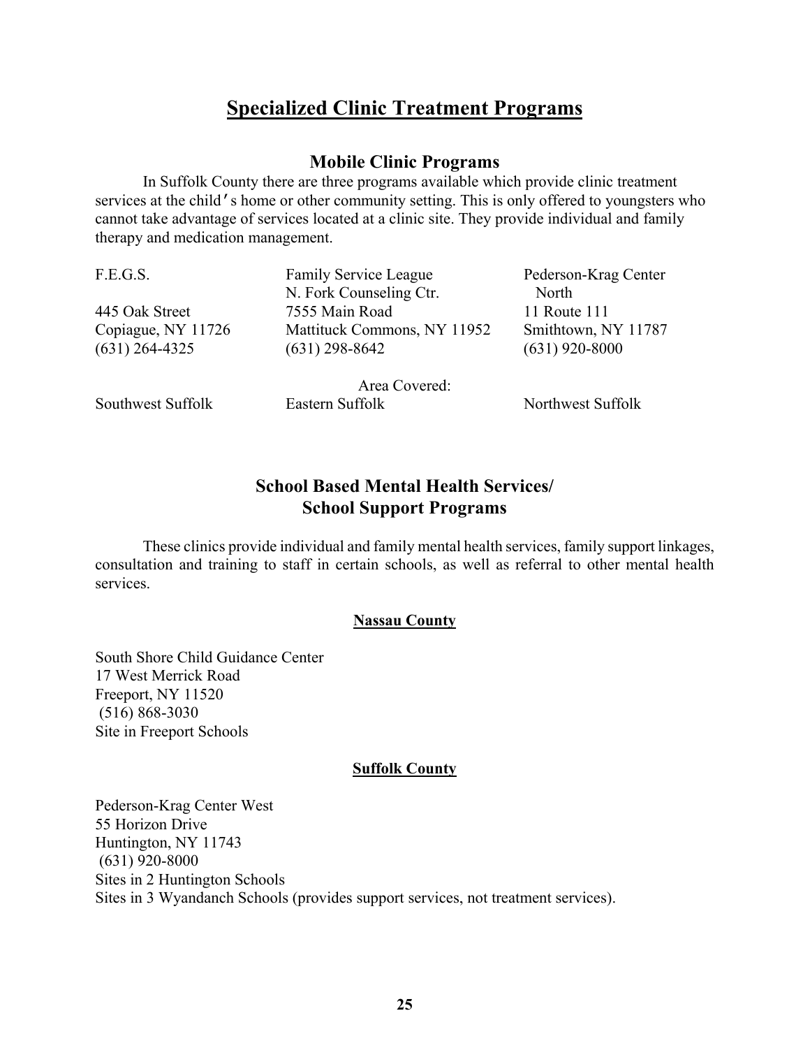# Specialized Clinic Treatment Programs

## Mobile Clinic Programs

In Suffolk County there are three programs available which provide clinic treatment services at the child's home or other community setting. This is only offered to youngsters who cannot take advantage of services located at a clinic site. They provide individual and family therapy and medication management.

| F.E.G.S. | Family Service League N. Fork Counseling Ctr. | Pederson-Krag Center North |
|---|---|---|
| 445 Oak Street | 7555 Main Road | 11 Route 111 |
| Copiague, NY 11726 | Mattituck Commons, NY 11952 | Smithtown, NY 11787 |
| (631) 264-4325 | (631) 298-8642 | (631) 920-8000 |
| | Area Covered: | |
| Southwest Suffolk | Eastern Suffolk | Northwest Suffolk |

## School Based Mental Health Services/ School Support Programs

These clinics provide individual and family mental health services, family support linkages, consultation and training to staff in certain schools, as well as referral to other mental health services.

### Nassau County

South Shore Child Guidance Center
17 West Merrick Road
Freeport, NY 11520
(516) 868-3030
Site in Freeport Schools

### Suffolk County

Pederson-Krag Center West
55 Horizon Drive
Huntington, NY 11743
(631) 920-8000
Sites in 2 Huntington Schools
Sites in 3 Wyandanch Schools (provides support services, not treatment services).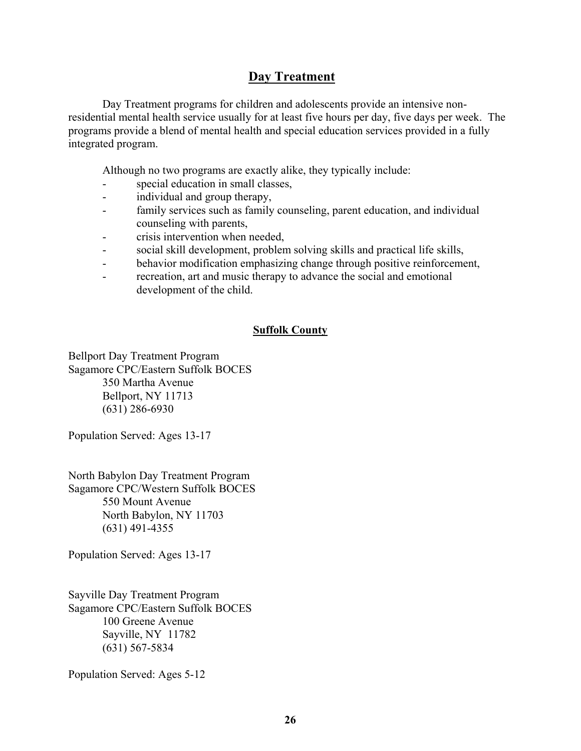# Day Treatment

Day Treatment programs for children and adolescents provide an intensive non-residential mental health service usually for at least five hours per day, five days per week. The programs provide a blend of mental health and special education services provided in a fully integrated program.

Although no two programs are exactly alike, they typically include:

- special education in small classes,
- individual and group therapy,
- family services such as family counseling, parent education, and individual counseling with parents,
- crisis intervention when needed,
- social skill development, problem solving skills and practical life skills,
- behavior modification emphasizing change through positive reinforcement,
- recreation, art and music therapy to advance the social and emotional development of the child.

## Suffolk County

Bellport Day Treatment Program
Sagamore CPC/Eastern Suffolk BOCES
350 Martha Avenue
Bellport, NY 11713
(631) 286-6930

Population Served: Ages 13-17

North Babylon Day Treatment Program
Sagamore CPC/Western Suffolk BOCES
550 Mount Avenue
North Babylon, NY 11703
(631) 491-4355

Population Served: Ages 13-17

Sayville Day Treatment Program
Sagamore CPC/Eastern Suffolk BOCES
100 Greene Avenue
Sayville, NY 11782
(631) 567-5834

Population Served: Ages 5-12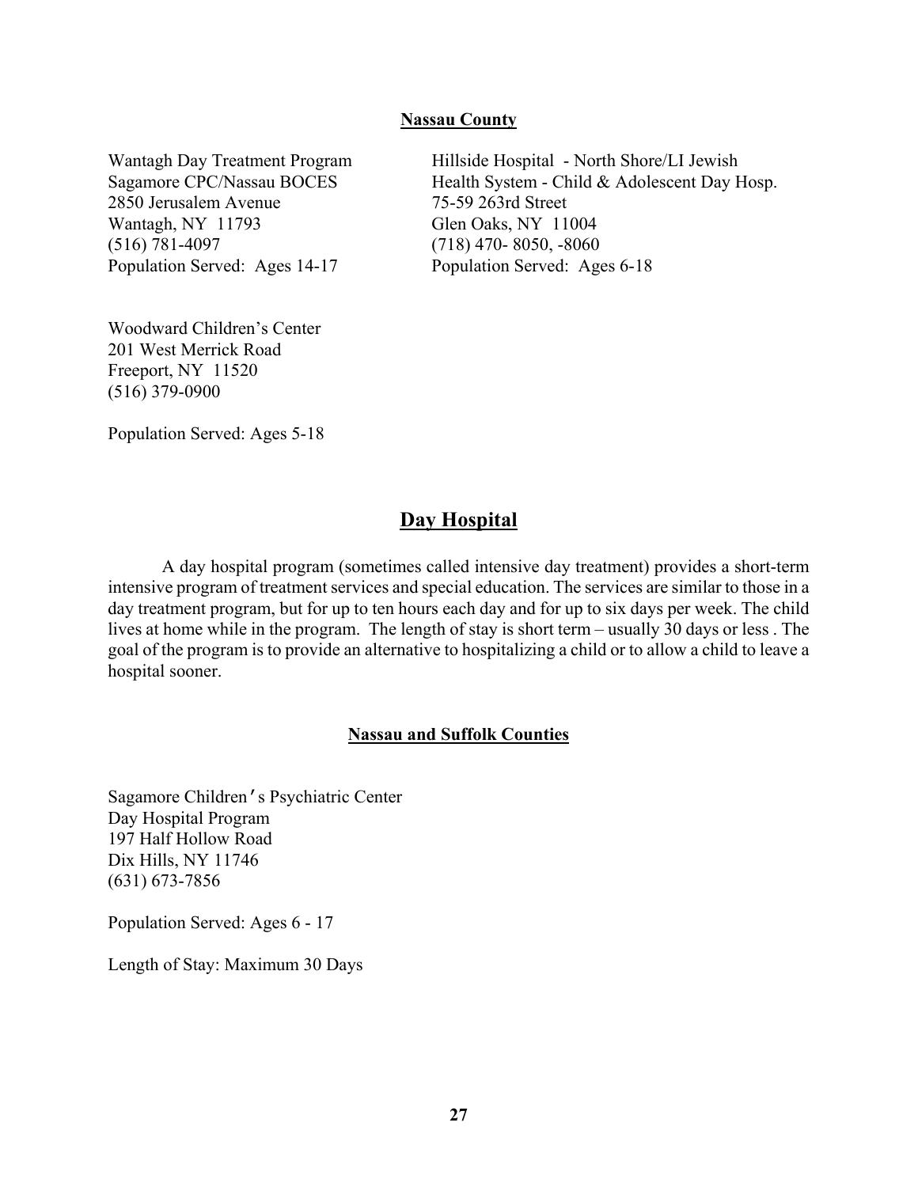### Nassau County

Wantagh Day Treatment Program
Sagamore CPC/Nassau BOCES
2850 Jerusalem Avenue
Wantagh, NY 11793
(516) 781-4097
Population Served: Ages 14-17

Hillside Hospital - North Shore/LI Jewish
Health System - Child & Adolescent Day Hosp.
75-59 263rd Street
Glen Oaks, NY 11004
(718) 470- 8050, -8060
Population Served: Ages 6-18

Woodward Children's Center
201 West Merrick Road
Freeport, NY 11520
(516) 379-0900

Population Served: Ages 5-18

## Day Hospital

A day hospital program (sometimes called intensive day treatment) provides a short-term intensive program of treatment services and special education. The services are similar to those in a day treatment program, but for up to ten hours each day and for up to six days per week. The child lives at home while in the program. The length of stay is short term – usually 30 days or less . The goal of the program is to provide an alternative to hospitalizing a child or to allow a child to leave a hospital sooner.

### Nassau and Suffolk Counties

Sagamore Children's Psychiatric Center
Day Hospital Program
197 Half Hollow Road
Dix Hills, NY 11746
(631) 673-7856

Population Served: Ages 6 - 17

Length of Stay: Maximum 30 Days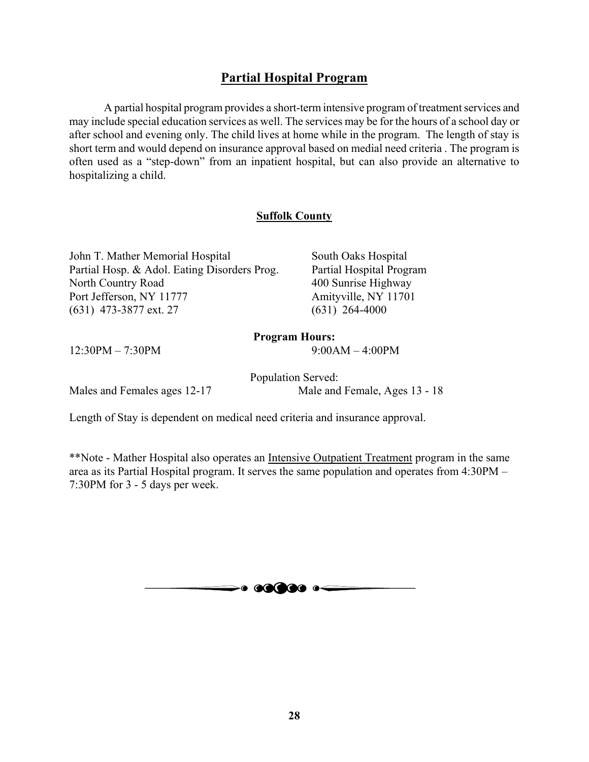## Partial Hospital Program

A partial hospital program provides a short-term intensive program of treatment services and may include special education services as well. The services may be for the hours of a school day or after school and evening only. The child lives at home while in the program. The length of stay is short term and would depend on insurance approval based on medial need criteria . The program is often used as a "step-down" from an inpatient hospital, but can also provide an alternative to hospitalizing a child.

### Suffolk County

John T. Mather Memorial Hospital
Partial Hosp. & Adol. Eating Disorders Prog.
North Country Road
Port Jefferson, NY 11777
(631) 473-3877 ext. 27

**Program Hours:** 12:30PM – 7:30PM

Population Served: Males and Females ages 12-17

South Oaks Hospital
Partial Hospital Program
400 Sunrise Highway
Amityville, NY 11701
(631) 264-4000

**Program Hours:** 9:00AM – 4:00PM

Population Served: Male and Female, Ages 13 - 18

Length of Stay is dependent on medical need criteria and insurance approval.

**Note - Mather Hospital also operates an Intensive Outpatient Treatment program in the same area as its Partial Hospital program. It serves the same population and operates from 4:30PM – 7:30PM for 3 - 5 days per week.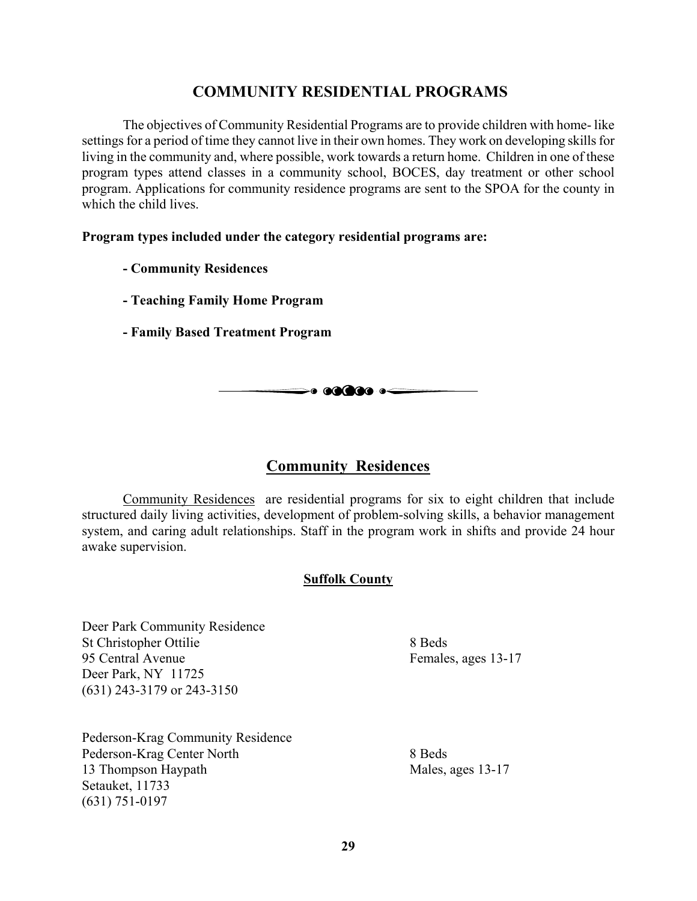# COMMUNITY RESIDENTIAL PROGRAMS

The objectives of Community Residential Programs are to provide children with home- like settings for a period of time they cannot live in their own homes. They work on developing skills for living in the community and, where possible, work towards a return home. Children in one of these program types attend classes in a community school, BOCES, day treatment or other school program. Applications for community residence programs are sent to the SPOA for the county in which the child lives.

**Program types included under the category residential programs are:**

- **Community Residences**
- **Teaching Family Home Program**
- **Family Based Treatment Program**

## Community Residences

Community Residences are residential programs for six to eight children that include structured daily living activities, development of problem-solving skills, a behavior management system, and caring adult relationships. Staff in the program work in shifts and provide 24 hour awake supervision.

### Suffolk County

Deer Park Community Residence
St Christopher Ottilie — 8 Beds
95 Central Avenue — Females, ages 13-17
Deer Park, NY 11725
(631) 243-3179 or 243-3150

Pederson-Krag Community Residence
Pederson-Krag Center North — 8 Beds
13 Thompson Haypath — Males, ages 13-17
Setauket, 11733
(631) 751-0197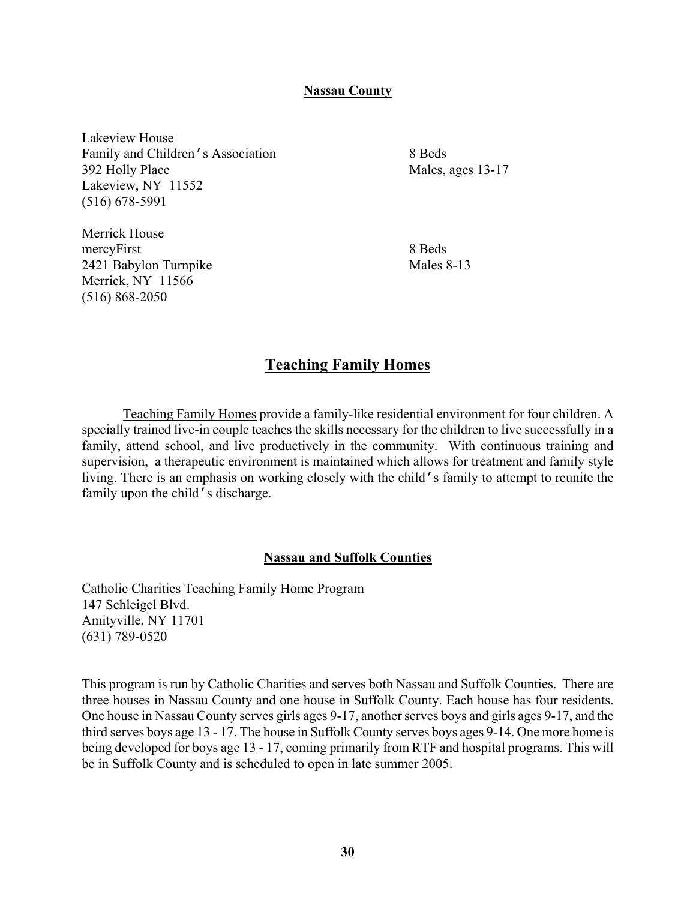### Nassau County

Lakeview House
Family and Children's Association
392 Holly Place
Lakeview, NY 11552
(516) 678-5991

8 Beds
Males, ages 13-17

Merrick House
mercyFirst
2421 Babylon Turnpike
Merrick, NY 11566
(516) 868-2050

8 Beds
Males 8-13

## Teaching Family Homes

Teaching Family Homes provide a family-like residential environment for four children. A specially trained live-in couple teaches the skills necessary for the children to live successfully in a family, attend school, and live productively in the community. With continuous training and supervision, a therapeutic environment is maintained which allows for treatment and family style living. There is an emphasis on working closely with the child's family to attempt to reunite the family upon the child's discharge.

### Nassau and Suffolk Counties

Catholic Charities Teaching Family Home Program
147 Schleigel Blvd.
Amityville, NY 11701
(631) 789-0520

This program is run by Catholic Charities and serves both Nassau and Suffolk Counties. There are three houses in Nassau County and one house in Suffolk County. Each house has four residents. One house in Nassau County serves girls ages 9-17, another serves boys and girls ages 9-17, and the third serves boys age 13 - 17. The house in Suffolk County serves boys ages 9-14. One more home is being developed for boys age 13 - 17, coming primarily from RTF and hospital programs. This will be in Suffolk County and is scheduled to open in late summer 2005.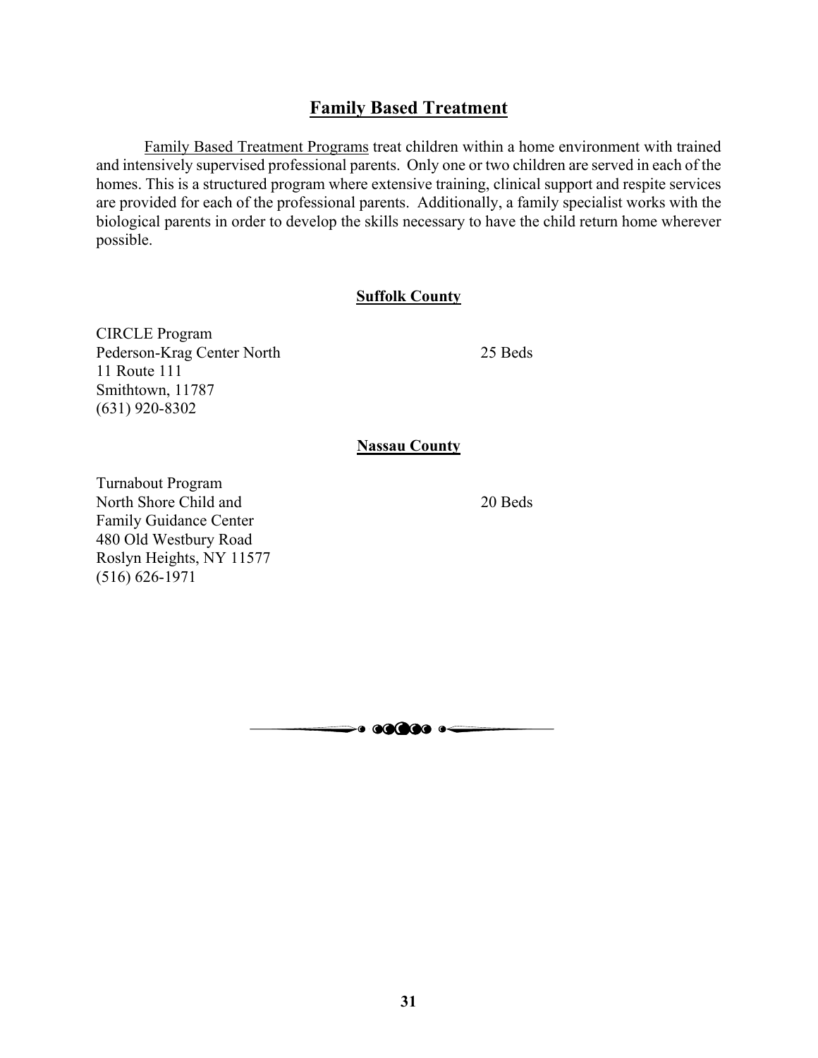## Family Based Treatment

Family Based Treatment Programs treat children within a home environment with trained and intensively supervised professional parents. Only one or two children are served in each of the homes. This is a structured program where extensive training, clinical support and respite services are provided for each of the professional parents. Additionally, a family specialist works with the biological parents in order to develop the skills necessary to have the child return home wherever possible.

### Suffolk County

CIRCLE Program
Pederson-Krag Center North — 25 Beds
11 Route 111
Smithtown, 11787
(631) 920-8302

### Nassau County

Turnabout Program
North Shore Child and — 20 Beds
Family Guidance Center
480 Old Westbury Road
Roslyn Heights, NY 11577
(516) 626-1971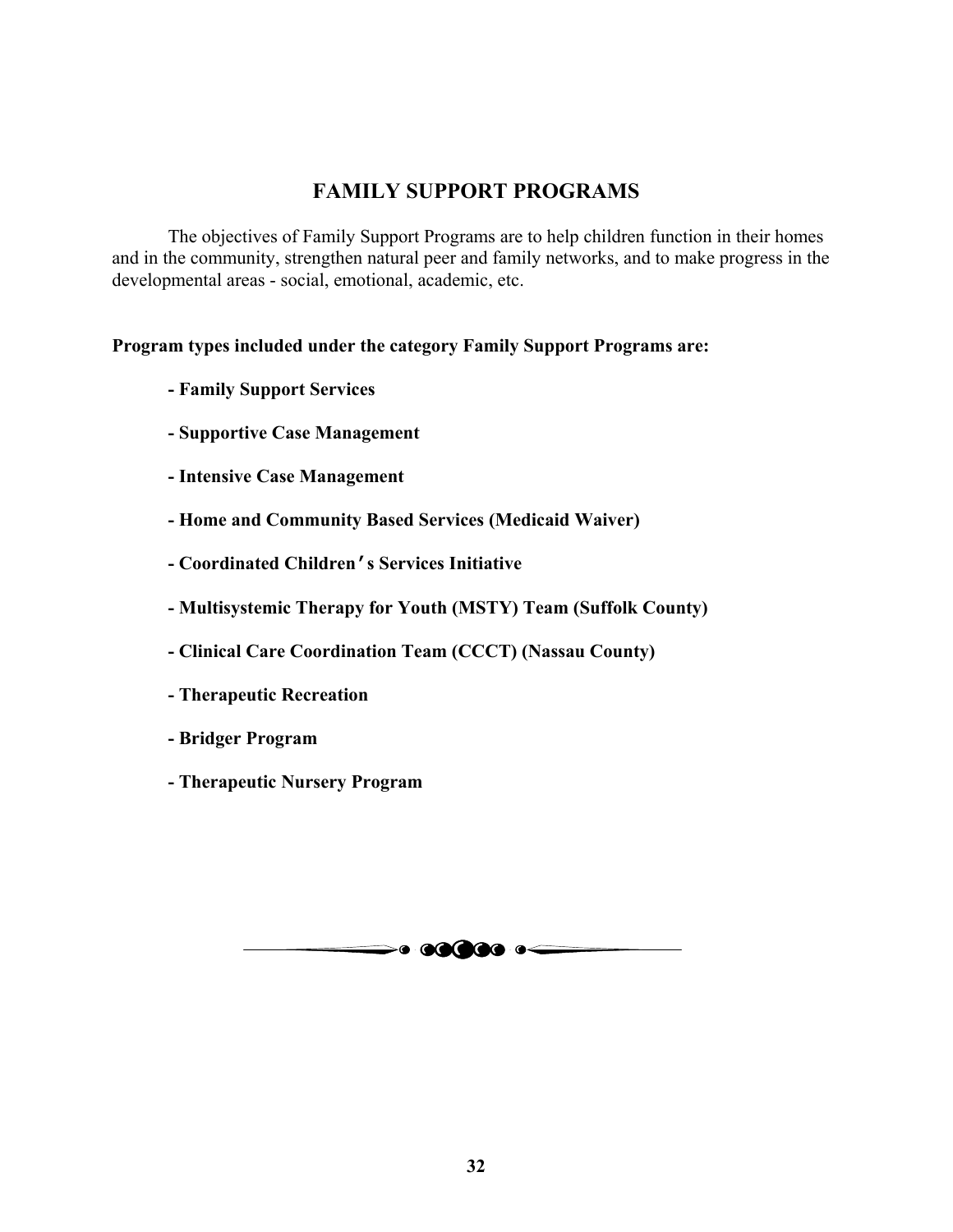# FAMILY SUPPORT PROGRAMS

The objectives of Family Support Programs are to help children function in their homes and in the community, strengthen natural peer and family networks, and to make progress in the developmental areas - social, emotional, academic, etc.

**Program types included under the category Family Support Programs are:**

- **Family Support Services**
- **Supportive Case Management**
- **Intensive Case Management**
- **Home and Community Based Services (Medicaid Waiver)**
- **Coordinated Children's Services Initiative**
- **Multisystemic Therapy for Youth (MSTY) Team (Suffolk County)**
- **Clinical Care Coordination Team (CCCT) (Nassau County)**
- **Therapeutic Recreation**
- **Bridger Program**
- **Therapeutic Nursery Program**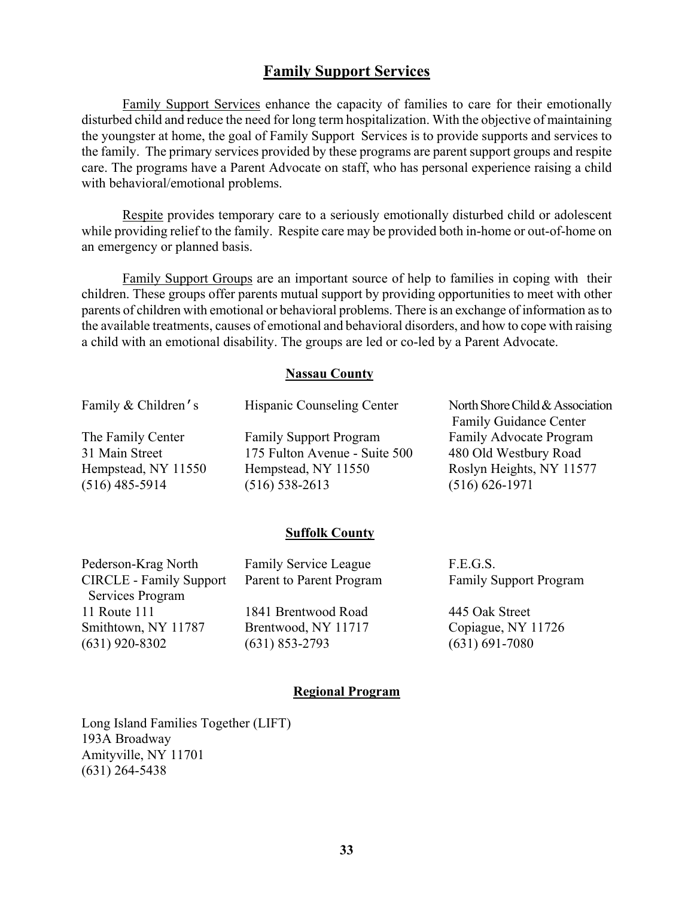# Family Support Services

Family Support Services enhance the capacity of families to care for their emotionally disturbed child and reduce the need for long term hospitalization. With the objective of maintaining the youngster at home, the goal of Family Support Services is to provide supports and services to the family. The primary services provided by these programs are parent support groups and respite care. The programs have a Parent Advocate on staff, who has personal experience raising a child with behavioral/emotional problems.

Respite provides temporary care to a seriously emotionally disturbed child or adolescent while providing relief to the family. Respite care may be provided both in-home or out-of-home on an emergency or planned basis.

Family Support Groups are an important source of help to families in coping with their children. These groups offer parents mutual support by providing opportunities to meet with other parents of children with emotional or behavioral problems. There is an exchange of information as to the available treatments, causes of emotional and behavioral disorders, and how to cope with raising a child with an emotional disability. The groups are led or co-led by a Parent Advocate.

## Nassau County

Family & Children's
The Family Center
31 Main Street
Hempstead, NY 11550
(516) 485-5914

Hispanic Counseling Center
Family Support Program
175 Fulton Avenue - Suite 500
Hempstead, NY 11550
(516) 538-2613

North Shore Child & Association
Family Guidance Center
Family Advocate Program
480 Old Westbury Road
Roslyn Heights, NY 11577
(516) 626-1971

## Suffolk County

Pederson-Krag North
CIRCLE - Family Support Services Program
11 Route 111
Smithtown, NY 11787
(631) 920-8302

Family Service League
Parent to Parent Program
1841 Brentwood Road
Brentwood, NY 11717
(631) 853-2793

F.E.G.S.
Family Support Program
445 Oak Street
Copiague, NY 11726
(631) 691-7080

## Regional Program

Long Island Families Together (LIFT)
193A Broadway
Amityville, NY 11701
(631) 264-5438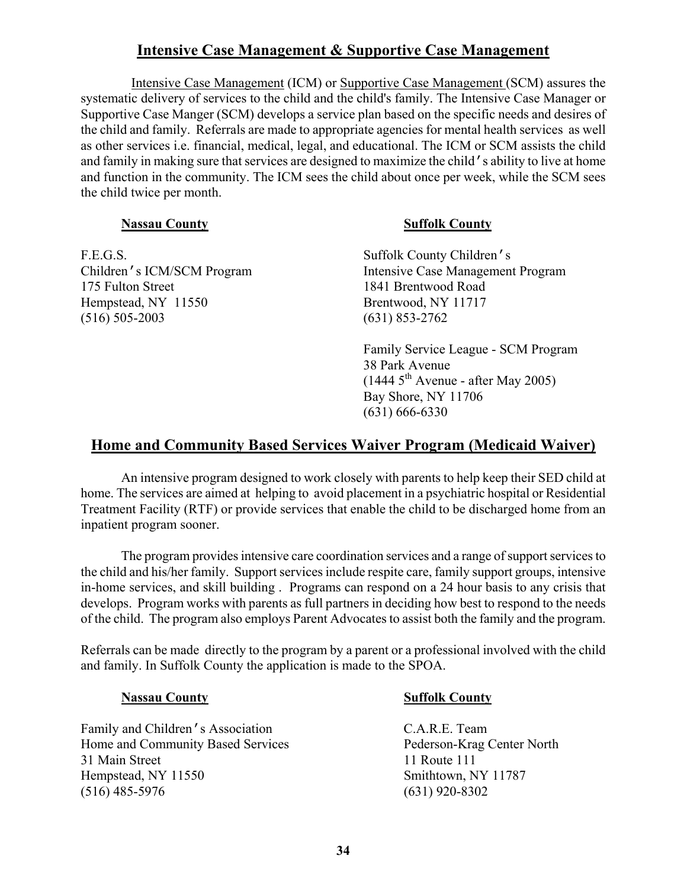## Intensive Case Management & Supportive Case Management

Intensive Case Management (ICM) or Supportive Case Management (SCM) assures the systematic delivery of services to the child and the child's family. The Intensive Case Manager or Supportive Case Manger (SCM) develops a service plan based on the specific needs and desires of the child and family. Referrals are made to appropriate agencies for mental health services as well as other services i.e. financial, medical, legal, and educational. The ICM or SCM assists the child and family in making sure that services are designed to maximize the child's ability to live at home and function in the community. The ICM sees the child about once per week, while the SCM sees the child twice per month.

**Nassau County**

F.E.G.S.
Children's ICM/SCM Program
175 Fulton Street
Hempstead, NY 11550
(516) 505-2003

**Suffolk County**

Suffolk County Children's
Intensive Case Management Program
1841 Brentwood Road
Brentwood, NY 11717
(631) 853-2762

Family Service League - SCM Program
38 Park Avenue
(1444 5th Avenue - after May 2005)
Bay Shore, NY 11706
(631) 666-6330

## Home and Community Based Services Waiver Program (Medicaid Waiver)

An intensive program designed to work closely with parents to help keep their SED child at home. The services are aimed at helping to avoid placement in a psychiatric hospital or Residential Treatment Facility (RTF) or provide services that enable the child to be discharged home from an inpatient program sooner.

The program provides intensive care coordination services and a range of support services to the child and his/her family. Support services include respite care, family support groups, intensive in-home services, and skill building . Programs can respond on a 24 hour basis to any crisis that develops. Program works with parents as full partners in deciding how best to respond to the needs of the child. The program also employs Parent Advocates to assist both the family and the program.

Referrals can be made directly to the program by a parent or a professional involved with the child and family. In Suffolk County the application is made to the SPOA.

**Nassau County**

Family and Children's Association
Home and Community Based Services
31 Main Street
Hempstead, NY 11550
(516) 485-5976

**Suffolk County**

C.A.R.E. Team
Pederson-Krag Center North
11 Route 111
Smithtown, NY 11787
(631) 920-8302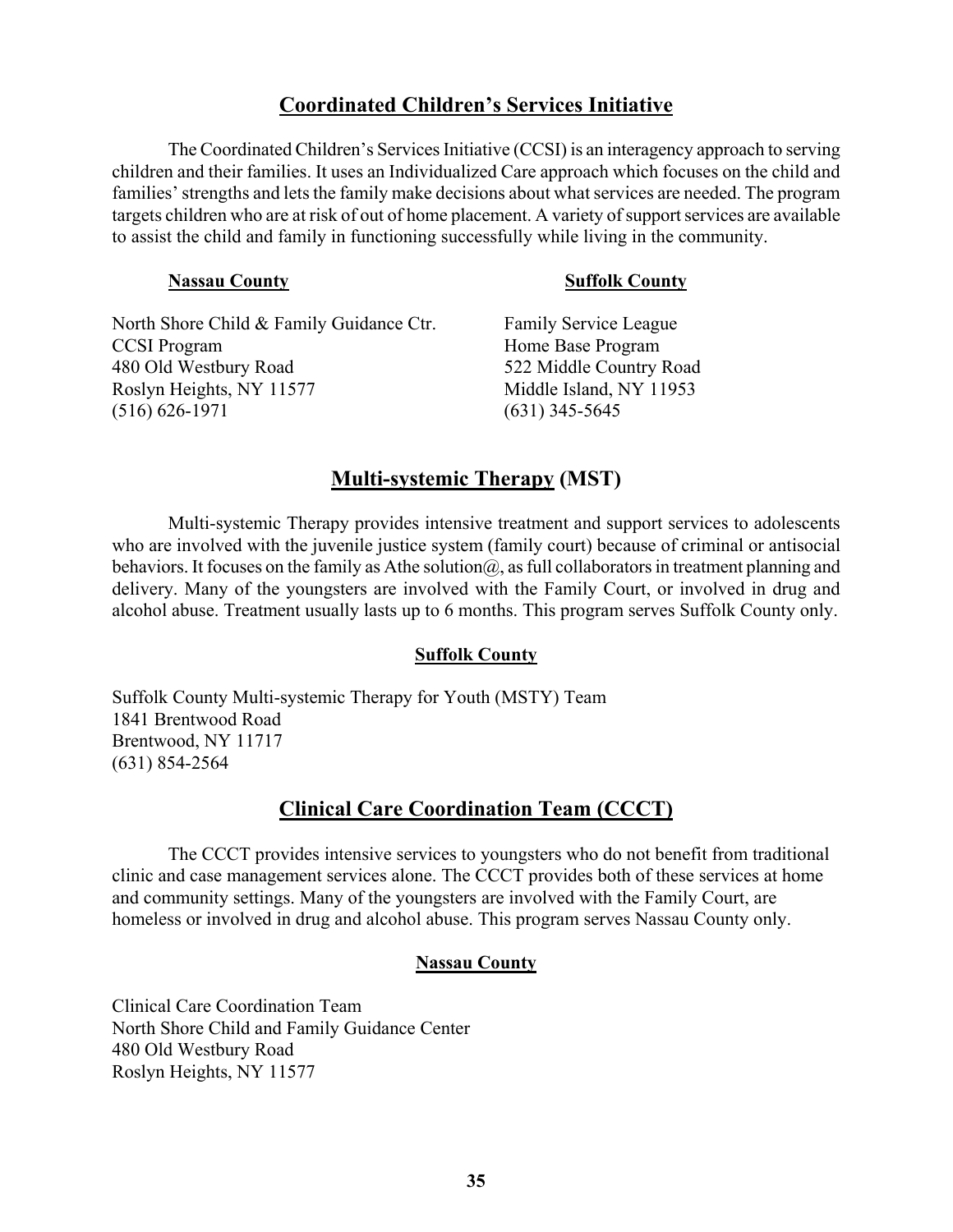## Coordinated Children's Services Initiative

The Coordinated Children's Services Initiative (CCSI) is an interagency approach to serving children and their families. It uses an Individualized Care approach which focuses on the child and families' strengths and lets the family make decisions about what services are needed. The program targets children who are at risk of out of home placement. A variety of support services are available to assist the child and family in functioning successfully while living in the community.

**Nassau County**

North Shore Child & Family Guidance Ctr.
CCSI Program
480 Old Westbury Road
Roslyn Heights, NY 11577
(516) 626-1971

**Suffolk County**

Family Service League
Home Base Program
522 Middle Country Road
Middle Island, NY 11953
(631) 345-5645

## Multi-systemic Therapy (MST)

Multi-systemic Therapy provides intensive treatment and support services to adolescents who are involved with the juvenile justice system (family court) because of criminal or antisocial behaviors. It focuses on the family as Athe solution@, as full collaborators in treatment planning and delivery. Many of the youngsters are involved with the Family Court, or involved in drug and alcohol abuse. Treatment usually lasts up to 6 months. This program serves Suffolk County only.

**Suffolk County**

Suffolk County Multi-systemic Therapy for Youth (MSTY) Team
1841 Brentwood Road
Brentwood, NY 11717
(631) 854-2564

## Clinical Care Coordination Team (CCCT)

The CCCT provides intensive services to youngsters who do not benefit from traditional clinic and case management services alone. The CCCT provides both of these services at home and community settings. Many of the youngsters are involved with the Family Court, are homeless or involved in drug and alcohol abuse. This program serves Nassau County only.

**Nassau County**

Clinical Care Coordination Team
North Shore Child and Family Guidance Center
480 Old Westbury Road
Roslyn Heights, NY 11577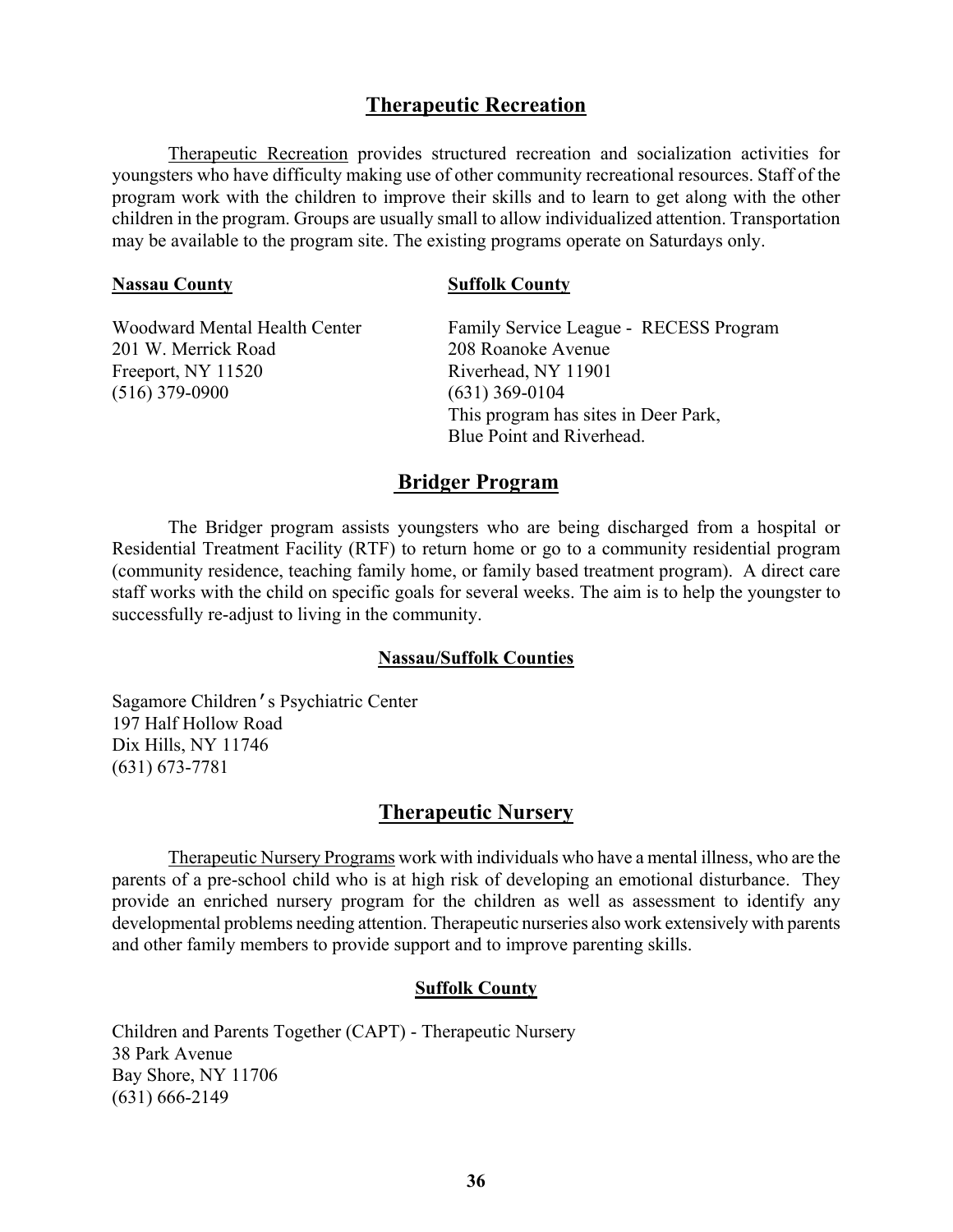## Therapeutic Recreation

Therapeutic Recreation provides structured recreation and socialization activities for youngsters who have difficulty making use of other community recreational resources. Staff of the program work with the children to improve their skills and to learn to get along with the other children in the program. Groups are usually small to allow individualized attention. Transportation may be available to the program site. The existing programs operate on Saturdays only.

**Nassau County**

Woodward Mental Health Center
201 W. Merrick Road
Freeport, NY 11520
(516) 379-0900

**Suffolk County**

Family Service League - RECESS Program
208 Roanoke Avenue
Riverhead, NY 11901
(631) 369-0104
This program has sites in Deer Park, Blue Point and Riverhead.

## Bridger Program

The Bridger program assists youngsters who are being discharged from a hospital or Residential Treatment Facility (RTF) to return home or go to a community residential program (community residence, teaching family home, or family based treatment program). A direct care staff works with the child on specific goals for several weeks. The aim is to help the youngster to successfully re-adjust to living in the community.

**Nassau/Suffolk Counties**

Sagamore Children's Psychiatric Center
197 Half Hollow Road
Dix Hills, NY 11746
(631) 673-7781

## Therapeutic Nursery

Therapeutic Nursery Programs work with individuals who have a mental illness, who are the parents of a pre-school child who is at high risk of developing an emotional disturbance. They provide an enriched nursery program for the children as well as assessment to identify any developmental problems needing attention. Therapeutic nurseries also work extensively with parents and other family members to provide support and to improve parenting skills.

**Suffolk County**

Children and Parents Together (CAPT) - Therapeutic Nursery
38 Park Avenue
Bay Shore, NY 11706
(631) 666-2149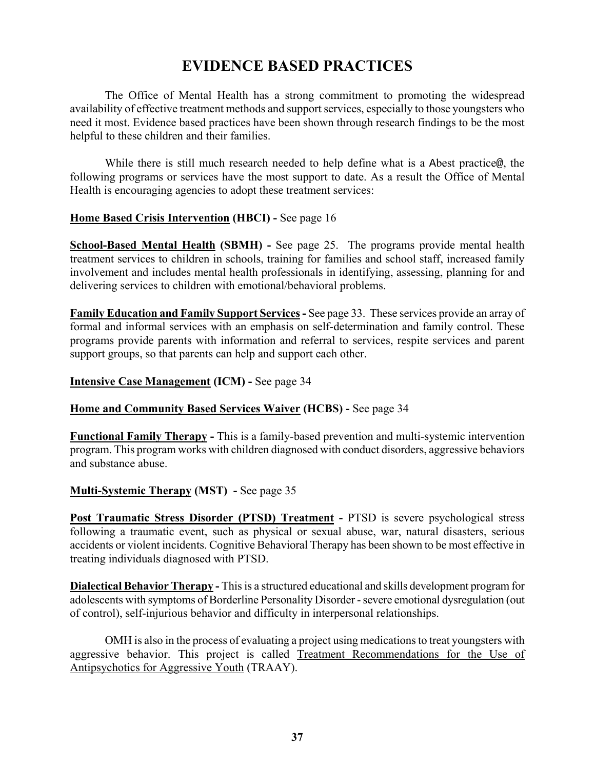# EVIDENCE BASED PRACTICES

The Office of Mental Health has a strong commitment to promoting the widespread availability of effective treatment methods and support services, especially to those youngsters who need it most. Evidence based practices have been shown through research findings to be the most helpful to these children and their families.

While there is still much research needed to help define what is a Abest practice@, the following programs or services have the most support to date. As a result the Office of Mental Health is encouraging agencies to adopt these treatment services:

**Home Based Crisis Intervention (HBCI) -** See page 16

**School-Based Mental Health (SBMH) -** See page 25. The programs provide mental health treatment services to children in schools, training for families and school staff, increased family involvement and includes mental health professionals in identifying, assessing, planning for and delivering services to children with emotional/behavioral problems.

**Family Education and Family Support Services -** See page 33. These services provide an array of formal and informal services with an emphasis on self-determination and family control. These programs provide parents with information and referral to services, respite services and parent support groups, so that parents can help and support each other.

**Intensive Case Management (ICM) -** See page 34

**Home and Community Based Services Waiver (HCBS) -** See page 34

**Functional Family Therapy -** This is a family-based prevention and multi-systemic intervention program. This program works with children diagnosed with conduct disorders, aggressive behaviors and substance abuse.

**Multi-Systemic Therapy (MST) -** See page 35

**Post Traumatic Stress Disorder (PTSD) Treatment -** PTSD is severe psychological stress following a traumatic event, such as physical or sexual abuse, war, natural disasters, serious accidents or violent incidents. Cognitive Behavioral Therapy has been shown to be most effective in treating individuals diagnosed with PTSD.

**Dialectical Behavior Therapy -** This is a structured educational and skills development program for adolescents with symptoms of Borderline Personality Disorder - severe emotional dysregulation (out of control), self-injurious behavior and difficulty in interpersonal relationships.

OMH is also in the process of evaluating a project using medications to treat youngsters with aggressive behavior. This project is called Treatment Recommendations for the Use of Antipsychotics for Aggressive Youth (TRAAY).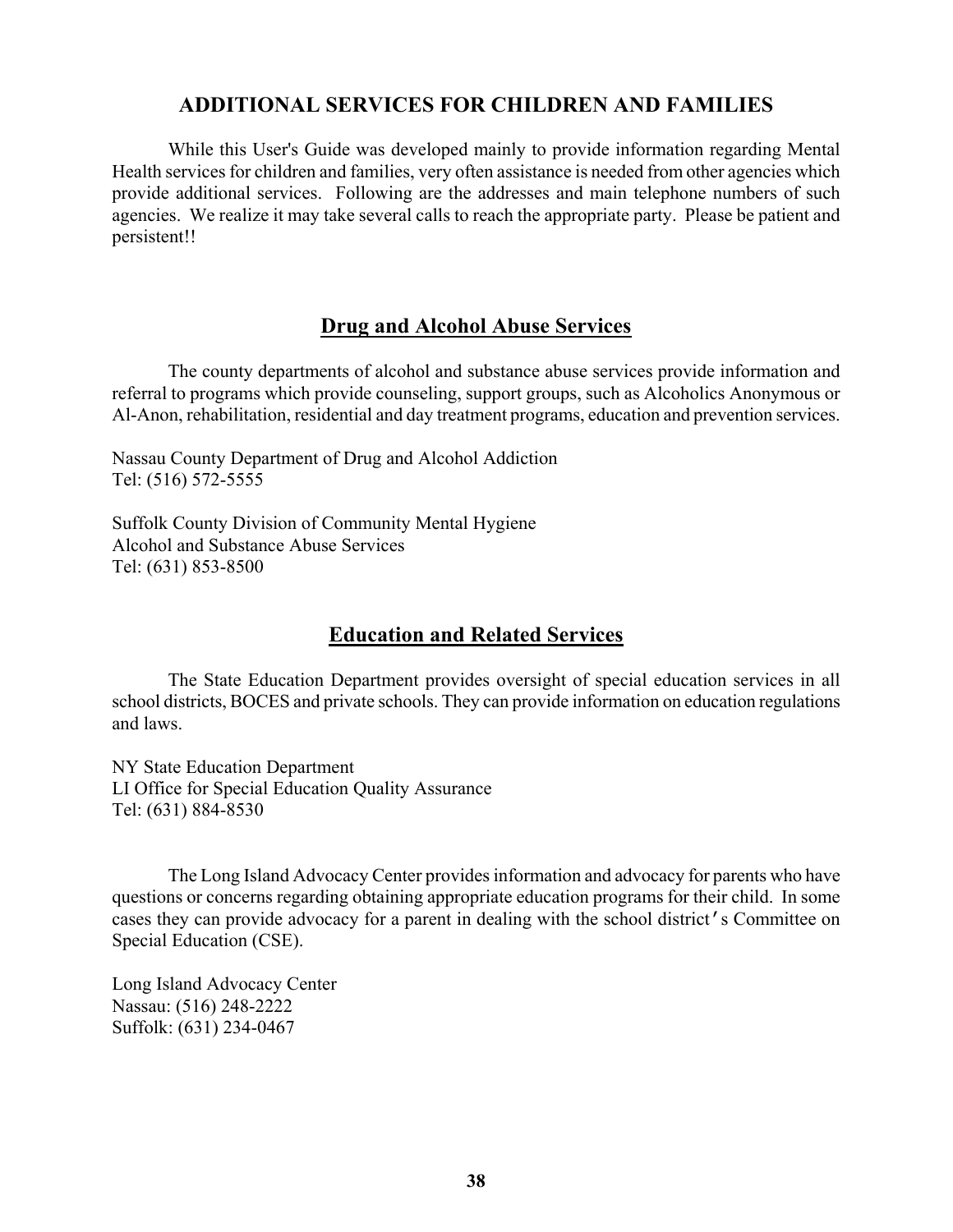## ADDITIONAL SERVICES FOR CHILDREN AND FAMILIES

While this User's Guide was developed mainly to provide information regarding Mental Health services for children and families, very often assistance is needed from other agencies which provide additional services. Following are the addresses and main telephone numbers of such agencies. We realize it may take several calls to reach the appropriate party. Please be patient and persistent!!

### Drug and Alcohol Abuse Services

The county departments of alcohol and substance abuse services provide information and referral to programs which provide counseling, support groups, such as Alcoholics Anonymous or Al-Anon, rehabilitation, residential and day treatment programs, education and prevention services.

Nassau County Department of Drug and Alcohol Addiction
Tel: (516) 572-5555

Suffolk County Division of Community Mental Hygiene
Alcohol and Substance Abuse Services
Tel: (631) 853-8500

### Education and Related Services

The State Education Department provides oversight of special education services in all school districts, BOCES and private schools. They can provide information on education regulations and laws.

NY State Education Department
LI Office for Special Education Quality Assurance
Tel: (631) 884-8530

The Long Island Advocacy Center provides information and advocacy for parents who have questions or concerns regarding obtaining appropriate education programs for their child. In some cases they can provide advocacy for a parent in dealing with the school district's Committee on Special Education (CSE).

Long Island Advocacy Center
Nassau: (516) 248-2222
Suffolk: (631) 234-0467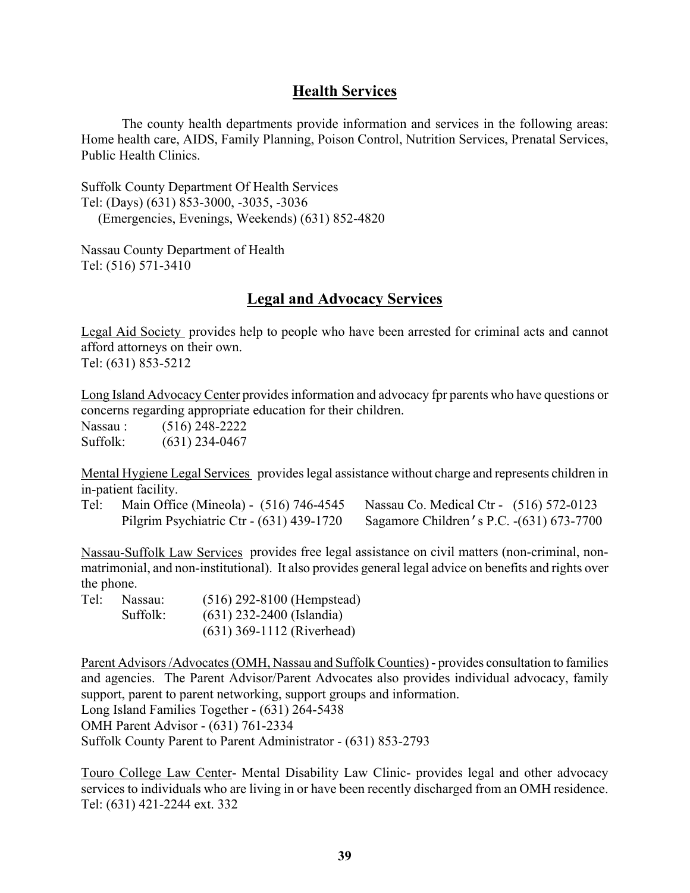## Health Services

The county health departments provide information and services in the following areas: Home health care, AIDS, Family Planning, Poison Control, Nutrition Services, Prenatal Services, Public Health Clinics.

Suffolk County Department Of Health Services
Tel: (Days) (631) 853-3000, -3035, -3036
(Emergencies, Evenings, Weekends) (631) 852-4820

Nassau County Department of Health
Tel: (516) 571-3410

## Legal and Advocacy Services

Legal Aid Society provides help to people who have been arrested for criminal acts and cannot afford attorneys on their own.
Tel: (631) 853-5212

Long Island Advocacy Center provides information and advocacy fpr parents who have questions or concerns regarding appropriate education for their children.
Nassau : (516) 248-2222
Suffolk: (631) 234-0467

Mental Hygiene Legal Services provides legal assistance without charge and represents children in in-patient facility.
Tel: Main Office (Mineola) - (516) 746-4545 Nassau Co. Medical Ctr - (516) 572-0123
Pilgrim Psychiatric Ctr - (631) 439-1720 Sagamore Children's P.C. -(631) 673-7700

Nassau-Suffolk Law Services provides free legal assistance on civil matters (non-criminal, non-matrimonial, and non-institutional). It also provides general legal advice on benefits and rights over the phone.
Tel: Nassau: (516) 292-8100 (Hempstead)
Suffolk: (631) 232-2400 (Islandia)
(631) 369-1112 (Riverhead)

Parent Advisors /Advocates (OMH, Nassau and Suffolk Counties) - provides consultation to families and agencies. The Parent Advisor/Parent Advocates also provides individual advocacy, family support, parent to parent networking, support groups and information.
Long Island Families Together - (631) 264-5438
OMH Parent Advisor - (631) 761-2334
Suffolk County Parent to Parent Administrator - (631) 853-2793

Touro College Law Center- Mental Disability Law Clinic- provides legal and other advocacy services to individuals who are living in or have been recently discharged from an OMH residence.
Tel: (631) 421-2244 ext. 332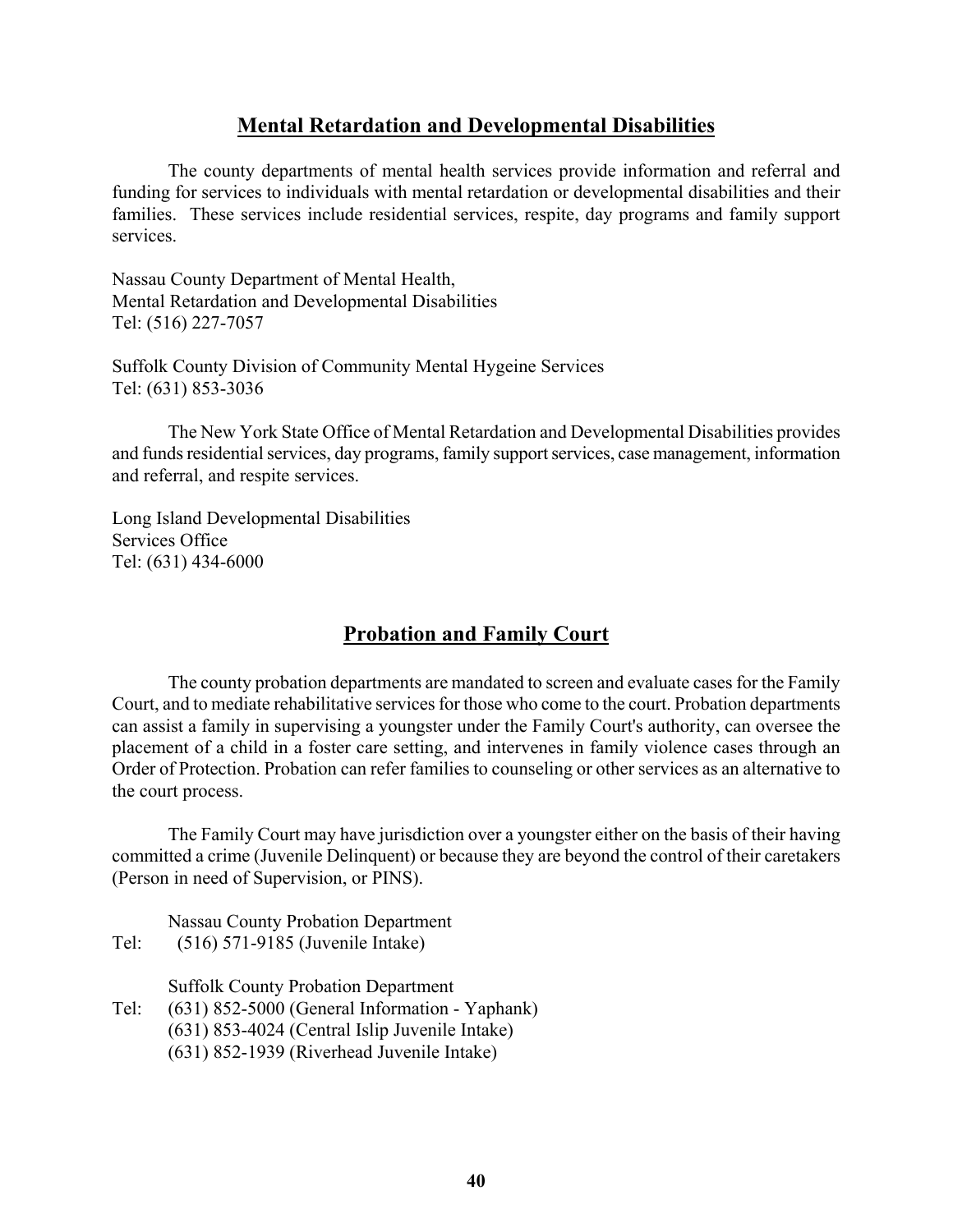## Mental Retardation and Developmental Disabilities

The county departments of mental health services provide information and referral and funding for services to individuals with mental retardation or developmental disabilities and their families. These services include residential services, respite, day programs and family support services.

Nassau County Department of Mental Health,
Mental Retardation and Developmental Disabilities
Tel: (516) 227-7057

Suffolk County Division of Community Mental Hygeine Services
Tel: (631) 853-3036

The New York State Office of Mental Retardation and Developmental Disabilities provides and funds residential services, day programs, family support services, case management, information and referral, and respite services.

Long Island Developmental Disabilities
Services Office
Tel: (631) 434-6000

## Probation and Family Court

The county probation departments are mandated to screen and evaluate cases for the Family Court, and to mediate rehabilitative services for those who come to the court. Probation departments can assist a family in supervising a youngster under the Family Court's authority, can oversee the placement of a child in a foster care setting, and intervenes in family violence cases through an Order of Protection. Probation can refer families to counseling or other services as an alternative to the court process.

The Family Court may have jurisdiction over a youngster either on the basis of their having committed a crime (Juvenile Delinquent) or because they are beyond the control of their caretakers (Person in need of Supervision, or PINS).

Nassau County Probation Department
Tel: (516) 571-9185 (Juvenile Intake)

Suffolk County Probation Department
Tel: (631) 852-5000 (General Information - Yaphank)
(631) 853-4024 (Central Islip Juvenile Intake)
(631) 852-1939 (Riverhead Juvenile Intake)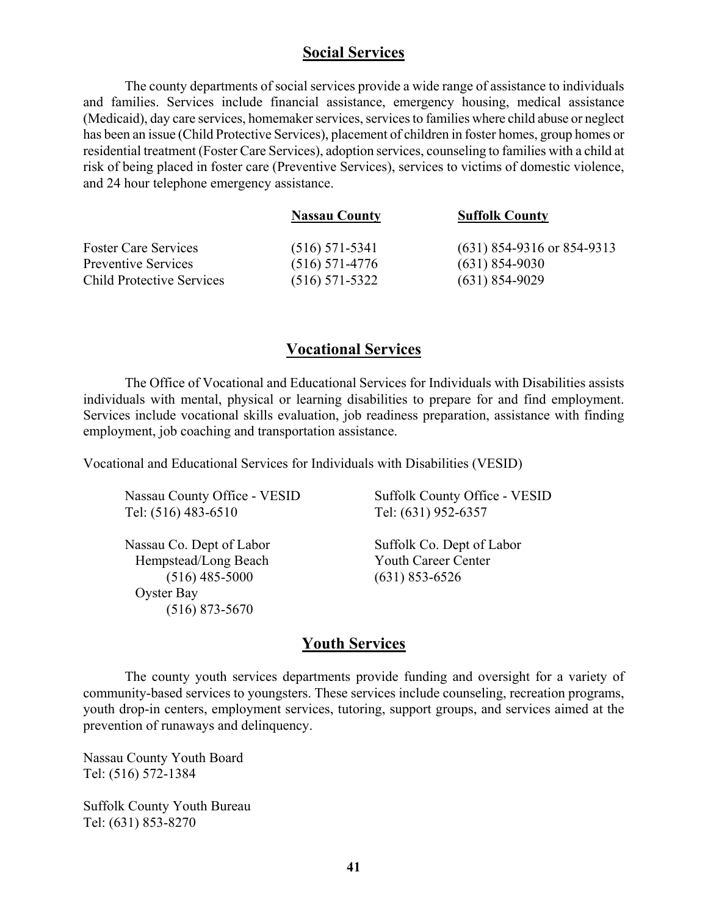## Social Services

The county departments of social services provide a wide range of assistance to individuals and families. Services include financial assistance, emergency housing, medical assistance (Medicaid), day care services, homemaker services, services to families where child abuse or neglect has been an issue (Child Protective Services), placement of children in foster homes, group homes or residential treatment (Foster Care Services), adoption services, counseling to families with a child at risk of being placed in foster care (Preventive Services), services to victims of domestic violence, and 24 hour telephone emergency assistance.

| | **Nassau County** | **Suffolk County** |
|---|---|---|
| Foster Care Services | (516) 571-5341 | (631) 854-9316 or 854-9313 |
| Preventive Services | (516) 571-4776 | (631) 854-9030 |
| Child Protective Services | (516) 571-5322 | (631) 854-9029 |

## Vocational Services

The Office of Vocational and Educational Services for Individuals with Disabilities assists individuals with mental, physical or learning disabilities to prepare for and find employment. Services include vocational skills evaluation, job readiness preparation, assistance with finding employment, job coaching and transportation assistance.

Vocational and Educational Services for Individuals with Disabilities (VESID)

Nassau County Office - VESID
Tel: (516) 483-6510

Nassau Co. Dept of Labor
Hempstead/Long Beach
(516) 485-5000
Oyster Bay
(516) 873-5670

Suffolk County Office - VESID
Tel: (631) 952-6357

Suffolk Co. Dept of Labor
Youth Career Center
(631) 853-6526

## Youth Services

The county youth services departments provide funding and oversight for a variety of community-based services to youngsters. These services include counseling, recreation programs, youth drop-in centers, employment services, tutoring, support groups, and services aimed at the prevention of runaways and delinquency.

Nassau County Youth Board
Tel: (516) 572-1384

Suffolk County Youth Bureau
Tel: (631) 853-8270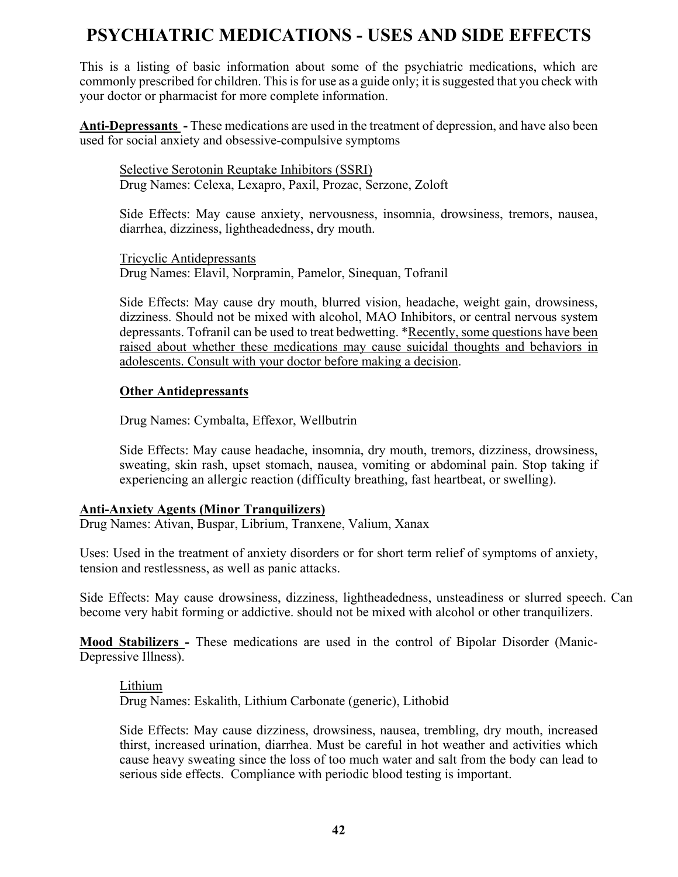# PSYCHIATRIC MEDICATIONS - USES AND SIDE EFFECTS

This is a listing of basic information about some of the psychiatric medications, which are commonly prescribed for children. This is for use as a guide only; it is suggested that you check with your doctor or pharmacist for more complete information.

**Anti-Depressants -** These medications are used in the treatment of depression, and have also been used for social anxiety and obsessive-compulsive symptoms

Selective Serotonin Reuptake Inhibitors (SSRI)
Drug Names: Celexa, Lexapro, Paxil, Prozac, Serzone, Zoloft

Side Effects: May cause anxiety, nervousness, insomnia, drowsiness, tremors, nausea, diarrhea, dizziness, lightheadedness, dry mouth.

Tricyclic Antidepressants
Drug Names: Elavil, Norpramin, Pamelor, Sinequan, Tofranil

Side Effects: May cause dry mouth, blurred vision, headache, weight gain, drowsiness, dizziness. Should not be mixed with alcohol, MAO Inhibitors, or central nervous system depressants. Tofranil can be used to treat bedwetting. *Recently, some questions have been raised about whether these medications may cause suicidal thoughts and behaviors in adolescents. Consult with your doctor before making a decision.

**Other Antidepressants**

Drug Names: Cymbalta, Effexor, Wellbutrin

Side Effects: May cause headache, insomnia, dry mouth, tremors, dizziness, drowsiness, sweating, skin rash, upset stomach, nausea, vomiting or abdominal pain. Stop taking if experiencing an allergic reaction (difficulty breathing, fast heartbeat, or swelling).

**Anti-Anxiety Agents (Minor Tranquilizers)**
Drug Names: Ativan, Buspar, Librium, Tranxene, Valium, Xanax

Uses: Used in the treatment of anxiety disorders or for short term relief of symptoms of anxiety, tension and restlessness, as well as panic attacks.

Side Effects: May cause drowsiness, dizziness, lightheadedness, unsteadiness or slurred speech. Can become very habit forming or addictive. should not be mixed with alcohol or other tranquilizers.

**Mood Stabilizers -** These medications are used in the control of Bipolar Disorder (Manic-Depressive Illness).

Lithium
Drug Names: Eskalith, Lithium Carbonate (generic), Lithobid

Side Effects: May cause dizziness, drowsiness, nausea, trembling, dry mouth, increased thirst, increased urination, diarrhea. Must be careful in hot weather and activities which cause heavy sweating since the loss of too much water and salt from the body can lead to serious side effects. Compliance with periodic blood testing is important.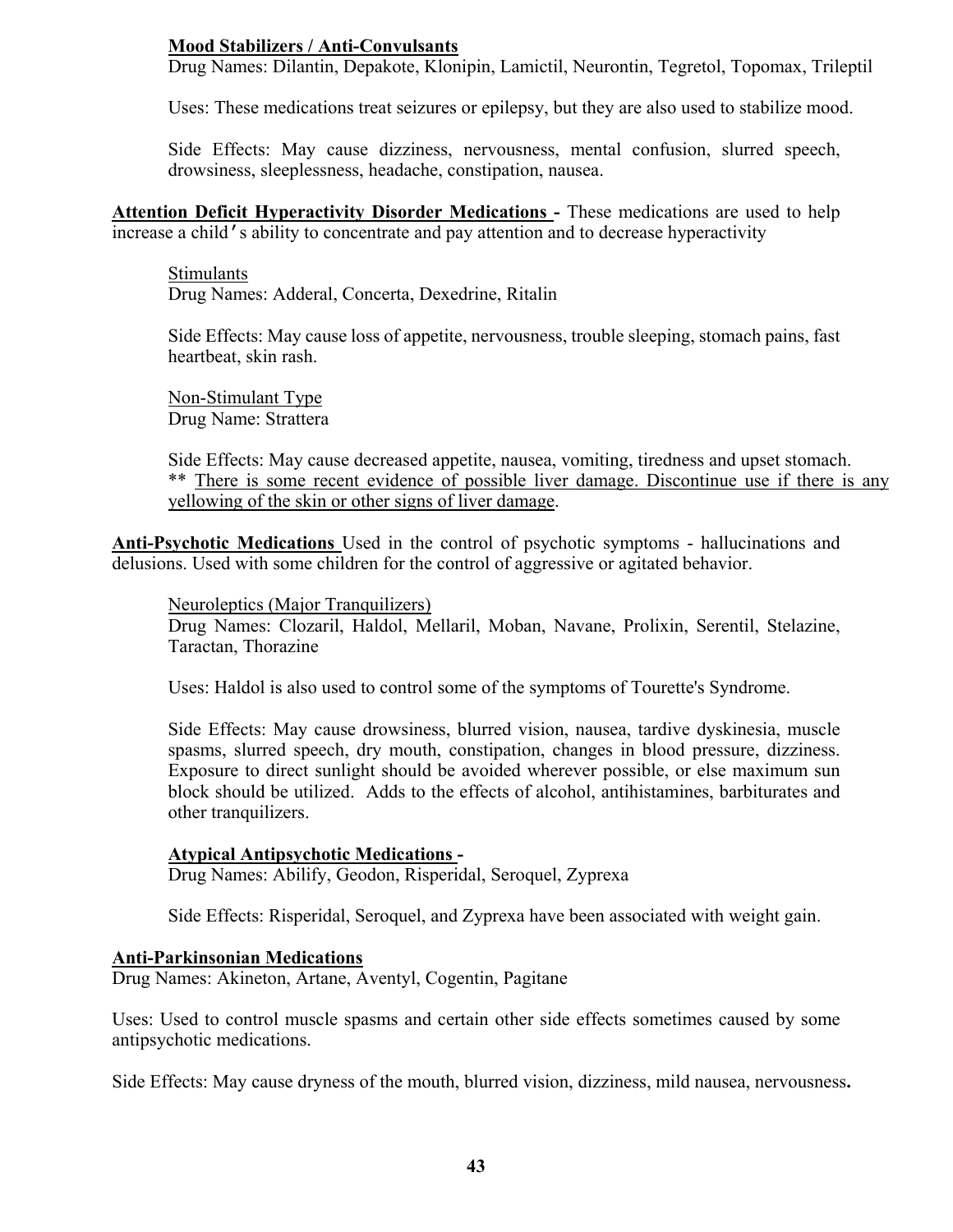**Mood Stabilizers / Anti-Convulsants**

Drug Names: Dilantin, Depakote, Klonipin, Lamictil, Neurontin, Tegretol, Topomax, Trileptil

Uses: These medications treat seizures or epilepsy, but they are also used to stabilize mood.

Side Effects: May cause dizziness, nervousness, mental confusion, slurred speech, drowsiness, sleeplessness, headache, constipation, nausea.

**Attention Deficit Hyperactivity Disorder Medications -** These medications are used to help increase a child's ability to concentrate and pay attention and to decrease hyperactivity

Stimulants

Drug Names: Adderal, Concerta, Dexedrine, Ritalin

Side Effects: May cause loss of appetite, nervousness, trouble sleeping, stomach pains, fast heartbeat, skin rash.

Non-Stimulant Type

Drug Name: Strattera

Side Effects: May cause decreased appetite, nausea, vomiting, tiredness and upset stomach.
** There is some recent evidence of possible liver damage. Discontinue use if there is any yellowing of the skin or other signs of liver damage.

**Anti-Psychotic Medications** Used in the control of psychotic symptoms - hallucinations and delusions. Used with some children for the control of aggressive or agitated behavior.

Neuroleptics (Major Tranquilizers)

Drug Names: Clozaril, Haldol, Mellaril, Moban, Navane, Prolixin, Serentil, Stelazine, Taractan, Thorazine

Uses: Haldol is also used to control some of the symptoms of Tourette's Syndrome.

Side Effects: May cause drowsiness, blurred vision, nausea, tardive dyskinesia, muscle spasms, slurred speech, dry mouth, constipation, changes in blood pressure, dizziness. Exposure to direct sunlight should be avoided wherever possible, or else maximum sun block should be utilized. Adds to the effects of alcohol, antihistamines, barbiturates and other tranquilizers.

**Atypical Antipsychotic Medications -**

Drug Names: Abilify, Geodon, Risperidal, Seroquel, Zyprexa

Side Effects: Risperidal, Seroquel, and Zyprexa have been associated with weight gain.

**Anti-Parkinsonian Medications**

Drug Names: Akineton, Artane, Aventyl, Cogentin, Pagitane

Uses: Used to control muscle spasms and certain other side effects sometimes caused by some antipsychotic medications.

Side Effects: May cause dryness of the mouth, blurred vision, dizziness, mild nausea, nervousness.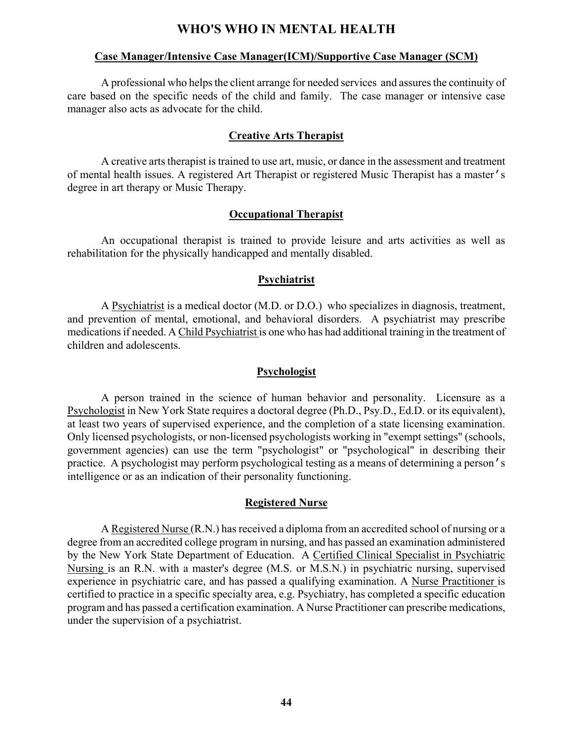# WHO'S WHO IN MENTAL HEALTH

## Case Manager/Intensive Case Manager(ICM)/Supportive Case Manager (SCM)

A professional who helps the client arrange for needed services and assures the continuity of care based on the specific needs of the child and family. The case manager or intensive case manager also acts as advocate for the child.

## Creative Arts Therapist

A creative arts therapist is trained to use art, music, or dance in the assessment and treatment of mental health issues. A registered Art Therapist or registered Music Therapist has a master's degree in art therapy or Music Therapy.

## Occupational Therapist

An occupational therapist is trained to provide leisure and arts activities as well as rehabilitation for the physically handicapped and mentally disabled.

## Psychiatrist

A Psychiatrist is a medical doctor (M.D. or D.O.) who specializes in diagnosis, treatment, and prevention of mental, emotional, and behavioral disorders. A psychiatrist may prescribe medications if needed. A Child Psychiatrist is one who has had additional training in the treatment of children and adolescents.

## Psychologist

A person trained in the science of human behavior and personality. Licensure as a Psychologist in New York State requires a doctoral degree (Ph.D., Psy.D., Ed.D. or its equivalent), at least two years of supervised experience, and the completion of a state licensing examination. Only licensed psychologists, or non-licensed psychologists working in "exempt settings" (schools, government agencies) can use the term "psychologist" or "psychological" in describing their practice. A psychologist may perform psychological testing as a means of determining a person's intelligence or as an indication of their personality functioning.

## Registered Nurse

A Registered Nurse (R.N.) has received a diploma from an accredited school of nursing or a degree from an accredited college program in nursing, and has passed an examination administered by the New York State Department of Education. A Certified Clinical Specialist in Psychiatric Nursing is an R.N. with a master's degree (M.S. or M.S.N.) in psychiatric nursing, supervised experience in psychiatric care, and has passed a qualifying examination. A Nurse Practitioner is certified to practice in a specific specialty area, e.g. Psychiatry, has completed a specific education program and has passed a certification examination. A Nurse Practitioner can prescribe medications, under the supervision of a psychiatrist.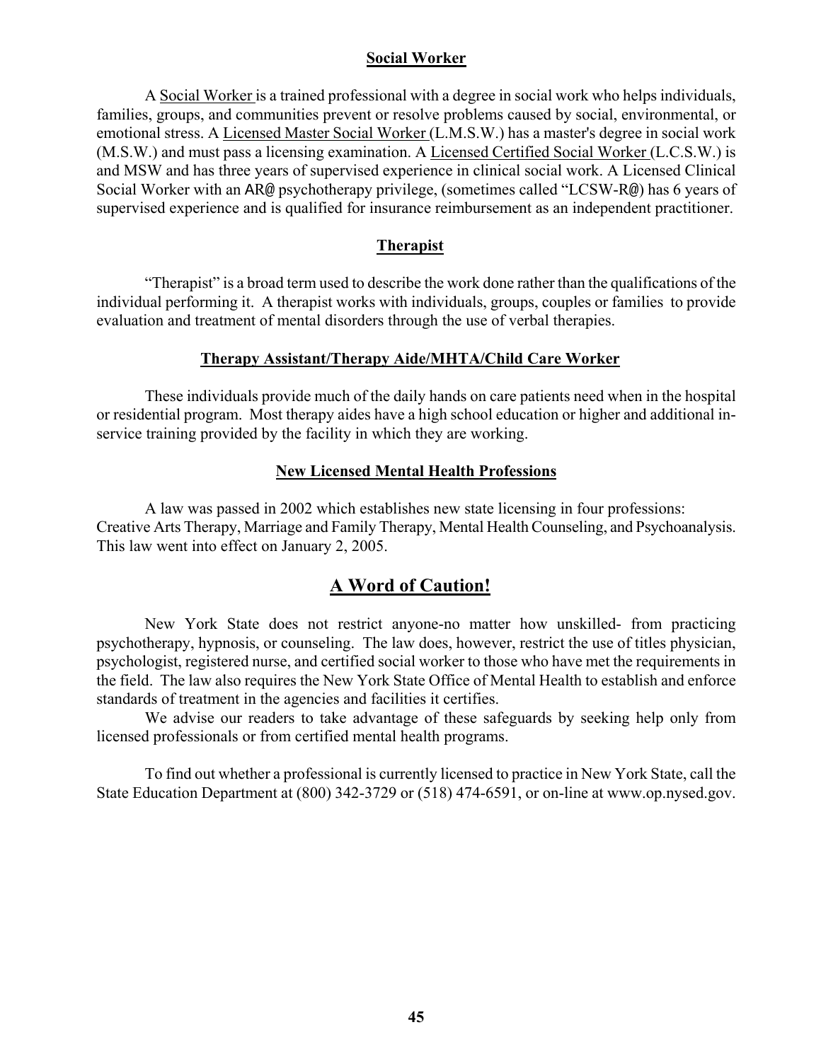## Social Worker

A Social Worker is a trained professional with a degree in social work who helps individuals, families, groups, and communities prevent or resolve problems caused by social, environmental, or emotional stress. A Licensed Master Social Worker (L.M.S.W.) has a master's degree in social work (M.S.W.) and must pass a licensing examination. A Licensed Certified Social Worker (L.C.S.W.) is and MSW and has three years of supervised experience in clinical social work. A Licensed Clinical Social Worker with an AR@ psychotherapy privilege, (sometimes called "LCSW-R@) has 6 years of supervised experience and is qualified for insurance reimbursement as an independent practitioner.

## Therapist

"Therapist" is a broad term used to describe the work done rather than the qualifications of the individual performing it. A therapist works with individuals, groups, couples or families to provide evaluation and treatment of mental disorders through the use of verbal therapies.

## Therapy Assistant/Therapy Aide/MHTA/Child Care Worker

These individuals provide much of the daily hands on care patients need when in the hospital or residential program. Most therapy aides have a high school education or higher and additional in-service training provided by the facility in which they are working.

## New Licensed Mental Health Professions

A law was passed in 2002 which establishes new state licensing in four professions: Creative Arts Therapy, Marriage and Family Therapy, Mental Health Counseling, and Psychoanalysis. This law went into effect on January 2, 2005.

# A Word of Caution!

New York State does not restrict anyone-no matter how unskilled- from practicing psychotherapy, hypnosis, or counseling. The law does, however, restrict the use of titles physician, psychologist, registered nurse, and certified social worker to those who have met the requirements in the field. The law also requires the New York State Office of Mental Health to establish and enforce standards of treatment in the agencies and facilities it certifies.

We advise our readers to take advantage of these safeguards by seeking help only from licensed professionals or from certified mental health programs.

To find out whether a professional is currently licensed to practice in New York State, call the State Education Department at (800) 342-3729 or (518) 474-6591, or on-line at www.op.nysed.gov.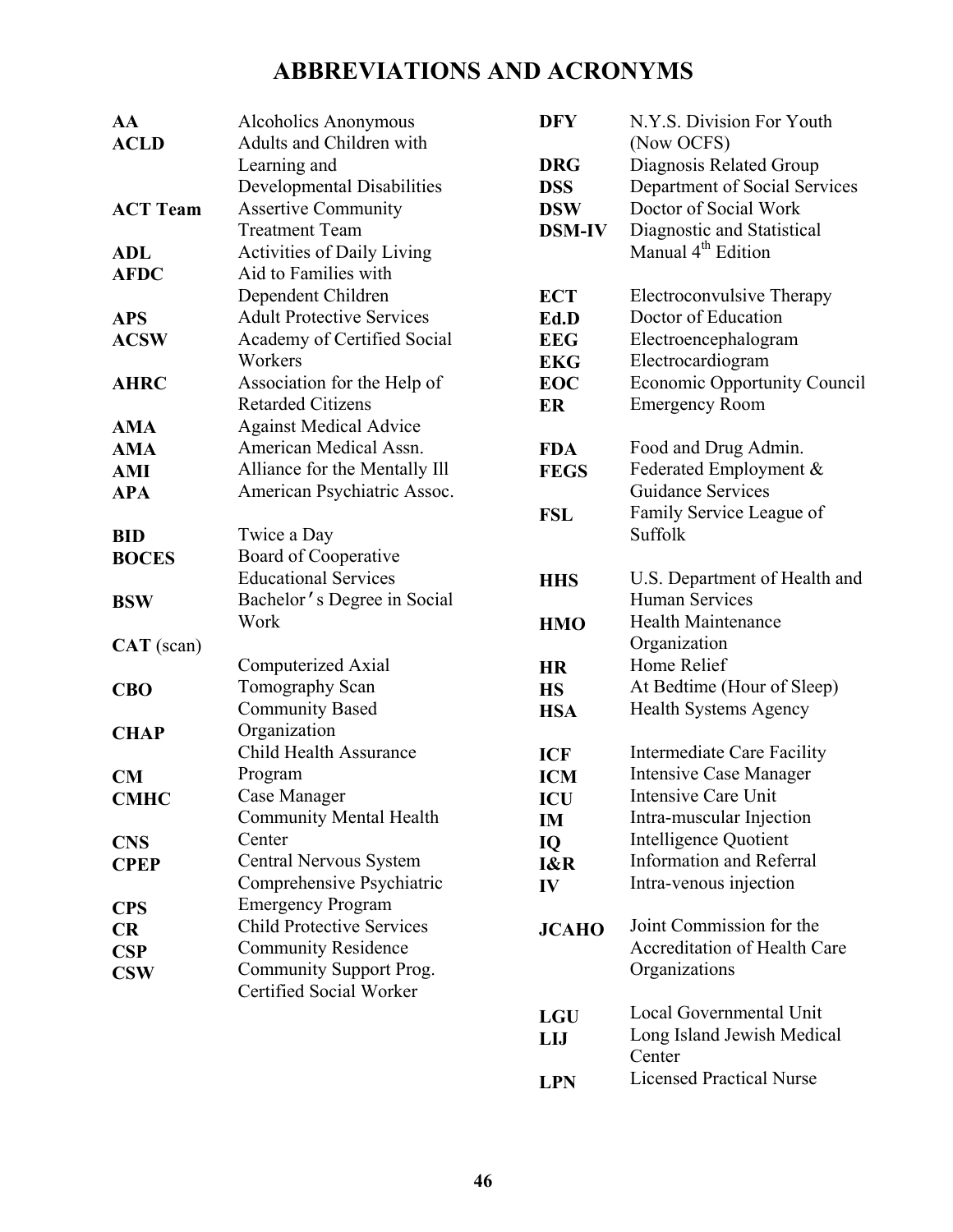# ABBREVIATIONS AND ACRONYMS

| | |
|---|---|
| **AA** | Alcoholics Anonymous |
| **ACLD** | Adults and Children with Learning and Developmental Disabilities |
| **ACT Team** | Assertive Community Treatment Team |
| **ADL** | Activities of Daily Living |
| **AFDC** | Aid to Families with Dependent Children |
| **APS** | Adult Protective Services |
| **ACSW** | Academy of Certified Social Workers |
| **AHRC** | Association for the Help of Retarded Citizens |
| **AMA** | Against Medical Advice |
| **AMA** | American Medical Assn. |
| **AMI** | Alliance for the Mentally Ill |
| **APA** | American Psychiatric Assoc. |
| **BID** | Twice a Day |
| **BOCES** | Board of Cooperative Educational Services |
| **BSW** | Bachelor's Degree in Social Work |
| **CAT** (scan) | Computerized Axial Tomography Scan |
| **CBO** | Community Based Organization |
| **CHAP** | Child Health Assurance Program |
| **CM** | Case Manager |
| **CMHC** | Community Mental Health Center |
| **CNS** | Central Nervous System |
| **CPEP** | Comprehensive Psychiatric Emergency Program |
| **CPS** | Child Protective Services |
| **CR** | Community Residence |
| **CSP** | Community Support Prog. |
| **CSW** | Certified Social Worker |
| **DFY** | N.Y.S. Division For Youth (Now OCFS) |
| **DRG** | Diagnosis Related Group |
| **DSS** | Department of Social Services |
| **DSW** | Doctor of Social Work |
| **DSM-IV** | Diagnostic and Statistical Manual 4th Edition |
| **ECT** | Electroconvulsive Therapy |
| **Ed.D** | Doctor of Education |
| **EEG** | Electroencephalogram |
| **EKG** | Electrocardiogram |
| **EOC** | Economic Opportunity Council |
| **ER** | Emergency Room |
| **FDA** | Food and Drug Admin. |
| **FEGS** | Federated Employment & Guidance Services |
| **FSL** | Family Service League of Suffolk |
| **HHS** | U.S. Department of Health and Human Services |
| **HMO** | Health Maintenance Organization |
| **HR** | Home Relief |
| **HS** | At Bedtime (Hour of Sleep) |
| **HSA** | Health Systems Agency |
| **ICF** | Intermediate Care Facility |
| **ICM** | Intensive Case Manager |
| **ICU** | Intensive Care Unit |
| **IM** | Intra-muscular Injection |
| **IQ** | Intelligence Quotient |
| **I&R** | Information and Referral |
| **IV** | Intra-venous injection |
| **JCAHO** | Joint Commission for the Accreditation of Health Care Organizations |
| **LGU** | Local Governmental Unit |
| **LIJ** | Long Island Jewish Medical Center |
| **LPN** | Licensed Practical Nurse |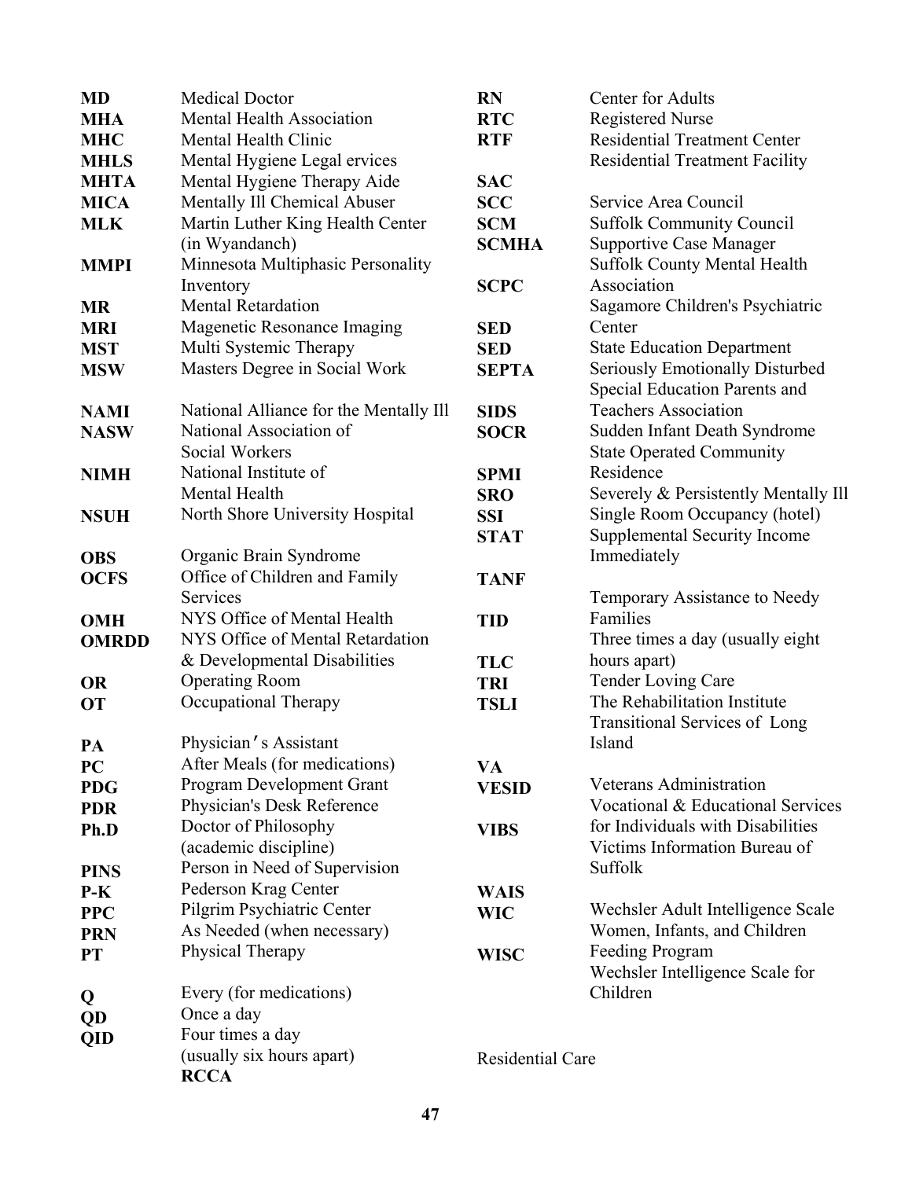| **MD** | Medical Doctor |
|---|---|
| **MHA** | Mental Health Association |
| **MHC** | Mental Health Clinic |
| **MHLS** | Mental Hygiene Legal ervices |
| **MHTA** | Mental Hygiene Therapy Aide |
| **MICA** | Mentally Ill Chemical Abuser |
| **MLK** | Martin Luther King Health Center (in Wyandanch) |
| **MMPI** | Minnesota Multiphasic Personality Inventory |
| **MR** | Mental Retardation |
| **MRI** | Magenetic Resonance Imaging |
| **MST** | Multi Systemic Therapy |
| **MSW** | Masters Degree in Social Work |
| **NAMI** | National Alliance for the Mentally Ill |
| **NASW** | National Association of Social Workers |
| **NIMH** | National Institute of Mental Health |
| **NSUH** | North Shore University Hospital |
| **OBS** | Organic Brain Syndrome |
| **OCFS** | Office of Children and Family Services |
| **OMH** | NYS Office of Mental Health |
| **OMRDD** | NYS Office of Mental Retardation & Developmental Disabilities |
| **OR** | Operating Room |
| **OT** | Occupational Therapy |
| **PA** | Physician's Assistant |
| **PC** | After Meals (for medications) |
| **PDG** | Program Development Grant |
| **PDR** | Physician's Desk Reference |
| **Ph.D** | Doctor of Philosophy (academic discipline) |
| **PINS** | Person in Need of Supervision |
| **P-K** | Pederson Krag Center |
| **PPC** | Pilgrim Psychiatric Center |
| **PRN** | As Needed (when necessary) |
| **PT** | Physical Therapy |
| **Q** | Every (for medications) |
| **QD** | Once a day |
| **QID** | Four times a day (usually six hours apart) |
| **RCCA** | Residential Care |

| **RN** | Center for Adults |
|---|---|
| **RTC** | Registered Nurse |
| **RTF** | Residential Treatment Center |
| | Residential Treatment Facility |
| **SAC** | |
| **SCC** | Service Area Council |
| **SCM** | Suffolk Community Council |
| **SCMHA** | Supportive Case Manager |
| | Suffolk County Mental Health |
| **SCPC** | Association |
| | Sagamore Children's Psychiatric |
| **SED** | Center |
| **SED** | State Education Department |
| **SEPTA** | Seriously Emotionally Disturbed |
| | Special Education Parents and |
| **SIDS** | Teachers Association |
| **SOCR** | Sudden Infant Death Syndrome |
| | State Operated Community |
| **SPMI** | Residence |
| **SRO** | Severely & Persistently Mentally Ill |
| **SSI** | Single Room Occupancy (hotel) |
| **STAT** | Supplemental Security Income |
| | Immediately |
| **TANF** | |
| | Temporary Assistance to Needy |
| **TID** | Families |
| | Three times a day (usually eight |
| **TLC** | hours apart) |
| **TRI** | Tender Loving Care |
| **TSLI** | The Rehabilitation Institute |
| | Transitional Services of Long |
| | Island |
| **VA** | |
| **VESID** | Veterans Administration |
| | Vocational & Educational Services |
| **VIBS** | for Individuals with Disabilities |
| | Victims Information Bureau of |
| | Suffolk |
| **WAIS** | |
| **WIC** | Wechsler Adult Intelligence Scale |
| | Women, Infants, and Children |
| **WISC** | Feeding Program |
| | Wechsler Intelligence Scale for |
| | Children |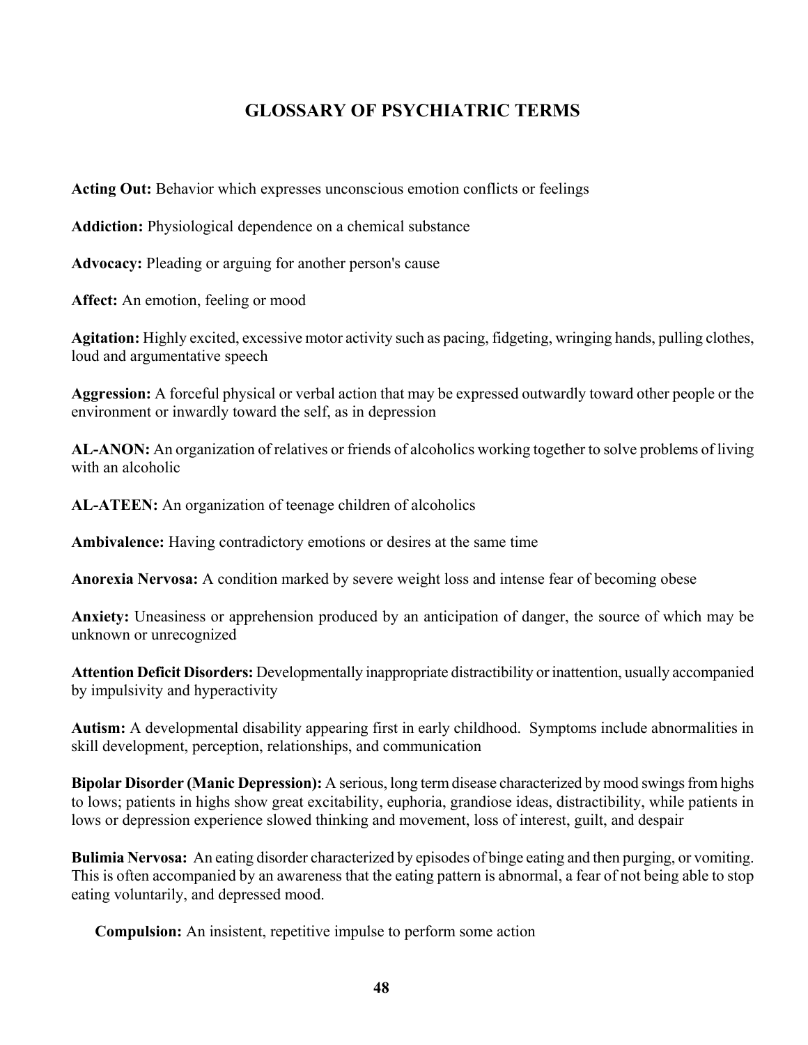# GLOSSARY OF PSYCHIATRIC TERMS

**Acting Out:** Behavior which expresses unconscious emotion conflicts or feelings

**Addiction:** Physiological dependence on a chemical substance

**Advocacy:** Pleading or arguing for another person's cause

**Affect:** An emotion, feeling or mood

**Agitation:** Highly excited, excessive motor activity such as pacing, fidgeting, wringing hands, pulling clothes, loud and argumentative speech

**Aggression:** A forceful physical or verbal action that may be expressed outwardly toward other people or the environment or inwardly toward the self, as in depression

**AL-ANON:** An organization of relatives or friends of alcoholics working together to solve problems of living with an alcoholic

**AL-ATEEN:** An organization of teenage children of alcoholics

**Ambivalence:** Having contradictory emotions or desires at the same time

**Anorexia Nervosa:** A condition marked by severe weight loss and intense fear of becoming obese

**Anxiety:** Uneasiness or apprehension produced by an anticipation of danger, the source of which may be unknown or unrecognized

**Attention Deficit Disorders:** Developmentally inappropriate distractibility or inattention, usually accompanied by impulsivity and hyperactivity

**Autism:** A developmental disability appearing first in early childhood. Symptoms include abnormalities in skill development, perception, relationships, and communication

**Bipolar Disorder (Manic Depression):** A serious, long term disease characterized by mood swings from highs to lows; patients in highs show great excitability, euphoria, grandiose ideas, distractibility, while patients in lows or depression experience slowed thinking and movement, loss of interest, guilt, and despair

**Bulimia Nervosa:** An eating disorder characterized by episodes of binge eating and then purging, or vomiting. This is often accompanied by an awareness that the eating pattern is abnormal, a fear of not being able to stop eating voluntarily, and depressed mood.

**Compulsion:** An insistent, repetitive impulse to perform some action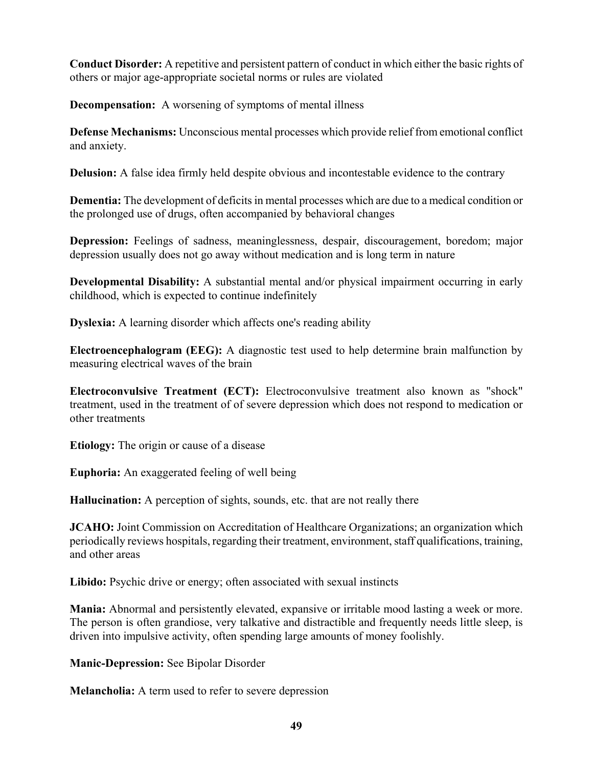**Conduct Disorder:** A repetitive and persistent pattern of conduct in which either the basic rights of others or major age-appropriate societal norms or rules are violated

**Decompensation:** A worsening of symptoms of mental illness

**Defense Mechanisms:** Unconscious mental processes which provide relief from emotional conflict and anxiety.

**Delusion:** A false idea firmly held despite obvious and incontestable evidence to the contrary

**Dementia:** The development of deficits in mental processes which are due to a medical condition or the prolonged use of drugs, often accompanied by behavioral changes

**Depression:** Feelings of sadness, meaninglessness, despair, discouragement, boredom; major depression usually does not go away without medication and is long term in nature

**Developmental Disability:** A substantial mental and/or physical impairment occurring in early childhood, which is expected to continue indefinitely

**Dyslexia:** A learning disorder which affects one's reading ability

**Electroencephalogram (EEG):** A diagnostic test used to help determine brain malfunction by measuring electrical waves of the brain

**Electroconvulsive Treatment (ECT):** Electroconvulsive treatment also known as "shock" treatment, used in the treatment of of severe depression which does not respond to medication or other treatments

**Etiology:** The origin or cause of a disease

**Euphoria:** An exaggerated feeling of well being

**Hallucination:** A perception of sights, sounds, etc. that are not really there

**JCAHO:** Joint Commission on Accreditation of Healthcare Organizations; an organization which periodically reviews hospitals, regarding their treatment, environment, staff qualifications, training, and other areas

**Libido:** Psychic drive or energy; often associated with sexual instincts

**Mania:** Abnormal and persistently elevated, expansive or irritable mood lasting a week or more. The person is often grandiose, very talkative and distractible and frequently needs little sleep, is driven into impulsive activity, often spending large amounts of money foolishly.

**Manic-Depression:** See Bipolar Disorder

**Melancholia:** A term used to refer to severe depression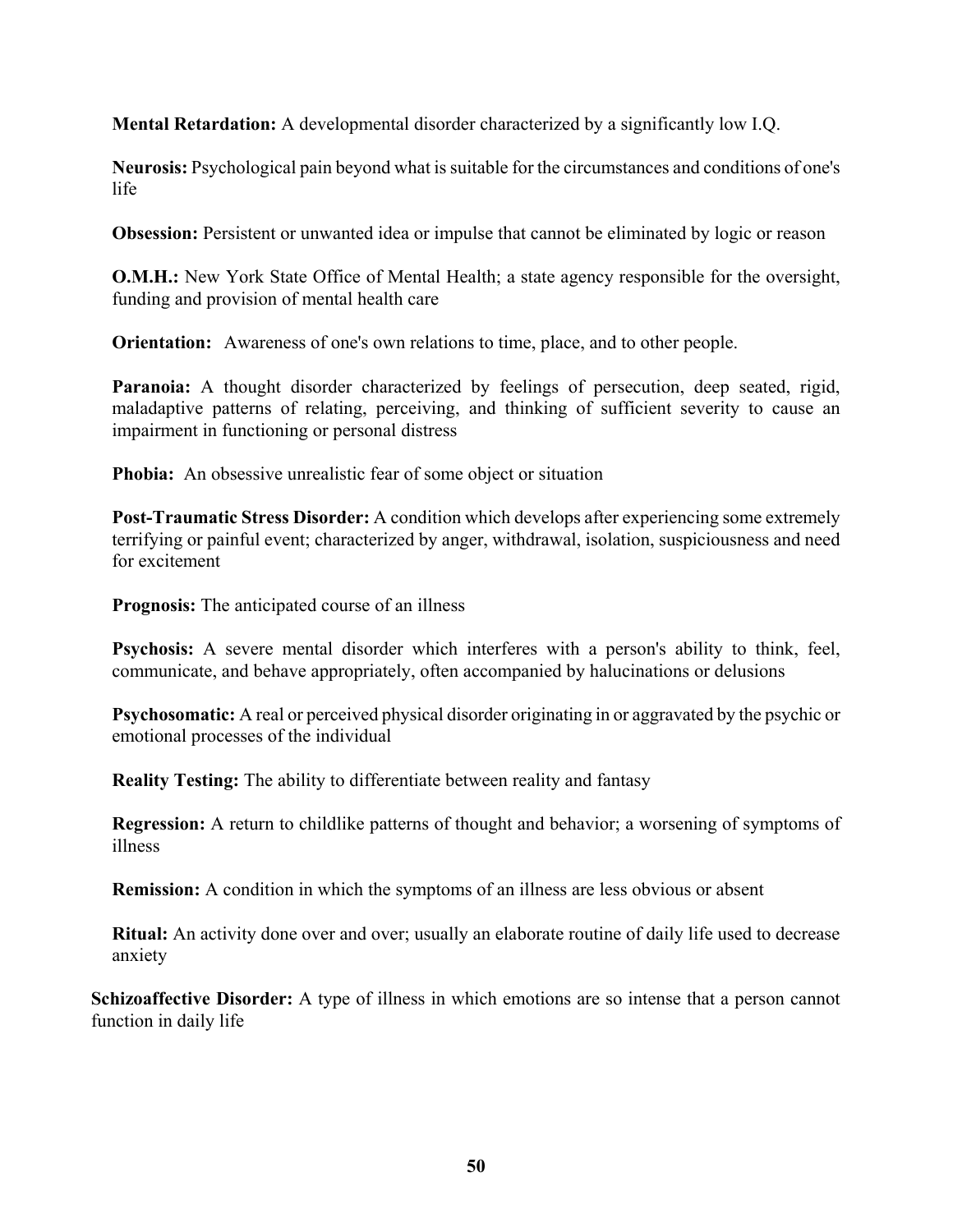**Mental Retardation:** A developmental disorder characterized by a significantly low I.Q.

**Neurosis:** Psychological pain beyond what is suitable for the circumstances and conditions of one's life

**Obsession:** Persistent or unwanted idea or impulse that cannot be eliminated by logic or reason

**O.M.H.:** New York State Office of Mental Health; a state agency responsible for the oversight, funding and provision of mental health care

**Orientation:** Awareness of one's own relations to time, place, and to other people.

**Paranoia:** A thought disorder characterized by feelings of persecution, deep seated, rigid, maladaptive patterns of relating, perceiving, and thinking of sufficient severity to cause an impairment in functioning or personal distress

**Phobia:** An obsessive unrealistic fear of some object or situation

**Post-Traumatic Stress Disorder:** A condition which develops after experiencing some extremely terrifying or painful event; characterized by anger, withdrawal, isolation, suspiciousness and need for excitement

**Prognosis:** The anticipated course of an illness

**Psychosis:** A severe mental disorder which interferes with a person's ability to think, feel, communicate, and behave appropriately, often accompanied by halucinations or delusions

**Psychosomatic:** A real or perceived physical disorder originating in or aggravated by the psychic or emotional processes of the individual

**Reality Testing:** The ability to differentiate between reality and fantasy

**Regression:** A return to childlike patterns of thought and behavior; a worsening of symptoms of illness

**Remission:** A condition in which the symptoms of an illness are less obvious or absent

**Ritual:** An activity done over and over; usually an elaborate routine of daily life used to decrease anxiety

**Schizoaffective Disorder:** A type of illness in which emotions are so intense that a person cannot function in daily life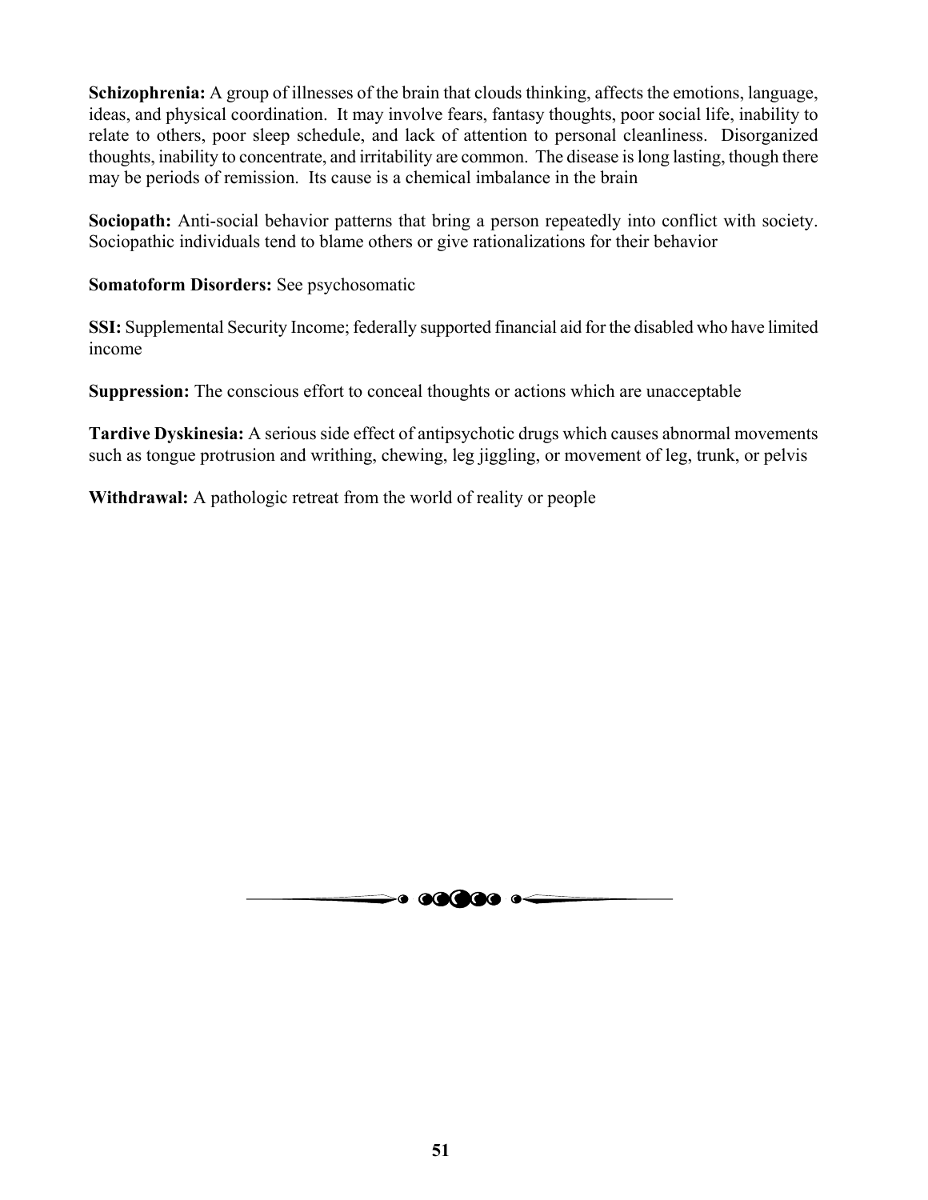**Schizophrenia:** A group of illnesses of the brain that clouds thinking, affects the emotions, language, ideas, and physical coordination. It may involve fears, fantasy thoughts, poor social life, inability to relate to others, poor sleep schedule, and lack of attention to personal cleanliness. Disorganized thoughts, inability to concentrate, and irritability are common. The disease is long lasting, though there may be periods of remission. Its cause is a chemical imbalance in the brain

**Sociopath:** Anti-social behavior patterns that bring a person repeatedly into conflict with society. Sociopathic individuals tend to blame others or give rationalizations for their behavior

**Somatoform Disorders:** See psychosomatic

**SSI:** Supplemental Security Income; federally supported financial aid for the disabled who have limited income

**Suppression:** The conscious effort to conceal thoughts or actions which are unacceptable

**Tardive Dyskinesia:** A serious side effect of antipsychotic drugs which causes abnormal movements such as tongue protrusion and writhing, chewing, leg jiggling, or movement of leg, trunk, or pelvis

**Withdrawal:** A pathologic retreat from the world of reality or people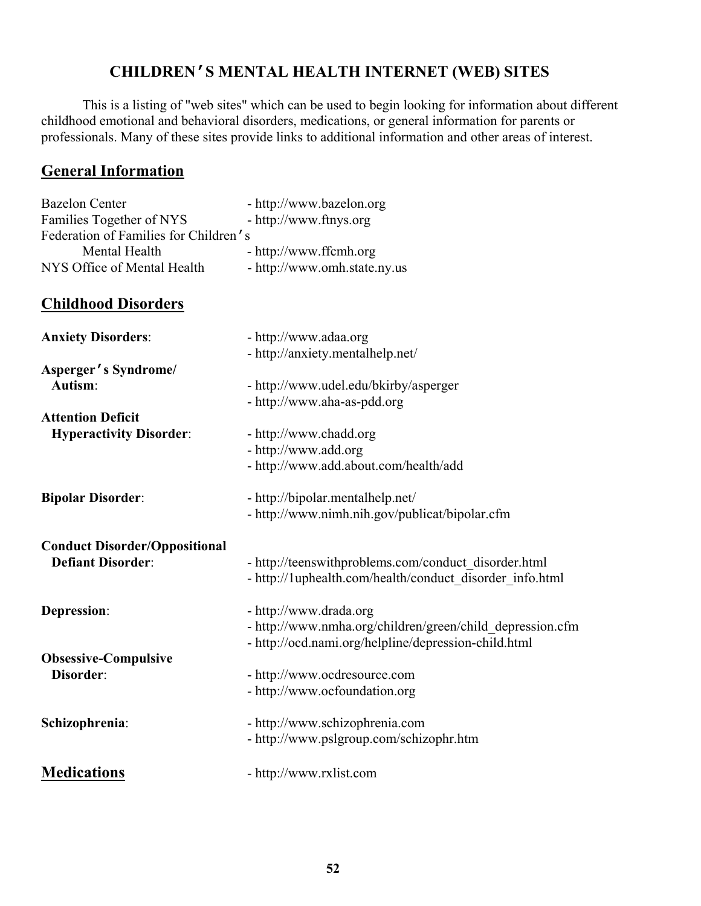# CHILDREN'S MENTAL HEALTH INTERNET (WEB) SITES

This is a listing of "web sites" which can be used to begin looking for information about different childhood emotional and behavioral disorders, medications, or general information for parents or professionals. Many of these sites provide links to additional information and other areas of interest.

## General Information

| | |
|---|---|
| Bazelon Center | - http://www.bazelon.org |
| Families Together of NYS | - http://www.ftnys.org |
| Federation of Families for Children's Mental Health | - http://www.ffcmh.org |
| NYS Office of Mental Health | - http://www.omh.state.ny.us |

## Childhood Disorders

| | |
|---|---|
| **Anxiety Disorders**: | - http://www.adaa.org |
| | - http://anxiety.mentalhelp.net/ |
| **Asperger's Syndrome/ Autism**: | - http://www.udel.edu/bkirby/asperger |
| | - http://www.aha-as-pdd.org |
| **Attention Deficit Hyperactivity Disorder**: | - http://www.chadd.org |
| | - http://www.add.org |
| | - http://www.add.about.com/health/add |
| **Bipolar Disorder**: | - http://bipolar.mentalhelp.net/ |
| | - http://www.nimh.nih.gov/publicat/bipolar.cfm |
| **Conduct Disorder/Oppositional Defiant Disorder**: | - http://teenswithproblems.com/conduct_disorder.html |
| | - http://1uphealth.com/health/conduct_disorder_info.html |
| **Depression**: | - http://www.drada.org |
| | - http://www.nmha.org/children/green/child_depression.cfm |
| | - http://ocd.nami.org/helpline/depression-child.html |
| **Obsessive-Compulsive Disorder**: | - http://www.ocdresource.com |
| | - http://www.ocfoundation.org |
| **Schizophrenia**: | - http://www.schizophrenia.com |
| | - http://www.pslgroup.com/schizophr.htm |

## Medications

- http://www.rxlist.com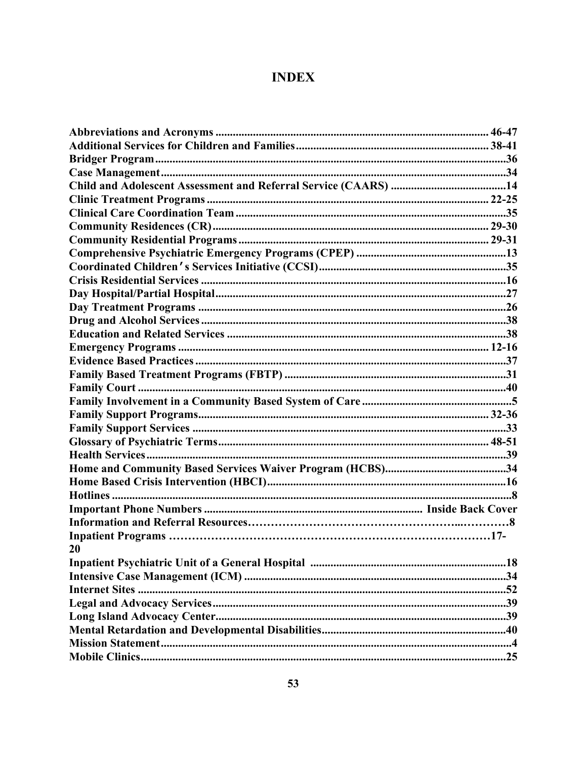# INDEX

**Abbreviations and Acronyms** ............................................ 46-47
**Additional Services for Children and Families** ............................................ 38-41
**Bridger Program** ............................................ 36
**Case Management** ............................................ 34
**Child and Adolescent Assessment and Referral Service (CAARS)** ............................................ 14
**Clinic Treatment Programs** ............................................ 22-25
**Clinical Care Coordination Team** ............................................ 35
**Community Residences (CR)** ............................................ 29-30
**Community Residential Programs** ............................................ 29-31
**Comprehensive Psychiatric Emergency Programs (CPEP)** ............................................ 13
**Coordinated Children's Services Initiative (CCSI)** ............................................ 35
**Crisis Residential Services** ............................................ 16
**Day Hospital/Partial Hospital** ............................................ 27
**Day Treatment Programs** ............................................ 26
**Drug and Alcohol Services** ............................................ 38
**Education and Related Services** ............................................ 38
**Emergency Programs** ............................................ 12-16
**Evidence Based Practices** ............................................ 37
**Family Based Treatment Programs (FBTP)** ............................................ 31
**Family Court** ............................................ 40
**Family Involvement in a Community Based System of Care** ............................................ 5
**Family Support Programs** ............................................ 32-36
**Family Support Services** ............................................ 33
**Glossary of Psychiatric Terms** ............................................ 48-51
**Health Services** ............................................ 39
**Home and Community Based Services Waiver Program (HCBS)** ............................................ 34
**Home Based Crisis Intervention (HBCI)** ............................................ 16
**Hotlines** ............................................ 8
**Important Phone Numbers** ............................................ Inside Back Cover
**Information and Referral Resources** ............................................ 8
**Inpatient Programs** ............................................ 17-20
**Inpatient Psychiatric Unit of a General Hospital** ............................................ 18
**Intensive Case Management (ICM)** ............................................ 34
**Internet Sites** ............................................ 52
**Legal and Advocacy Services** ............................................ 39
**Long Island Advocacy Center** ............................................ 39
**Mental Retardation and Developmental Disabilities** ............................................ 40
**Mission Statement** ............................................ 4
**Mobile Clinics** ............................................ 25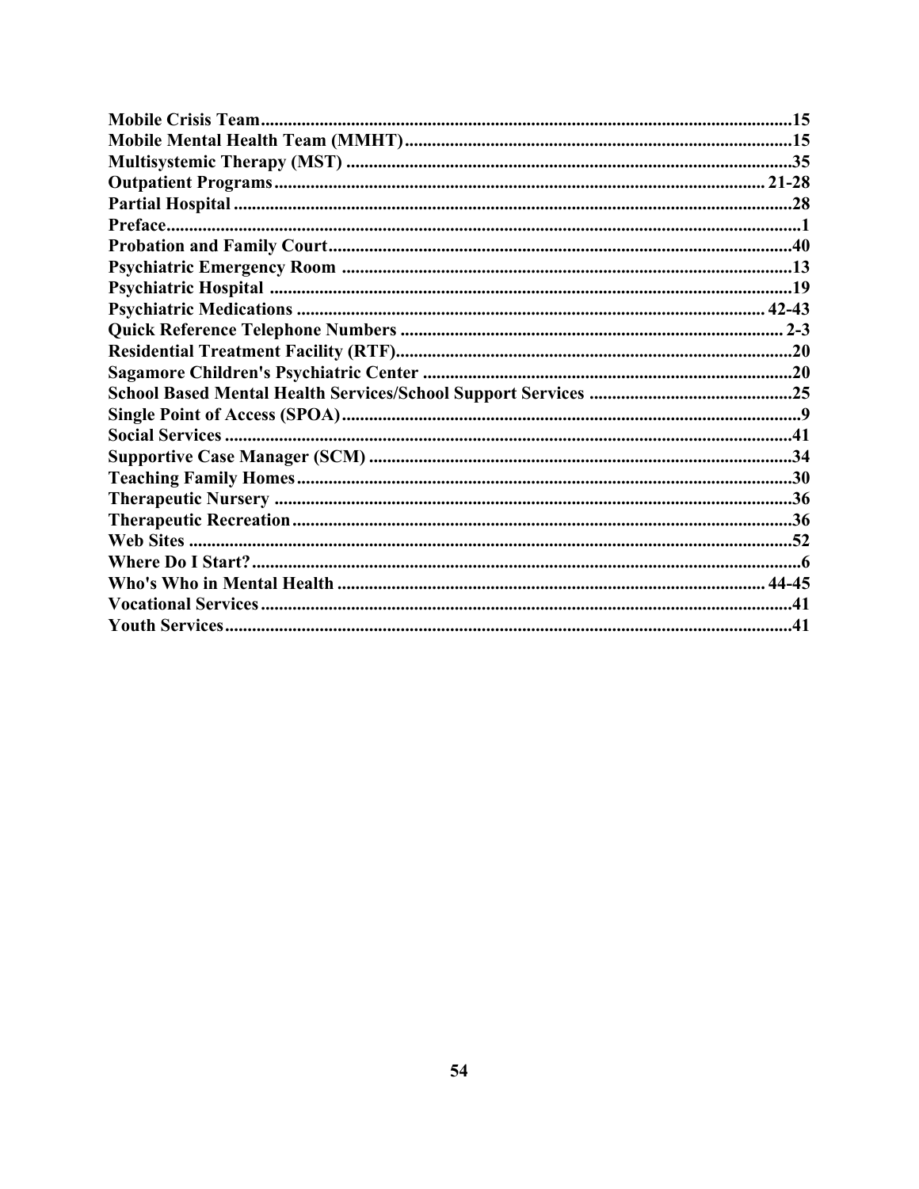**Mobile Crisis Team**......................................................................................................15
**Mobile Mental Health Team (MMHT)**.......................................................................15
**Multisystemic Therapy (MST)**....................................................................................35
**Outpatient Programs**.............................................................................................21-28
**Partial Hospital**...........................................................................................................28
**Preface**..........................................................................................................................1
**Probation and Family Court**.......................................................................................40
**Psychiatric Emergency Room**....................................................................................13
**Psychiatric Hospital**....................................................................................................19
**Psychiatric Medications**.........................................................................................42-43
**Quick Reference Telephone Numbers**......................................................................2-3
**Residential Treatment Facility (RTF)**.........................................................................20
**Sagamore Children's Psychiatric Center**...................................................................20
**School Based Mental Health Services/School Support Services**..............................25
**Single Point of Access (SPOA)**.....................................................................................9
**Social Services**..............................................................................................................41
**Supportive Case Manager (SCM)**...............................................................................34
**Teaching Family Homes**..............................................................................................30
**Therapeutic Nursery**....................................................................................................36
**Therapeutic Recreation**...............................................................................................36
**Web Sites**.......................................................................................................................52
**Where Do I Start?**..........................................................................................................6
**Who's Who in Mental Health**.................................................................................44-45
**Vocational Services**......................................................................................................41
**Youth Services**..............................................................................................................41